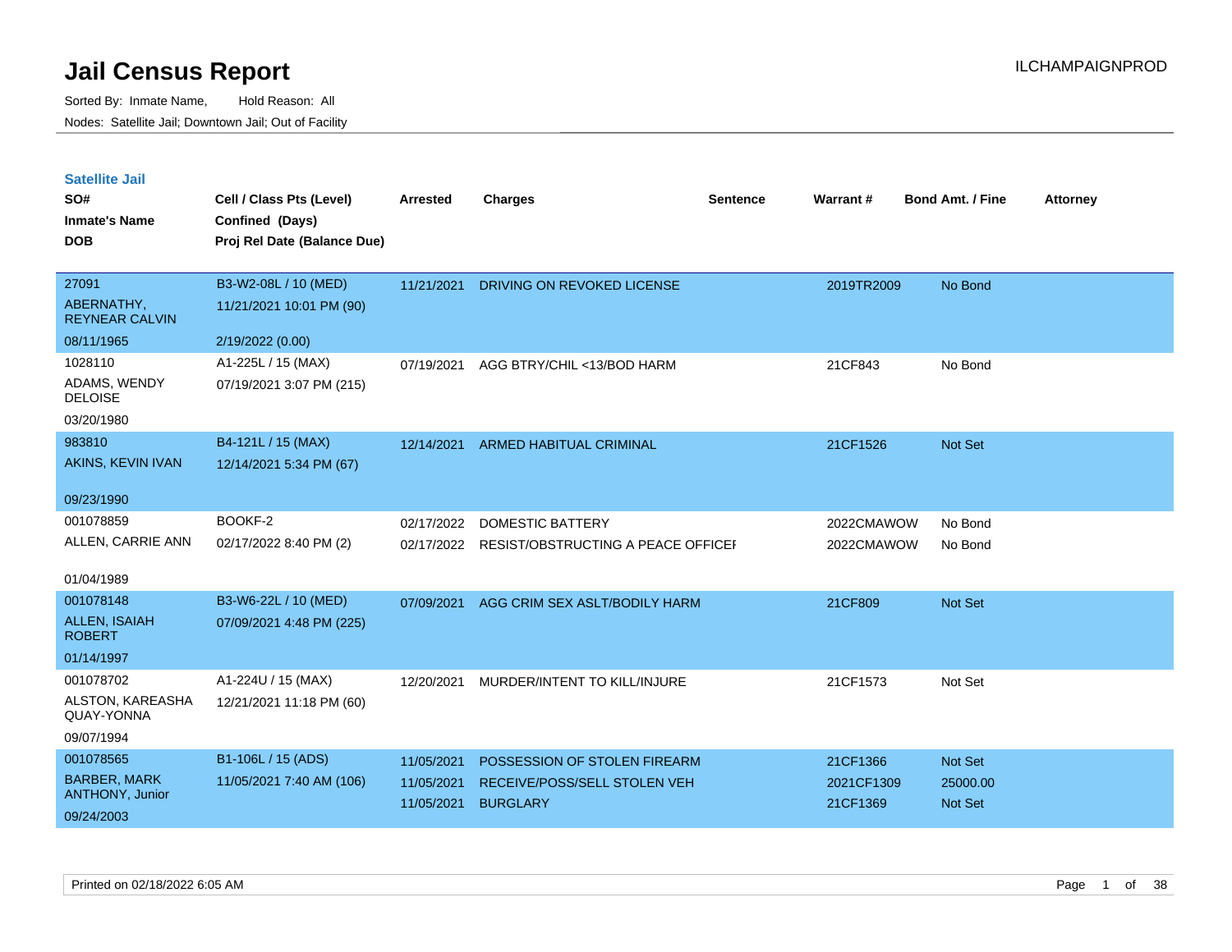# Jail Census Report

ILCHAMPAIGNPROD

Sorted By: Inmate Name, Hold Reason: All

Nodes: Satellite Jail; Downtown Jail; Out of Facility

## Satellite Jail

| SO# / Inmate's Name / DOB | Cell / Class Pts (Level) / Confined (Days) / Proj Rel Date (Balance Due) | Arrested | Charges | Sentence | Warrant # | Bond Amt. / Fine | Attorney |
|---|---|---|---|---|---|---|---|
| 27091<br>ABERNATHY, REYNEAR CALVIN<br>08/11/1965 | B3-W2-08L / 10 (MED)<br>11/21/2021 10:01 PM (90)<br>2/19/2022 (0.00) | 11/21/2021 | DRIVING ON REVOKED LICENSE | | 2019TR2009 | No Bond | |
| 1028110<br>ADAMS, WENDY DELOISE<br>03/20/1980 | A1-225L / 15 (MAX)<br>07/19/2021 3:07 PM (215) | 07/19/2021 | AGG BTRY/CHIL <13/BOD HARM | | 21CF843 | No Bond | |
| 983810<br>AKINS, KEVIN IVAN<br>09/23/1990 | B4-121L / 15 (MAX)<br>12/14/2021 5:34 PM (67) | 12/14/2021 | ARMED HABITUAL CRIMINAL | | 21CF1526 | Not Set | |
| 001078859<br>ALLEN, CARRIE ANN<br>01/04/1989 | BOOKF-2<br>02/17/2022 8:40 PM (2) | 02/17/2022 | DOMESTIC BATTERY | | 2022CMAWOW | No Bond | |
| | | 02/17/2022 | RESIST/OBSTRUCTING A PEACE OFFICEI | | 2022CMAWOW | No Bond | |
| 001078148<br>ALLEN, ISAIAH ROBERT<br>01/14/1997 | B3-W6-22L / 10 (MED)<br>07/09/2021 4:48 PM (225) | 07/09/2021 | AGG CRIM SEX ASLT/BODILY HARM | | 21CF809 | Not Set | |
| 001078702<br>ALSTON, KAREASHA QUAY-YONNA<br>09/07/1994 | A1-224U / 15 (MAX)<br>12/21/2021 11:18 PM (60) | 12/20/2021 | MURDER/INTENT TO KILL/INJURE | | 21CF1573 | Not Set | |
| 001078565<br>BARBER, MARK ANTHONY, Junior<br>09/24/2003 | B1-106L / 15 (ADS)<br>11/05/2021 7:40 AM (106) | 11/05/2021 | POSSESSION OF STOLEN FIREARM | | 21CF1366 | Not Set | |
| | | 11/05/2021 | RECEIVE/POSS/SELL STOLEN VEH | | 2021CF1309 | 25000.00 | |
| | | 11/05/2021 | BURGLARY | | 21CF1369 | Not Set | |

Printed on 02/18/2022 6:05 AM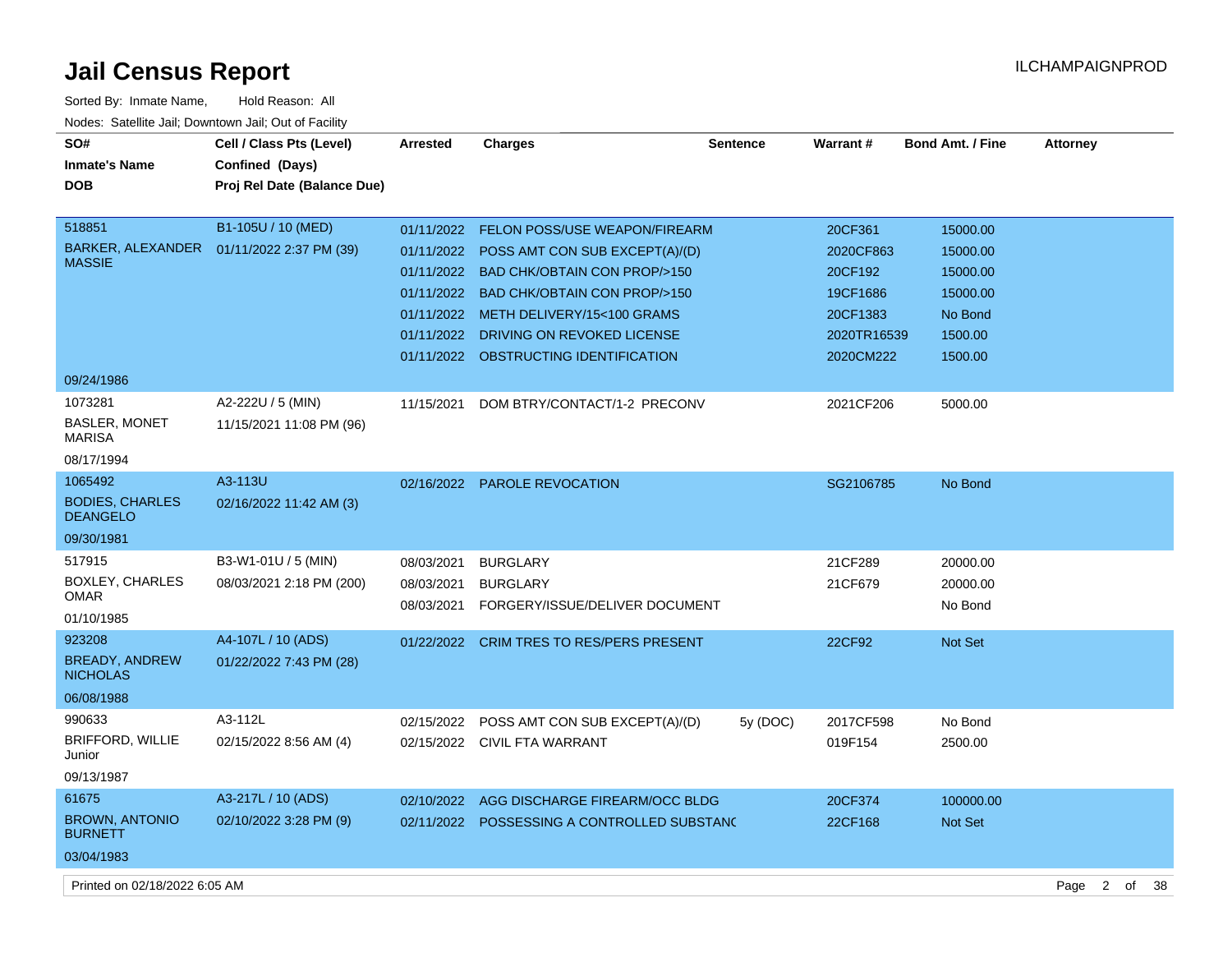# Jail Census Report

ILCHAMPAIGNPROD

Sorted By: Inmate Name, Hold Reason: All

Nodes: Satellite Jail; Downtown Jail; Out of Facility

| SO# / Inmate's Name / DOB | Cell / Class Pts (Level) / Confined (Days) / Proj Rel Date (Balance Due) | Arrested | Charges | Sentence | Warrant # | Bond Amt. / Fine | Attorney |
|---|---|---|---|---|---|---|---|
| 518851<br>BARKER, ALEXANDER MASSIE<br>09/24/1986 | B1-105U / 10 (MED)<br>01/11/2022 2:37 PM (39) | 01/11/2022 | FELON POSS/USE WEAPON/FIREARM | | 20CF361 | 15000.00 | |
| | | 01/11/2022 | POSS AMT CON SUB EXCEPT(A)/(D) | | 2020CF863 | 15000.00 | |
| | | 01/11/2022 | BAD CHK/OBTAIN CON PROP/>150 | | 20CF192 | 15000.00 | |
| | | 01/11/2022 | BAD CHK/OBTAIN CON PROP/>150 | | 19CF1686 | 15000.00 | |
| | | 01/11/2022 | METH DELIVERY/15<100 GRAMS | | 20CF1383 | No Bond | |
| | | 01/11/2022 | DRIVING ON REVOKED LICENSE | | 2020TR16539 | 1500.00 | |
| | | 01/11/2022 | OBSTRUCTING IDENTIFICATION | | 2020CM222 | 1500.00 | |
| 1073281<br>BASLER, MONET MARISA<br>08/17/1994 | A2-222U / 5 (MIN)<br>11/15/2021 11:08 PM (96) | 11/15/2021 | DOM BTRY/CONTACT/1-2 PRECONV | | 2021CF206 | 5000.00 | |
| 1065492<br>BODIES, CHARLES DEANGELO<br>09/30/1981 | A3-113U<br>02/16/2022 11:42 AM (3) | 02/16/2022 | PAROLE REVOCATION | | SG2106785 | No Bond | |
| 517915<br>BOXLEY, CHARLES OMAR<br>01/10/1985 | B3-W1-01U / 5 (MIN)<br>08/03/2021 2:18 PM (200) | 08/03/2021 | BURGLARY | | 21CF289 | 20000.00 | |
| | | 08/03/2021 | BURGLARY | | 21CF679 | 20000.00 | |
| | | 08/03/2021 | FORGERY/ISSUE/DELIVER DOCUMENT | | | No Bond | |
| 923208<br>BREADY, ANDREW NICHOLAS<br>06/08/1988 | A4-107L / 10 (ADS)<br>01/22/2022 7:43 PM (28) | 01/22/2022 | CRIM TRES TO RES/PERS PRESENT | | 22CF92 | Not Set | |
| 990633<br>BRIFFORD, WILLIE Junior<br>09/13/1987 | A3-112L<br>02/15/2022 8:56 AM (4) | 02/15/2022 | POSS AMT CON SUB EXCEPT(A)/(D) | 5y (DOC) | 2017CF598 | No Bond | |
| | | 02/15/2022 | CIVIL FTA WARRANT | | 019F154 | 2500.00 | |
| 61675<br>BROWN, ANTONIO BURNETT<br>03/04/1983 | A3-217L / 10 (ADS)<br>02/10/2022 3:28 PM (9) | 02/10/2022 | AGG DISCHARGE FIREARM/OCC BLDG | | 20CF374 | 100000.00 | |
| | | 02/11/2022 | POSSESSING A CONTROLLED SUBSTANC | | 22CF168 | Not Set | |

Printed on 02/18/2022 6:05 AM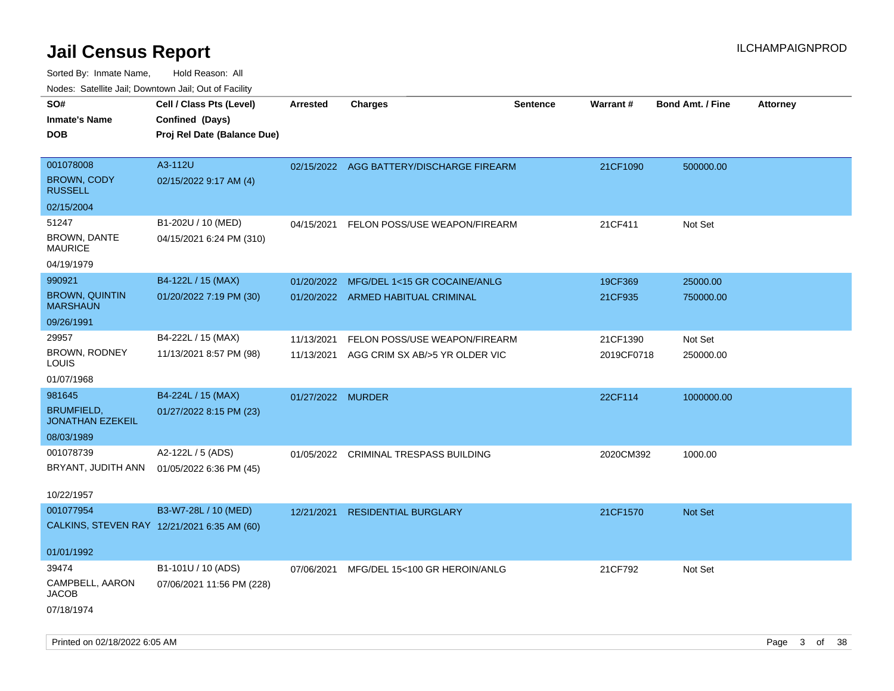# Jail Census Report

Sorted By: Inmate Name, Hold Reason: All

Nodes: Satellite Jail; Downtown Jail; Out of Facility

| SO# / Inmate's Name / DOB | Cell / Class Pts (Level) / Confined (Days) / Proj Rel Date (Balance Due) | Arrested | Charges | Sentence | Warrant # | Bond Amt. / Fine | Attorney |
|---|---|---|---|---|---|---|---|
| 001078008<br>BROWN, CODY RUSSELL<br>02/15/2004 | A3-112U<br>02/15/2022 9:17 AM (4) | 02/15/2022 | AGG BATTERY/DISCHARGE FIREARM | | 21CF1090 | 500000.00 | |
| 51247<br>BROWN, DANTE MAURICE<br>04/19/1979 | B1-202U / 10 (MED)<br>04/15/2021 6:24 PM (310) | 04/15/2021 | FELON POSS/USE WEAPON/FIREARM | | 21CF411 | Not Set | |
| 990921<br>BROWN, QUINTIN MARSHAUN<br>09/26/1991 | B4-122L / 15 (MAX)<br>01/20/2022 7:19 PM (30) | 01/20/2022<br>01/20/2022 | MFG/DEL 1<15 GR COCAINE/ANLG<br>ARMED HABITUAL CRIMINAL | | 19CF369<br>21CF935 | 25000.00<br>750000.00 | |
| 29957<br>BROWN, RODNEY LOUIS<br>01/07/1968 | B4-222L / 15 (MAX)<br>11/13/2021 8:57 PM (98) | 11/13/2021<br>11/13/2021 | FELON POSS/USE WEAPON/FIREARM<br>AGG CRIM SX AB/>5 YR OLDER VIC | | 21CF1390<br>2019CF0718 | Not Set<br>250000.00 | |
| 981645<br>BRUMFIELD, JONATHAN EZEKEIL<br>08/03/1989 | B4-224L / 15 (MAX)<br>01/27/2022 8:15 PM (23) | 01/27/2022 | MURDER | | 22CF114 | 1000000.00 | |
| 001078739<br>BRYANT, JUDITH ANN<br>10/22/1957 | A2-122L / 5 (ADS)<br>01/05/2022 6:36 PM (45) | 01/05/2022 | CRIMINAL TRESPASS BUILDING | | 2020CM392 | 1000.00 | |
| 001077954<br>CALKINS, STEVEN RAY<br>01/01/1992 | B3-W7-28L / 10 (MED)<br>12/21/2021 6:35 AM (60) | 12/21/2021 | RESIDENTIAL BURGLARY | | 21CF1570 | Not Set | |
| 39474<br>CAMPBELL, AARON JACOB<br>07/18/1974 | B1-101U / 10 (ADS)<br>07/06/2021 11:56 PM (228) | 07/06/2021 | MFG/DEL 15<100 GR HEROIN/ANLG | | 21CF792 | Not Set | |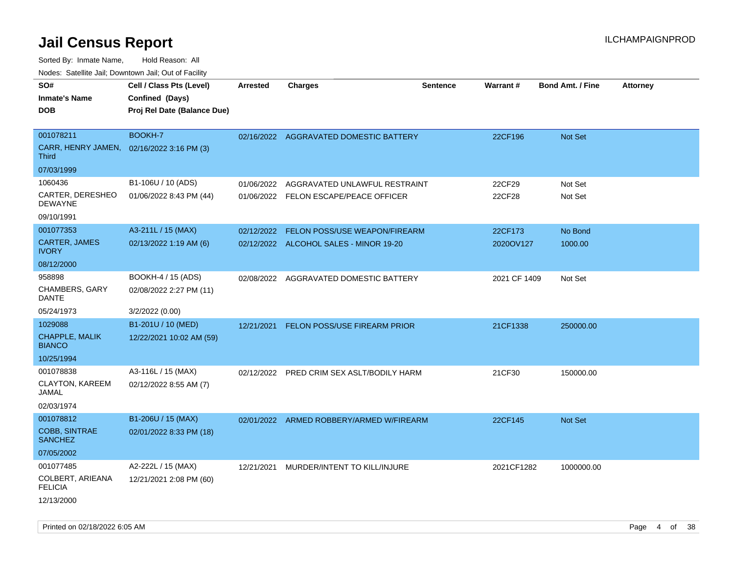# Jail Census Report

ILCHAMPAIGNPROD

Sorted By: Inmate Name, Hold Reason: All

Nodes: Satellite Jail; Downtown Jail; Out of Facility

| SO# / Inmate's Name / DOB | Cell / Class Pts (Level) / Confined (Days) / Proj Rel Date (Balance Due) | Arrested | Charges | Sentence | Warrant # | Bond Amt. / Fine | Attorney |
|---|---|---|---|---|---|---|---|
| 001078211<br>CARR, HENRY JAMEN, Third<br>07/03/1999 | BOOKH-7<br>02/16/2022 3:16 PM (3) | 02/16/2022 | AGGRAVATED DOMESTIC BATTERY | | 22CF196 | Not Set | |
| 1060436<br>CARTER, DERESHEO DEWAYNE<br>09/10/1991 | B1-106U / 10 (ADS)<br>01/06/2022 8:43 PM (44) | 01/06/2022<br>01/06/2022 | AGGRAVATED UNLAWFUL RESTRAINT<br>FELON ESCAPE/PEACE OFFICER | | 22CF29<br>22CF28 | Not Set<br>Not Set | |
| 001077353<br>CARTER, JAMES IVORY<br>08/12/2000 | A3-211L / 15 (MAX)<br>02/13/2022 1:19 AM (6) | 02/12/2022<br>02/12/2022 | FELON POSS/USE WEAPON/FIREARM<br>ALCOHOL SALES - MINOR 19-20 | | 22CF173<br>2020OV127 | No Bond<br>1000.00 | |
| 958898<br>CHAMBERS, GARY DANTE<br>05/24/1973 | BOOKH-4 / 15 (ADS)<br>02/08/2022 2:27 PM (11)<br>3/2/2022 (0.00) | 02/08/2022 | AGGRAVATED DOMESTIC BATTERY | | 2021 CF 1409 | Not Set | |
| 1029088<br>CHAPPLE, MALIK BIANCO<br>10/25/1994 | B1-201U / 10 (MED)<br>12/22/2021 10:02 AM (59) | 12/21/2021 | FELON POSS/USE FIREARM PRIOR | | 21CF1338 | 250000.00 | |
| 001078838<br>CLAYTON, KAREEM JAMAL<br>02/03/1974 | A3-116L / 15 (MAX)<br>02/12/2022 8:55 AM (7) | 02/12/2022 | PRED CRIM SEX ASLT/BODILY HARM | | 21CF30 | 150000.00 | |
| 001078812<br>COBB, SINTRAE SANCHEZ<br>07/05/2002 | B1-206U / 15 (MAX)<br>02/01/2022 8:33 PM (18) | 02/01/2022 | ARMED ROBBERY/ARMED W/FIREARM | | 22CF145 | Not Set | |
| 001077485<br>COLBERT, ARIEANA FELICIA<br>12/13/2000 | A2-222L / 15 (MAX)<br>12/21/2021 2:08 PM (60) | 12/21/2021 | MURDER/INTENT TO KILL/INJURE | | 2021CF1282 | 1000000.00 | |

Printed on 02/18/2022 6:05 AM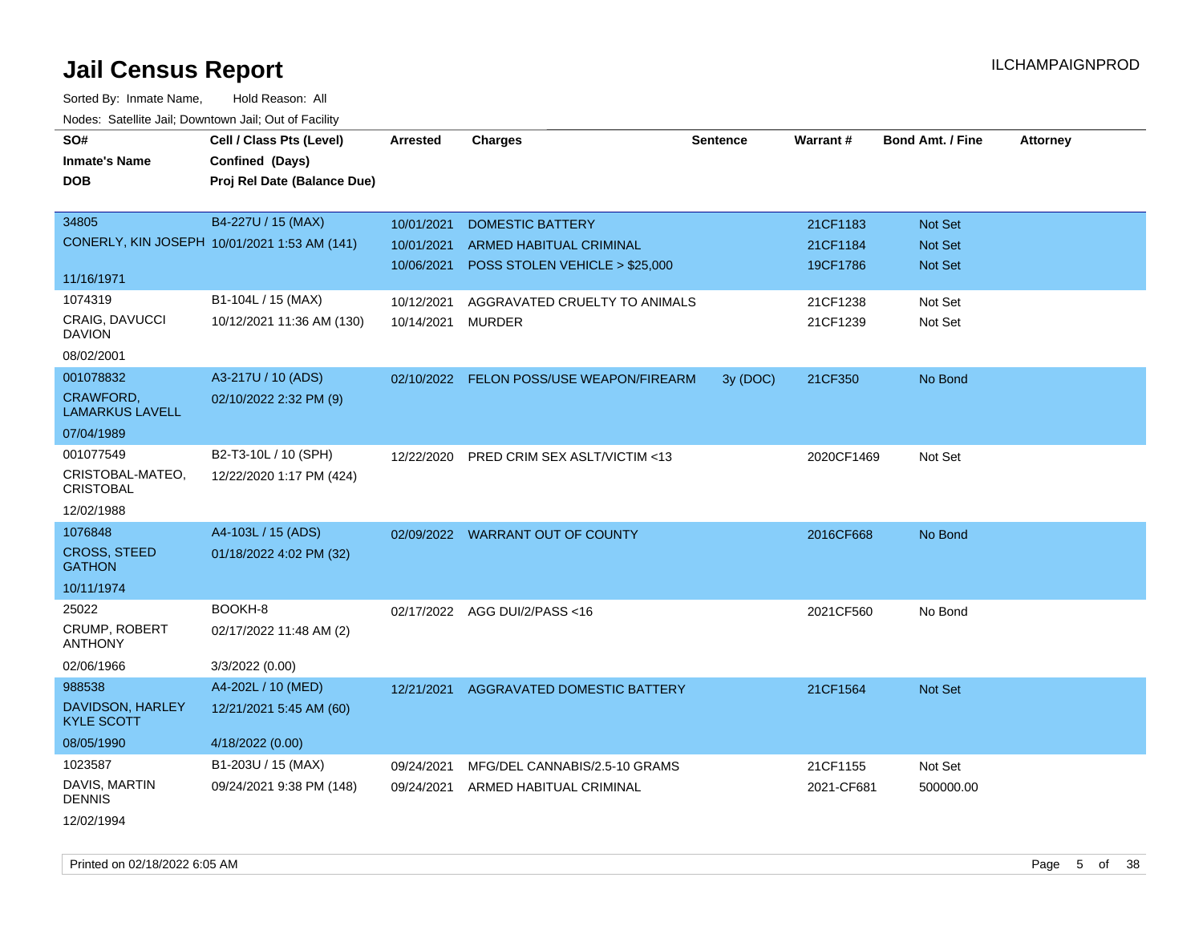# Jail Census Report

ILCHAMPAIGNPROD

Sorted By: Inmate Name, Hold Reason: All

Nodes: Satellite Jail; Downtown Jail; Out of Facility

| SO# / Inmate's Name / DOB | Cell / Class Pts (Level) / Confined (Days) / Proj Rel Date (Balance Due) | Arrested | Charges | Sentence | Warrant # | Bond Amt. / Fine | Attorney |
|---|---|---|---|---|---|---|---|
| 34805 | B4-227U / 15 (MAX) | 10/01/2021 | DOMESTIC BATTERY | | 21CF1183 | Not Set | |
| CONERLY, KIN JOSEPH | 10/01/2021 1:53 AM (141) | 10/01/2021 | ARMED HABITUAL CRIMINAL | | 21CF1184 | Not Set | |
| 11/16/1971 | | 10/06/2021 | POSS STOLEN VEHICLE > $25,000 | | 19CF1786 | Not Set | |
| 1074319 | B1-104L / 15 (MAX) | 10/12/2021 | AGGRAVATED CRUELTY TO ANIMALS | | 21CF1238 | Not Set | |
| CRAIG, DAVUCCI DAVION | 10/12/2021 11:36 AM (130) | 10/14/2021 | MURDER | | 21CF1239 | Not Set | |
| 08/02/2001 | | | | | | | |
| 001078832 | A3-217U / 10 (ADS) | 02/10/2022 | FELON POSS/USE WEAPON/FIREARM | 3y (DOC) | 21CF350 | No Bond | |
| CRAWFORD, LAMARKUS LAVELL | 02/10/2022 2:32 PM (9) | | | | | | |
| 07/04/1989 | | | | | | | |
| 001077549 | B2-T3-10L / 10 (SPH) | 12/22/2020 | PRED CRIM SEX ASLT/VICTIM <13 | | 2020CF1469 | Not Set | |
| CRISTOBAL-MATEO, CRISTOBAL | 12/22/2020 1:17 PM (424) | | | | | | |
| 12/02/1988 | | | | | | | |
| 1076848 | A4-103L / 15 (ADS) | 02/09/2022 | WARRANT OUT OF COUNTY | | 2016CF668 | No Bond | |
| CROSS, STEED GATHON | 01/18/2022 4:02 PM (32) | | | | | | |
| 10/11/1974 | | | | | | | |
| 25022 | BOOKH-8 | 02/17/2022 | AGG DUI/2/PASS <16 | | 2021CF560 | No Bond | |
| CRUMP, ROBERT ANTHONY | 02/17/2022 11:48 AM (2) | | | | | | |
| 02/06/1966 | 3/3/2022 (0.00) | | | | | | |
| 988538 | A4-202L / 10 (MED) | 12/21/2021 | AGGRAVATED DOMESTIC BATTERY | | 21CF1564 | Not Set | |
| DAVIDSON, HARLEY KYLE SCOTT | 12/21/2021 5:45 AM (60) | | | | | | |
| 08/05/1990 | 4/18/2022 (0.00) | | | | | | |
| 1023587 | B1-203U / 15 (MAX) | 09/24/2021 | MFG/DEL CANNABIS/2.5-10 GRAMS | | 21CF1155 | Not Set | |
| DAVIS, MARTIN DENNIS | 09/24/2021 9:38 PM (148) | 09/24/2021 | ARMED HABITUAL CRIMINAL | | 2021-CF681 | 500000.00 | |
| 12/02/1994 | | | | | | | |

Printed on 02/18/2022 6:05 AM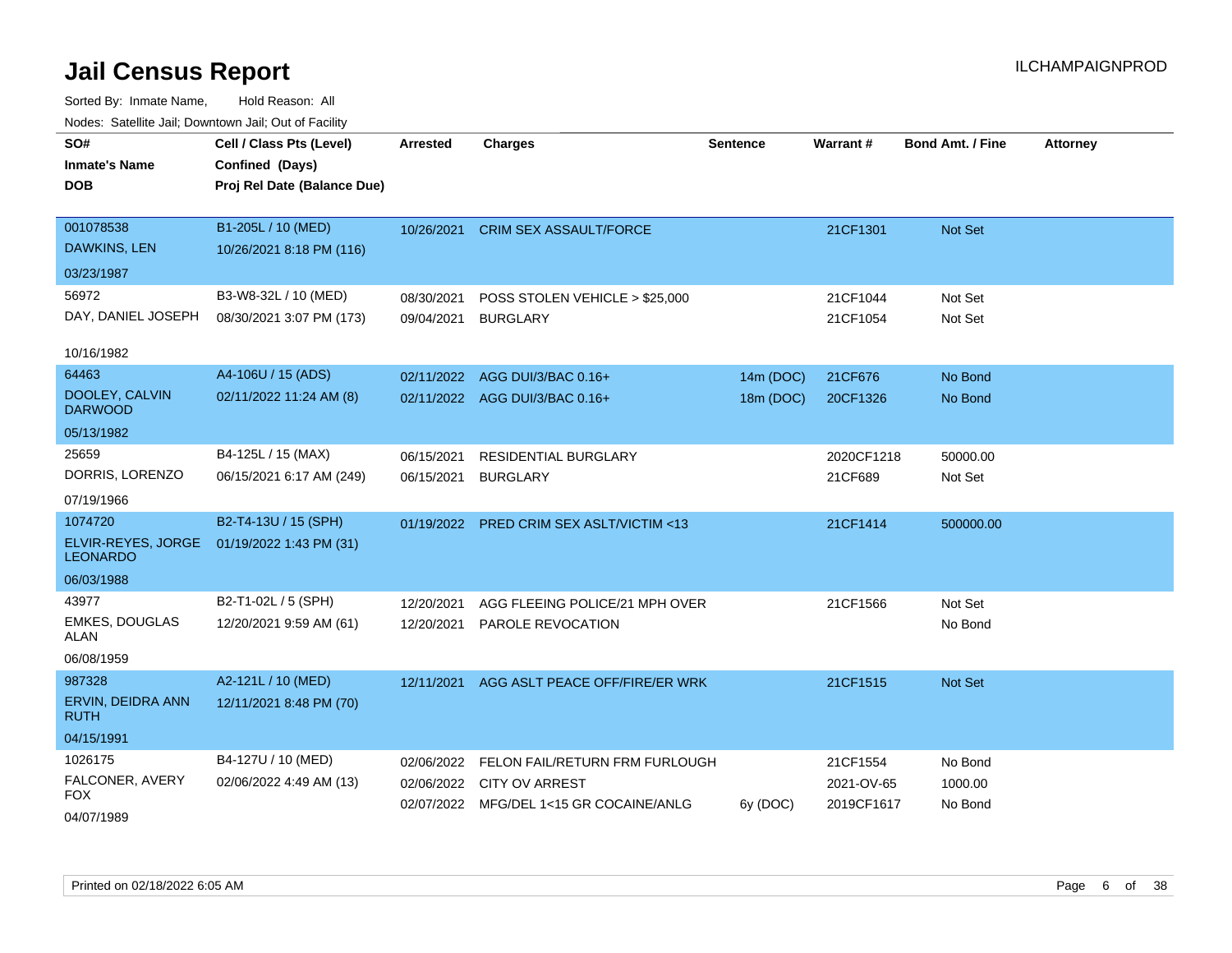# Jail Census Report

ILCHAMPAIGNPROD

Sorted By: Inmate Name, Hold Reason: All

Nodes: Satellite Jail; Downtown Jail; Out of Facility

| SO# / Inmate's Name / DOB | Cell / Class Pts (Level) / Confined (Days) / Proj Rel Date (Balance Due) | Arrested | Charges | Sentence | Warrant # | Bond Amt. / Fine | Attorney |
|---|---|---|---|---|---|---|---|
| 001078538<br>DAWKINS, LEN<br>03/23/1987 | B1-205L / 10 (MED)<br>10/26/2021 8:18 PM (116) | 10/26/2021 | CRIM SEX ASSAULT/FORCE | | 21CF1301 | Not Set | |
| 56972<br>DAY, DANIEL JOSEPH<br>10/16/1982 | B3-W8-32L / 10 (MED)<br>08/30/2021 3:07 PM (173) | 08/30/2021 | POSS STOLEN VEHICLE > $25,000 | | 21CF1044 | Not Set | |
| | | 09/04/2021 | BURGLARY | | 21CF1054 | Not Set | |
| 64463<br>DOOLEY, CALVIN DARWOOD<br>05/13/1982 | A4-106U / 15 (ADS)<br>02/11/2022 11:24 AM (8) | 02/11/2022 | AGG DUI/3/BAC 0.16+ | 14m (DOC) | 21CF676 | No Bond | |
| | | 02/11/2022 | AGG DUI/3/BAC 0.16+ | 18m (DOC) | 20CF1326 | No Bond | |
| 25659<br>DORRIS, LORENZO<br>07/19/1966 | B4-125L / 15 (MAX)<br>06/15/2021 6:17 AM (249) | 06/15/2021 | RESIDENTIAL BURGLARY | | 2020CF1218 | 50000.00 | |
| | | 06/15/2021 | BURGLARY | | 21CF689 | Not Set | |
| 1074720<br>ELVIR-REYES, JORGE LEONARDO<br>06/03/1988 | B2-T4-13U / 15 (SPH)<br>01/19/2022 1:43 PM (31) | 01/19/2022 | PRED CRIM SEX ASLT/VICTIM <13 | | 21CF1414 | 500000.00 | |
| 43977<br>EMKES, DOUGLAS ALAN<br>06/08/1959 | B2-T1-02L / 5 (SPH)<br>12/20/2021 9:59 AM (61) | 12/20/2021 | AGG FLEEING POLICE/21 MPH OVER | | 21CF1566 | Not Set | |
| | | 12/20/2021 | PAROLE REVOCATION | | | No Bond | |
| 987328<br>ERVIN, DEIDRA ANN RUTH<br>04/15/1991 | A2-121L / 10 (MED)<br>12/11/2021 8:48 PM (70) | 12/11/2021 | AGG ASLT PEACE OFF/FIRE/ER WRK | | 21CF1515 | Not Set | |
| 1026175<br>FALCONER, AVERY FOX<br>04/07/1989 | B4-127U / 10 (MED)<br>02/06/2022 4:49 AM (13) | 02/06/2022 | FELON FAIL/RETURN FRM FURLOUGH | | 21CF1554 | No Bond | |
| | | 02/06/2022 | CITY OV ARREST | | 2021-OV-65 | 1000.00 | |
| | | 02/07/2022 | MFG/DEL 1<15 GR COCAINE/ANLG | 6y (DOC) | 2019CF1617 | No Bond | |

Printed on 02/18/2022 6:05 AM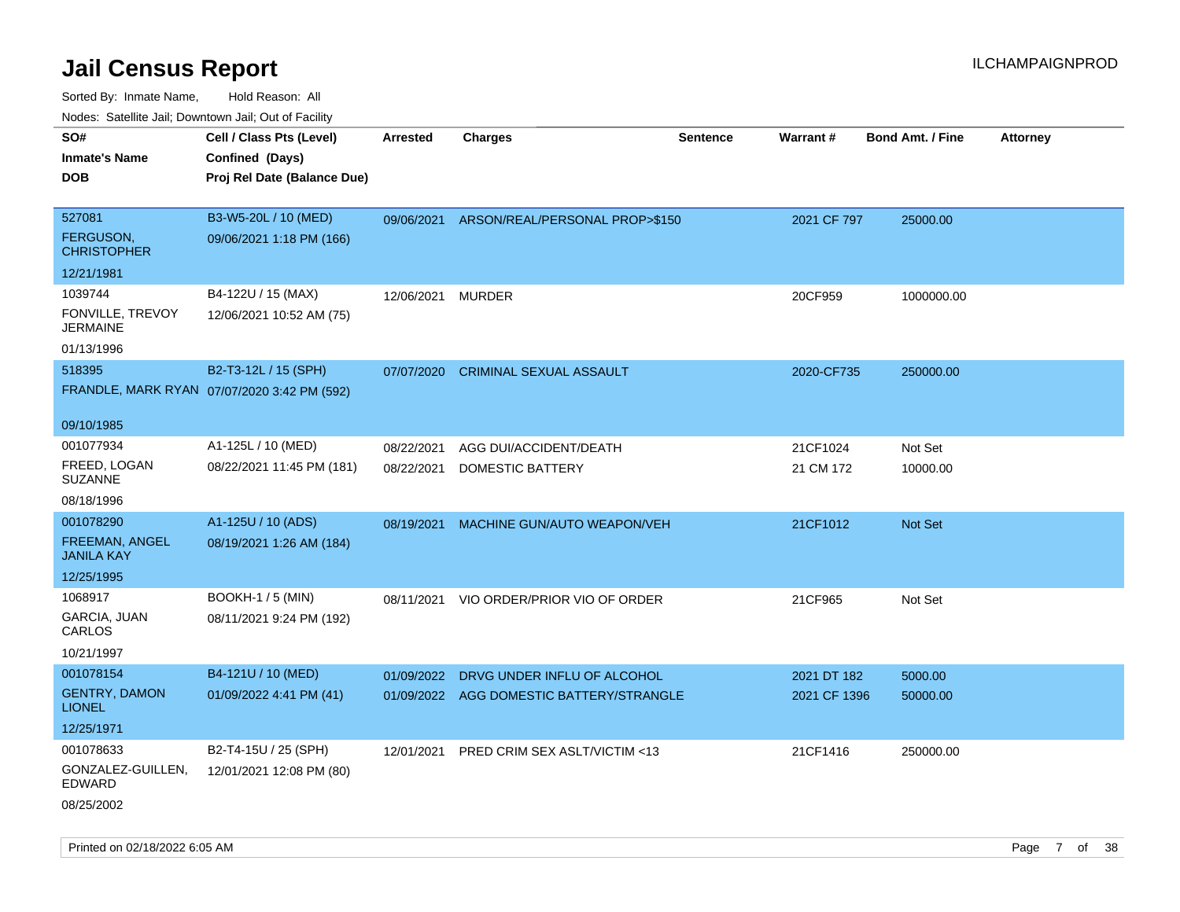# Jail Census Report

ILCHAMPAIGNPROD

Sorted By: Inmate Name, Hold Reason: All

Nodes: Satellite Jail; Downtown Jail; Out of Facility

| SO# / Inmate's Name / DOB | Cell / Class Pts (Level) / Confined (Days) / Proj Rel Date (Balance Due) | Arrested | Charges | Sentence | Warrant # | Bond Amt. / Fine | Attorney |
|---|---|---|---|---|---|---|---|
| 527081<br>FERGUSON, CHRISTOPHER<br>12/21/1981 | B3-W5-20L / 10 (MED)<br>09/06/2021 1:18 PM (166) | 09/06/2021 | ARSON/REAL/PERSONAL PROP>$150 | | 2021 CF 797 | 25000.00 | |
| 1039744<br>FONVILLE, TREVOY JERMAINE<br>01/13/1996 | B4-122U / 15 (MAX)<br>12/06/2021 10:52 AM (75) | 12/06/2021 | MURDER | | 20CF959 | 1000000.00 | |
| 518395<br>FRANDLE, MARK RYAN<br>09/10/1985 | B2-T3-12L / 15 (SPH)<br>07/07/2020 3:42 PM (592) | 07/07/2020 | CRIMINAL SEXUAL ASSAULT | | 2020-CF735 | 250000.00 | |
| 001077934<br>FREED, LOGAN SUZANNE<br>08/18/1996 | A1-125L / 10 (MED)<br>08/22/2021 11:45 PM (181) | 08/22/2021<br>08/22/2021 | AGG DUI/ACCIDENT/DEATH<br>DOMESTIC BATTERY | | 21CF1024<br>21 CM 172 | Not Set<br>10000.00 | |
| 001078290<br>FREEMAN, ANGEL JANILA KAY<br>12/25/1995 | A1-125U / 10 (ADS)<br>08/19/2021 1:26 AM (184) | 08/19/2021 | MACHINE GUN/AUTO WEAPON/VEH | | 21CF1012 | Not Set | |
| 1068917<br>GARCIA, JUAN CARLOS<br>10/21/1997 | BOOKH-1 / 5 (MIN)<br>08/11/2021 9:24 PM (192) | 08/11/2021 | VIO ORDER/PRIOR VIO OF ORDER | | 21CF965 | Not Set | |
| 001078154<br>GENTRY, DAMON LIONEL<br>12/25/1971 | B4-121U / 10 (MED)<br>01/09/2022 4:41 PM (41) | 01/09/2022<br>01/09/2022 | DRVG UNDER INFLU OF ALCOHOL<br>AGG DOMESTIC BATTERY/STRANGLE | | 2021 DT 182<br>2021 CF 1396 | 5000.00<br>50000.00 | |
| 001078633<br>GONZALEZ-GUILLEN, EDWARD<br>08/25/2002 | B2-T4-15U / 25 (SPH)<br>12/01/2021 12:08 PM (80) | 12/01/2021 | PRED CRIM SEX ASLT/VICTIM <13 | | 21CF1416 | 250000.00 | |

Printed on 02/18/2022 6:05 AM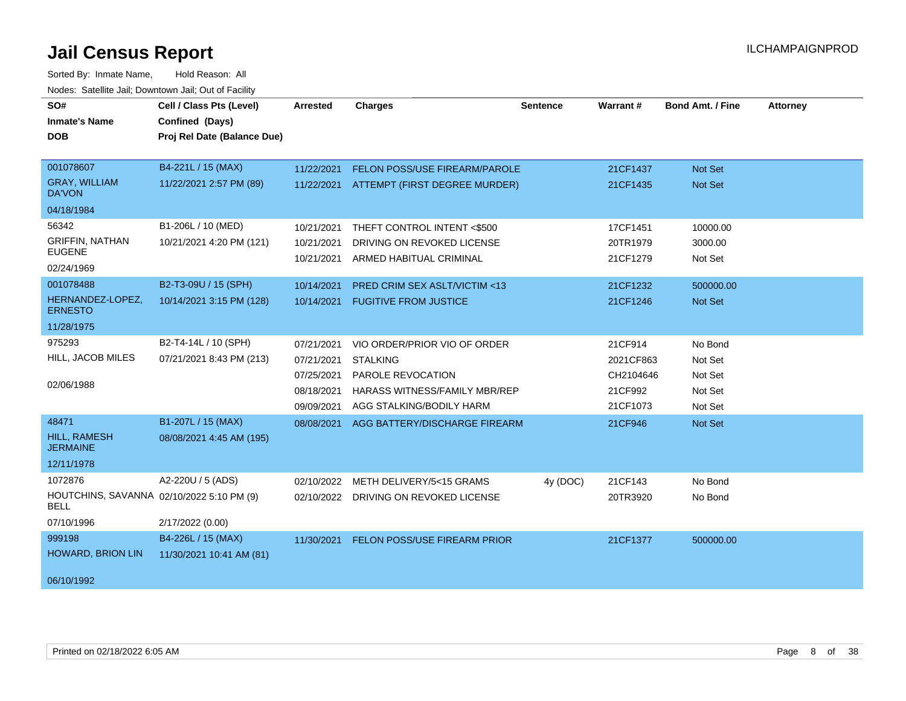# Jail Census Report

ILCHAMPAIGNPROD

Sorted By: Inmate Name, Hold Reason: All

Nodes: Satellite Jail; Downtown Jail; Out of Facility

| SO# / Inmate's Name / DOB | Cell / Class Pts (Level) / Confined (Days) / Proj Rel Date (Balance Due) | Arrested | Charges | Sentence | Warrant # | Bond Amt. / Fine | Attorney |
|---|---|---|---|---|---|---|---|
| 001078607<br>GRAY, WILLIAM DA'VON<br>04/18/1984 | B4-221L / 15 (MAX)<br>11/22/2021 2:57 PM (89) | 11/22/2021 | FELON POSS/USE FIREARM/PAROLE | | 21CF1437 | Not Set | |
| | | 11/22/2021 | ATTEMPT (FIRST DEGREE MURDER) | | 21CF1435 | Not Set | |
| 56342<br>GRIFFIN, NATHAN EUGENE<br>02/24/1969 | B1-206L / 10 (MED)<br>10/21/2021 4:20 PM (121) | 10/21/2021 | THEFT CONTROL INTENT <$500 | | 17CF1451 | 10000.00 | |
| | | 10/21/2021 | DRIVING ON REVOKED LICENSE | | 20TR1979 | 3000.00 | |
| | | 10/21/2021 | ARMED HABITUAL CRIMINAL | | 21CF1279 | Not Set | |
| 001078488<br>HERNANDEZ-LOPEZ, ERNESTO<br>11/28/1975 | B2-T3-09U / 15 (SPH)<br>10/14/2021 3:15 PM (128) | 10/14/2021 | PRED CRIM SEX ASLT/VICTIM <13 | | 21CF1232 | 500000.00 | |
| | | 10/14/2021 | FUGITIVE FROM JUSTICE | | 21CF1246 | Not Set | |
| 975293<br>HILL, JACOB MILES<br>02/06/1988 | B2-T4-14L / 10 (SPH)<br>07/21/2021 8:43 PM (213) | 07/21/2021 | VIO ORDER/PRIOR VIO OF ORDER | | 21CF914 | No Bond | |
| | | 07/21/2021 | STALKING | | 2021CF863 | Not Set | |
| | | 07/25/2021 | PAROLE REVOCATION | | CH2104646 | Not Set | |
| | | 08/18/2021 | HARASS WITNESS/FAMILY MBR/REP | | 21CF992 | Not Set | |
| | | 09/09/2021 | AGG STALKING/BODILY HARM | | 21CF1073 | Not Set | |
| 48471<br>HILL, RAMESH JERMAINE<br>12/11/1978 | B1-207L / 15 (MAX)<br>08/08/2021 4:45 AM (195) | 08/08/2021 | AGG BATTERY/DISCHARGE FIREARM | | 21CF946 | Not Set | |
| 1072876<br>HOUTCHINS, SAVANNA BELL<br>07/10/1996 | A2-220U / 5 (ADS)<br>02/10/2022 5:10 PM (9)<br>2/17/2022 (0.00) | 02/10/2022 | METH DELIVERY/5<15 GRAMS | 4y (DOC) | 21CF143 | No Bond | |
| | | 02/10/2022 | DRIVING ON REVOKED LICENSE | | 20TR3920 | No Bond | |
| 999198<br>HOWARD, BRION LIN<br>06/10/1992 | B4-226L / 15 (MAX)<br>11/30/2021 10:41 AM (81) | 11/30/2021 | FELON POSS/USE FIREARM PRIOR | | 21CF1377 | 500000.00 | |

Printed on 02/18/2022 6:05 AM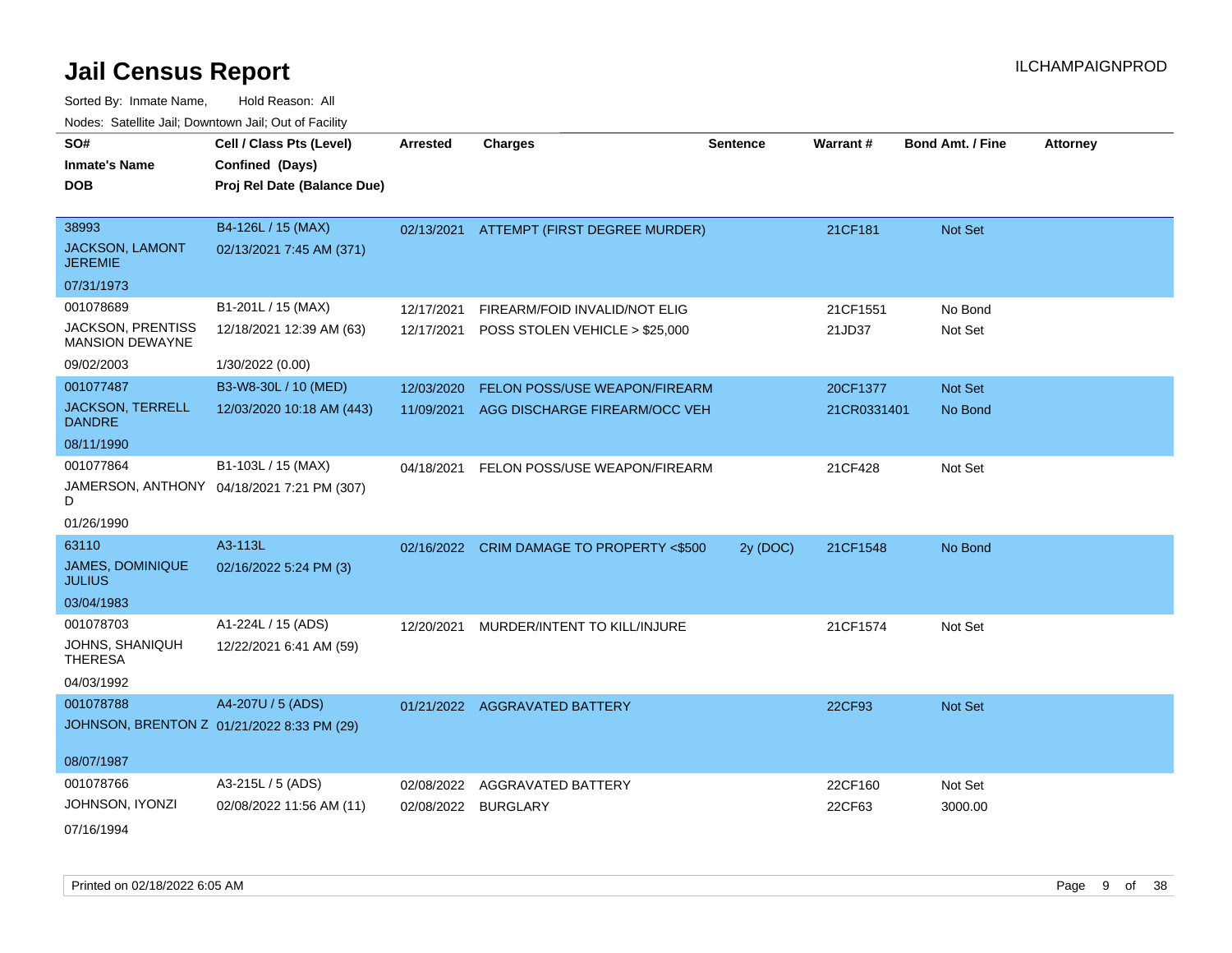# Jail Census Report

ILCHAMPAIGNPROD

Sorted By: Inmate Name, Hold Reason: All

Nodes: Satellite Jail; Downtown Jail; Out of Facility

| SO# / Inmate's Name / DOB | Cell / Class Pts (Level) / Confined (Days) / Proj Rel Date (Balance Due) | Arrested | Charges | Sentence | Warrant # | Bond Amt. / Fine | Attorney |
|---|---|---|---|---|---|---|---|
| 38993<br>JACKSON, LAMONT JEREMIE<br>07/31/1973 | B4-126L / 15 (MAX)<br>02/13/2021 7:45 AM (371) | 02/13/2021 | ATTEMPT (FIRST DEGREE MURDER) | | 21CF181 | Not Set | |
| 001078689<br>JACKSON, PRENTISS MANSION DEWAYNE<br>09/02/2003 | B1-201L / 15 (MAX)<br>12/18/2021 12:39 AM (63)<br>1/30/2022 (0.00) | 12/17/2021<br>12/17/2021 | FIREARM/FOID INVALID/NOT ELIG<br>POSS STOLEN VEHICLE > $25,000 | | 21CF1551<br>21JD37 | No Bond<br>Not Set | |
| 001077487<br>JACKSON, TERRELL DANDRE<br>08/11/1990 | B3-W8-30L / 10 (MED)<br>12/03/2020 10:18 AM (443) | 12/03/2020<br>11/09/2021 | FELON POSS/USE WEAPON/FIREARM<br>AGG DISCHARGE FIREARM/OCC VEH | | 20CF1377<br>21CR0331401 | Not Set<br>No Bond | |
| 001077864<br>JAMERSON, ANTHONY D<br>01/26/1990 | B1-103L / 15 (MAX)<br>04/18/2021 7:21 PM (307) | 04/18/2021 | FELON POSS/USE WEAPON/FIREARM | | 21CF428 | Not Set | |
| 63110<br>JAMES, DOMINIQUE JULIUS<br>03/04/1983 | A3-113L<br>02/16/2022 5:24 PM (3) | 02/16/2022 | CRIM DAMAGE TO PROPERTY <$500 | 2y (DOC) | 21CF1548 | No Bond | |
| 001078703<br>JOHNS, SHANIQUH THERESA<br>04/03/1992 | A1-224L / 15 (ADS)<br>12/22/2021 6:41 AM (59) | 12/20/2021 | MURDER/INTENT TO KILL/INJURE | | 21CF1574 | Not Set | |
| 001078788<br>JOHNSON, BRENTON Z<br>08/07/1987 | A4-207U / 5 (ADS)<br>01/21/2022 8:33 PM (29) | 01/21/2022 | AGGRAVATED BATTERY | | 22CF93 | Not Set | |
| 001078766<br>JOHNSON, IYONZI<br>07/16/1994 | A3-215L / 5 (ADS)<br>02/08/2022 11:56 AM (11) | 02/08/2022<br>02/08/2022 | AGGRAVATED BATTERY<br>BURGLARY | | 22CF160<br>22CF63 | Not Set<br>3000.00 | |

Printed on 02/18/2022 6:05 AM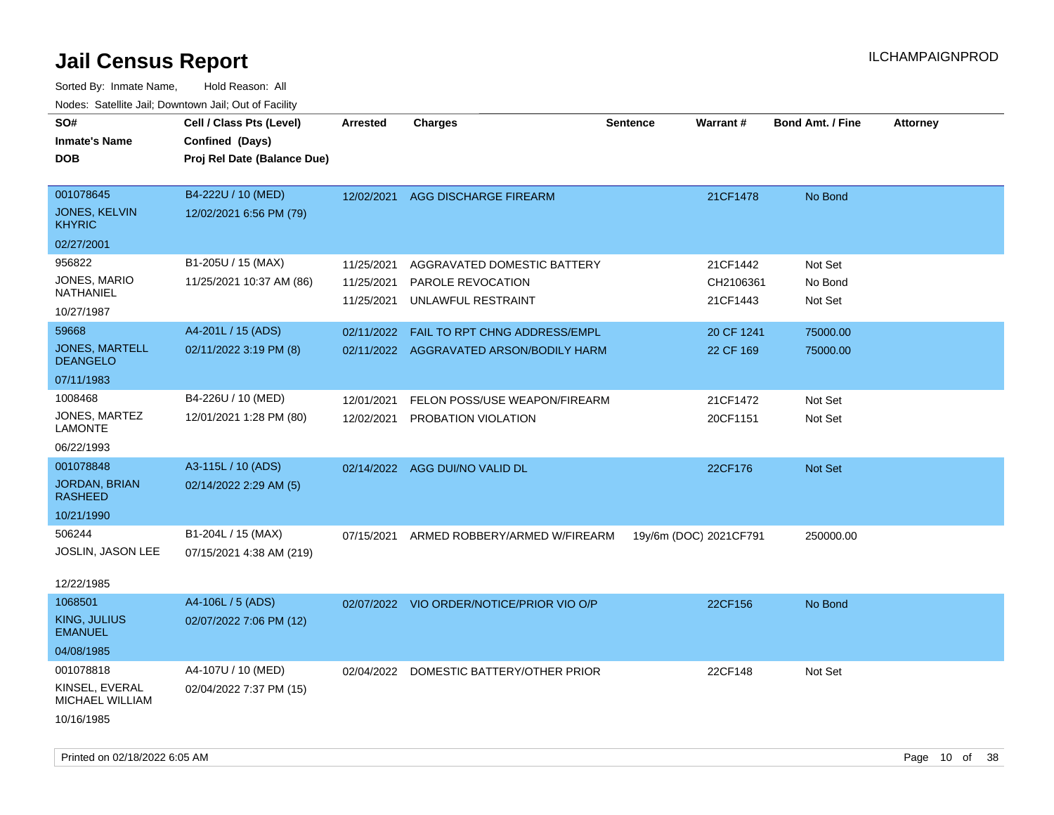# Jail Census Report

ILCHAMPAIGNPROD

Sorted By: Inmate Name, Hold Reason: All

Nodes: Satellite Jail; Downtown Jail; Out of Facility

| SO# / Inmate's Name / DOB | Cell / Class Pts (Level) / Confined (Days) / Proj Rel Date (Balance Due) | Arrested | Charges | Sentence | Warrant # | Bond Amt. / Fine | Attorney |
|---|---|---|---|---|---|---|---|
| 001078645<br>JONES, KELVIN KHYRIC<br>02/27/2001 | B4-222U / 10 (MED)<br>12/02/2021 6:56 PM (79) | 12/02/2021 | AGG DISCHARGE FIREARM | | 21CF1478 | No Bond | |
| 956822<br>JONES, MARIO NATHANIEL<br>10/27/1987 | B1-205U / 15 (MAX)<br>11/25/2021 10:37 AM (86) | 11/25/2021<br>11/25/2021<br>11/25/2021 | AGGRAVATED DOMESTIC BATTERY<br>PAROLE REVOCATION<br>UNLAWFUL RESTRAINT | | 21CF1442<br>CH2106361<br>21CF1443 | Not Set<br>No Bond<br>Not Set | |
| 59668<br>JONES, MARTELL DEANGELO<br>07/11/1983 | A4-201L / 15 (ADS)<br>02/11/2022 3:19 PM (8) | 02/11/2022<br>02/11/2022 | FAIL TO RPT CHNG ADDRESS/EMPL<br>AGGRAVATED ARSON/BODILY HARM | | 20 CF 1241<br>22 CF 169 | 75000.00<br>75000.00 | |
| 1008468<br>JONES, MARTEZ LAMONTE<br>06/22/1993 | B4-226U / 10 (MED)<br>12/01/2021 1:28 PM (80) | 12/01/2021<br>12/02/2021 | FELON POSS/USE WEAPON/FIREARM<br>PROBATION VIOLATION | | 21CF1472<br>20CF1151 | Not Set<br>Not Set | |
| 001078848<br>JORDAN, BRIAN RASHEED<br>10/21/1990 | A3-115L / 10 (ADS)<br>02/14/2022 2:29 AM (5) | 02/14/2022 | AGG DUI/NO VALID DL | | 22CF176 | Not Set | |
| 506244<br>JOSLIN, JASON LEE<br>12/22/1985 | B1-204L / 15 (MAX)<br>07/15/2021 4:38 AM (219) | 07/15/2021 | ARMED ROBBERY/ARMED W/FIREARM | 19y/6m (DOC) | 2021CF791 | 250000.00 | |
| 1068501<br>KING, JULIUS EMANUEL<br>04/08/1985 | A4-106L / 5 (ADS)<br>02/07/2022 7:06 PM (12) | 02/07/2022 | VIO ORDER/NOTICE/PRIOR VIO O/P | | 22CF156 | No Bond | |
| 001078818<br>KINSEL, EVERAL MICHAEL WILLIAM<br>10/16/1985 | A4-107U / 10 (MED)<br>02/04/2022 7:37 PM (15) | 02/04/2022 | DOMESTIC BATTERY/OTHER PRIOR | | 22CF148 | Not Set | |

Printed on 02/18/2022 6:05 AM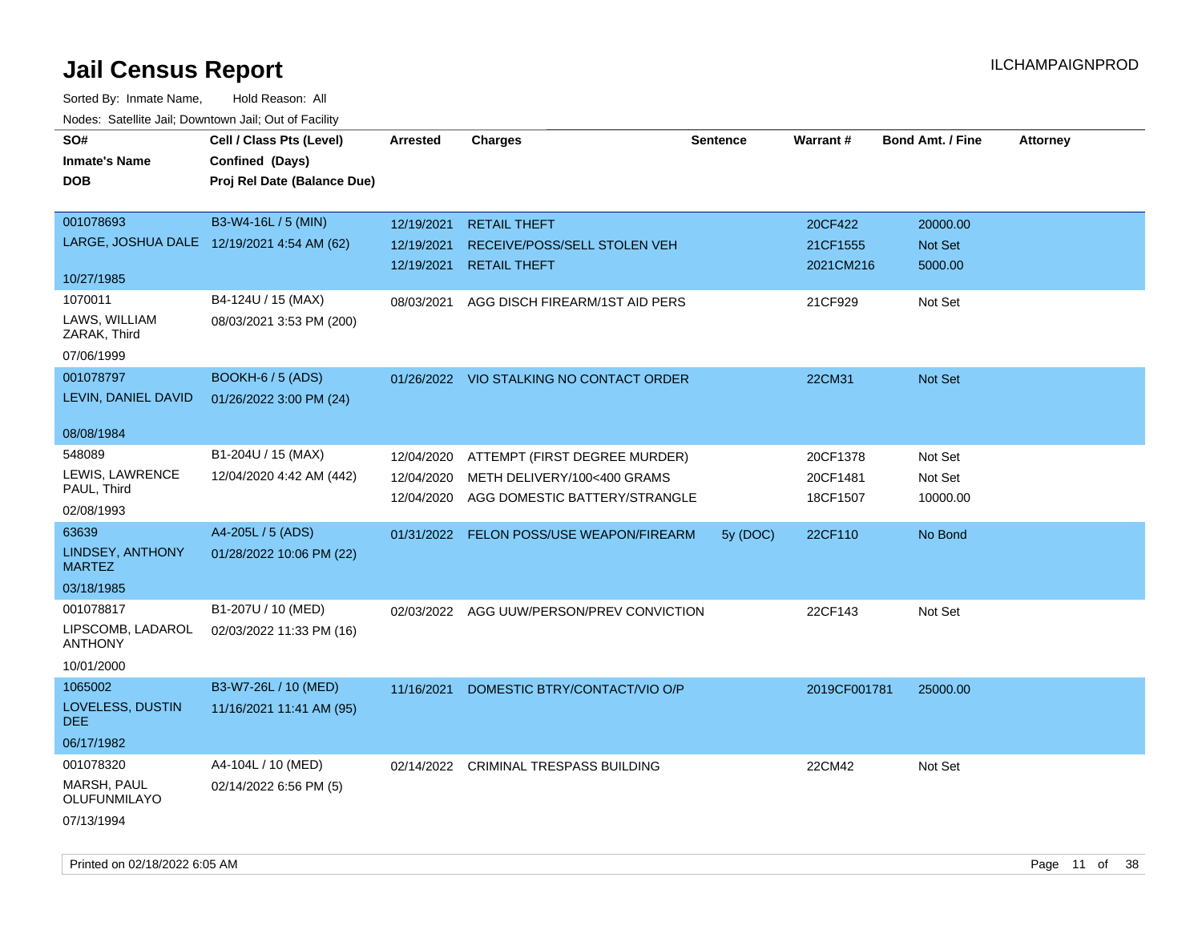# Jail Census Report

ILCHAMPAIGNPROD

Sorted By: Inmate Name, Hold Reason: All

Nodes: Satellite Jail; Downtown Jail; Out of Facility

| SO# / Inmate's Name / DOB | Cell / Class Pts (Level) / Confined (Days) / Proj Rel Date (Balance Due) | Arrested | Charges | Sentence | Warrant # | Bond Amt. / Fine | Attorney |
|---|---|---|---|---|---|---|---|
| 001078693<br>LARGE, JOSHUA DALE<br>10/27/1985 | B3-W4-16L / 5 (MIN)<br>12/19/2021 4:54 AM (62) | 12/19/2021<br>12/19/2021<br>12/19/2021 | RETAIL THEFT<br>RECEIVE/POSS/SELL STOLEN VEH<br>RETAIL THEFT | | 20CF422<br>21CF1555<br>2021CM216 | 20000.00<br>Not Set<br>5000.00 | |
| 1070011<br>LAWS, WILLIAM ZARAK, Third<br>07/06/1999 | B4-124U / 15 (MAX)<br>08/03/2021 3:53 PM (200) | 08/03/2021 | AGG DISCH FIREARM/1ST AID PERS | | 21CF929 | Not Set | |
| 001078797<br>LEVIN, DANIEL DAVID<br>08/08/1984 | BOOKH-6 / 5 (ADS)<br>01/26/2022 3:00 PM (24) | 01/26/2022 | VIO STALKING NO CONTACT ORDER | | 22CM31 | Not Set | |
| 548089<br>LEWIS, LAWRENCE PAUL, Third<br>02/08/1993 | B1-204U / 15 (MAX)<br>12/04/2020 4:42 AM (442) | 12/04/2020<br>12/04/2020<br>12/04/2020 | ATTEMPT (FIRST DEGREE MURDER)<br>METH DELIVERY/100<400 GRAMS<br>AGG DOMESTIC BATTERY/STRANGLE | | 20CF1378<br>20CF1481<br>18CF1507 | Not Set<br>Not Set<br>10000.00 | |
| 63639<br>LINDSEY, ANTHONY MARTEZ<br>03/18/1985 | A4-205L / 5 (ADS)<br>01/28/2022 10:06 PM (22) | 01/31/2022 | FELON POSS/USE WEAPON/FIREARM | 5y (DOC) | 22CF110 | No Bond | |
| 001078817<br>LIPSCOMB, LADAROL ANTHONY<br>10/01/2000 | B1-207U / 10 (MED)<br>02/03/2022 11:33 PM (16) | 02/03/2022 | AGG UUW/PERSON/PREV CONVICTION | | 22CF143 | Not Set | |
| 1065002<br>LOVELESS, DUSTIN DEE<br>06/17/1982 | B3-W7-26L / 10 (MED)<br>11/16/2021 11:41 AM (95) | 11/16/2021 | DOMESTIC BTRY/CONTACT/VIO O/P | | 2019CF001781 | 25000.00 | |
| 001078320<br>MARSH, PAUL OLUFUNMILAYO<br>07/13/1994 | A4-104L / 10 (MED)<br>02/14/2022 6:56 PM (5) | 02/14/2022 | CRIMINAL TRESPASS BUILDING | | 22CM42 | Not Set | |

Printed on 02/18/2022 6:05 AM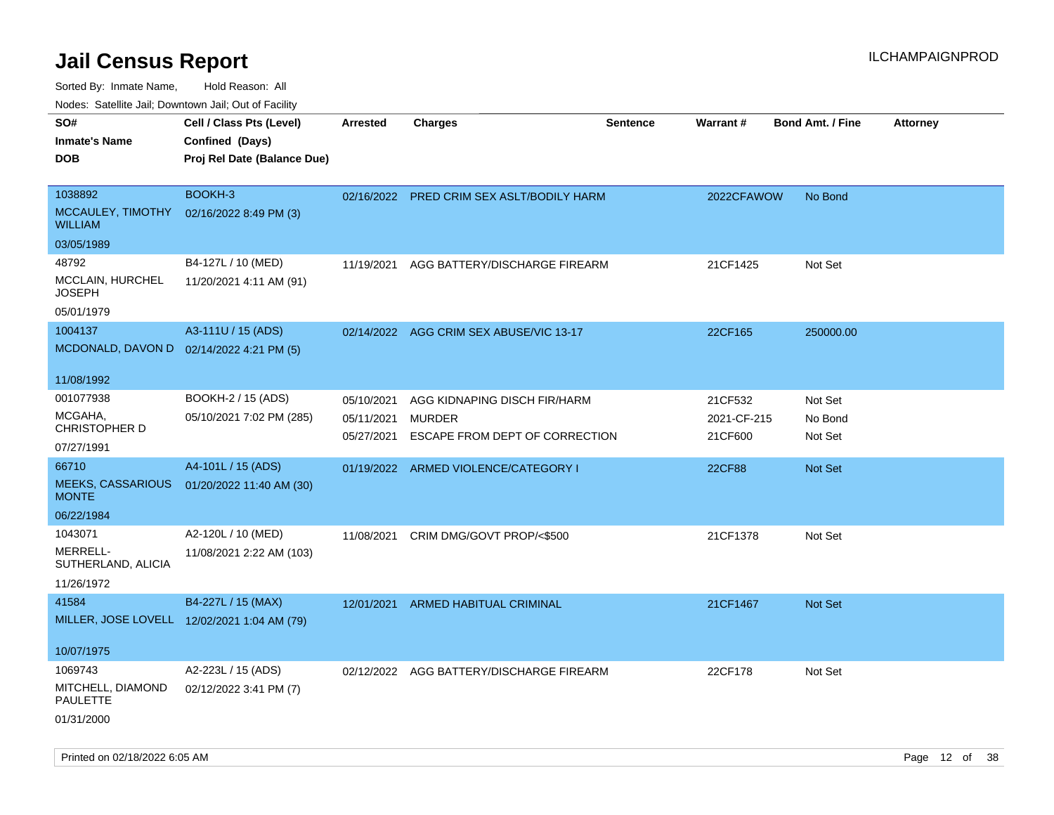# Jail Census Report

Sorted By: Inmate Name, Hold Reason: All

Nodes: Satellite Jail; Downtown Jail; Out of Facility

ILCHAMPAIGNPROD

| SO# / Inmate's Name / DOB | Cell / Class Pts (Level) / Confined (Days) / Proj Rel Date (Balance Due) | Arrested | Charges | Sentence | Warrant # | Bond Amt. / Fine | Attorney |
|---|---|---|---|---|---|---|---|
| 1038892<br>MCCAULEY, TIMOTHY WILLIAM<br>03/05/1989 | BOOKH-3<br>02/16/2022 8:49 PM (3) | 02/16/2022 | PRED CRIM SEX ASLT/BODILY HARM | | 2022CFAWOW | No Bond | |
| 48792<br>MCCLAIN, HURCHEL JOSEPH<br>05/01/1979 | B4-127L / 10 (MED)<br>11/20/2021 4:11 AM (91) | 11/19/2021 | AGG BATTERY/DISCHARGE FIREARM | | 21CF1425 | Not Set | |
| 1004137<br>MCDONALD, DAVON D<br>11/08/1992 | A3-111U / 15 (ADS)<br>02/14/2022 4:21 PM (5) | 02/14/2022 | AGG CRIM SEX ABUSE/VIC 13-17 | | 22CF165 | 250000.00 | |
| 001077938<br>MCGAHA, CHRISTOPHER D<br>07/27/1991 | BOOKH-2 / 15 (ADS)<br>05/10/2021 7:02 PM (285) | 05/10/2021<br>05/11/2021<br>05/27/2021 | AGG KIDNAPING DISCH FIR/HARM<br>MURDER<br>ESCAPE FROM DEPT OF CORRECTION | | 21CF532<br>2021-CF-215<br>21CF600 | Not Set<br>No Bond<br>Not Set | |
| 66710<br>MEEKS, CASSARIOUS MONTE<br>06/22/1984 | A4-101L / 15 (ADS)<br>01/20/2022 11:40 AM (30) | 01/19/2022 | ARMED VIOLENCE/CATEGORY I | | 22CF88 | Not Set | |
| 1043071<br>MERRELL-SUTHERLAND, ALICIA<br>11/26/1972 | A2-120L / 10 (MED)<br>11/08/2021 2:22 AM (103) | 11/08/2021 | CRIM DMG/GOVT PROP/<$500 | | 21CF1378 | Not Set | |
| 41584<br>MILLER, JOSE LOVELL<br>10/07/1975 | B4-227L / 15 (MAX)<br>12/02/2021 1:04 AM (79) | 12/01/2021 | ARMED HABITUAL CRIMINAL | | 21CF1467 | Not Set | |
| 1069743<br>MITCHELL, DIAMOND PAULETTE<br>01/31/2000 | A2-223L / 15 (ADS)<br>02/12/2022 3:41 PM (7) | 02/12/2022 | AGG BATTERY/DISCHARGE FIREARM | | 22CF178 | Not Set | |

Printed on 02/18/2022 6:05 AM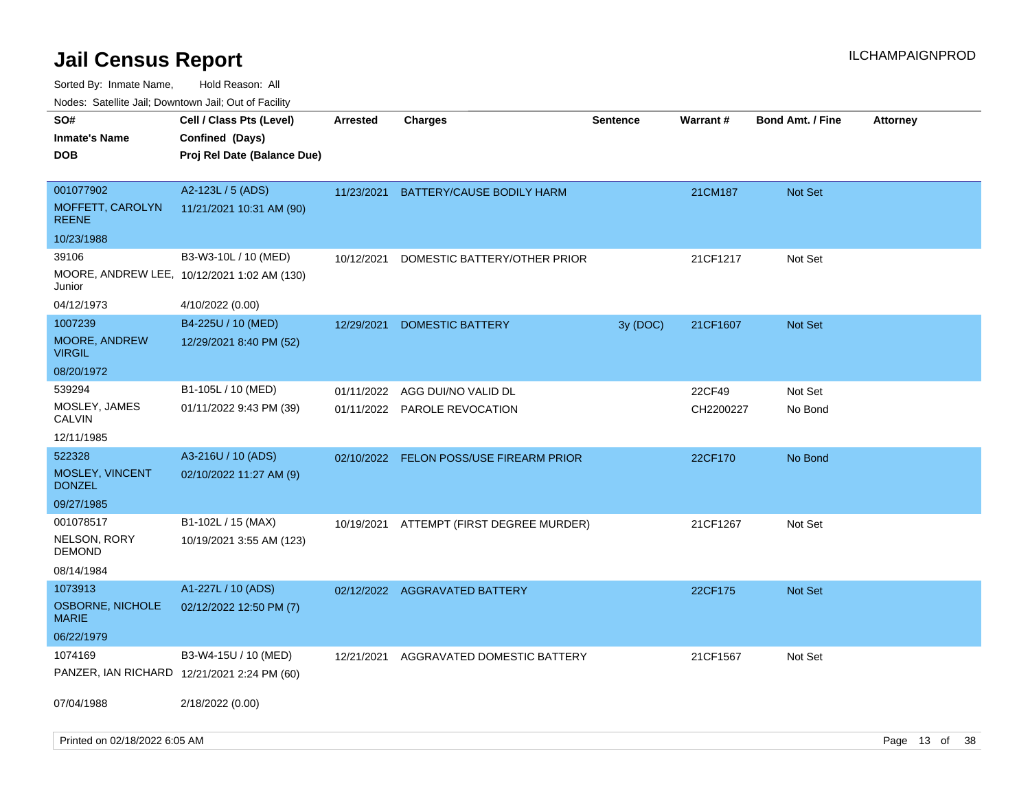# Jail Census Report

ILCHAMPAIGNPROD

Sorted By: Inmate Name, Hold Reason: All

Nodes: Satellite Jail; Downtown Jail; Out of Facility

| SO# / Inmate's Name / DOB | Cell / Class Pts (Level) / Confined (Days) / Proj Rel Date (Balance Due) | Arrested | Charges | Sentence | Warrant # | Bond Amt. / Fine | Attorney |
|---|---|---|---|---|---|---|---|
| 001077902<br>MOFFETT, CAROLYN REENE<br>10/23/1988 | A2-123L / 5 (ADS)<br>11/21/2021 10:31 AM (90) | 11/23/2021 | BATTERY/CAUSE BODILY HARM | | 21CM187 | Not Set | |
| 39106<br>MOORE, ANDREW LEE, Junior<br>04/12/1973 | B3-W3-10L / 10 (MED)<br>10/12/2021 1:02 AM (130)<br>4/10/2022 (0.00) | 10/12/2021 | DOMESTIC BATTERY/OTHER PRIOR | | 21CF1217 | Not Set | |
| 1007239<br>MOORE, ANDREW VIRGIL<br>08/20/1972 | B4-225U / 10 (MED)<br>12/29/2021 8:40 PM (52) | 12/29/2021 | DOMESTIC BATTERY | 3y (DOC) | 21CF1607 | Not Set | |
| 539294<br>MOSLEY, JAMES CALVIN<br>12/11/1985 | B1-105L / 10 (MED)<br>01/11/2022 9:43 PM (39) | 01/11/2022<br>01/11/2022 | AGG DUI/NO VALID DL<br>PAROLE REVOCATION | | 22CF49<br>CH2200227 | Not Set<br>No Bond | |
| 522328<br>MOSLEY, VINCENT DONZEL<br>09/27/1985 | A3-216U / 10 (ADS)<br>02/10/2022 11:27 AM (9) | 02/10/2022 | FELON POSS/USE FIREARM PRIOR | | 22CF170 | No Bond | |
| 001078517<br>NELSON, RORY DEMOND<br>08/14/1984 | B1-102L / 15 (MAX)<br>10/19/2021 3:55 AM (123) | 10/19/2021 | ATTEMPT (FIRST DEGREE MURDER) | | 21CF1267 | Not Set | |
| 1073913<br>OSBORNE, NICHOLE MARIE<br>06/22/1979 | A1-227L / 10 (ADS)<br>02/12/2022 12:50 PM (7) | 02/12/2022 | AGGRAVATED BATTERY | | 22CF175 | Not Set | |
| 1074169<br>PANZER, IAN RICHARD<br>07/04/1988 | B3-W4-15U / 10 (MED)<br>12/21/2021 2:24 PM (60)<br>2/18/2022 (0.00) | 12/21/2021 | AGGRAVATED DOMESTIC BATTERY | | 21CF1567 | Not Set | |

Printed on 02/18/2022 6:05 AM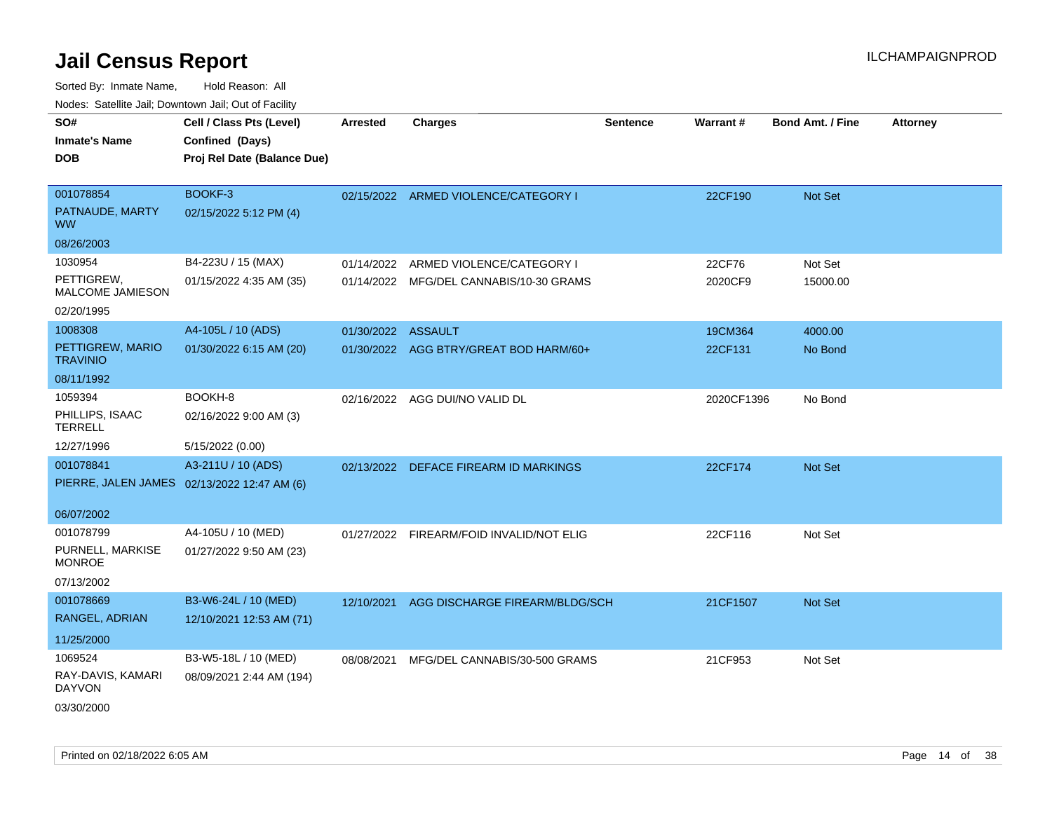# Jail Census Report

ILCHAMPAIGNPROD

Sorted By: Inmate Name, Hold Reason: All

Nodes: Satellite Jail; Downtown Jail; Out of Facility

| SO# / Inmate's Name / DOB | Cell / Class Pts (Level) / Confined (Days) / Proj Rel Date (Balance Due) | Arrested | Charges | Sentence | Warrant # | Bond Amt. / Fine | Attorney |
|---|---|---|---|---|---|---|---|
| 001078854<br>PATNAUDE, MARTY WW<br>08/26/2003 | BOOKF-3<br>02/15/2022 5:12 PM (4) | 02/15/2022 | ARMED VIOLENCE/CATEGORY I | | 22CF190 | Not Set | |
| 1030954<br>PETTIGREW, MALCOME JAMIESON<br>02/20/1995 | B4-223U / 15 (MAX)<br>01/15/2022 4:35 AM (35) | 01/14/2022<br>01/14/2022 | ARMED VIOLENCE/CATEGORY I<br>MFG/DEL CANNABIS/10-30 GRAMS | | 22CF76<br>2020CF9 | Not Set<br>15000.00 | |
| 1008308<br>PETTIGREW, MARIO TRAVINIO<br>08/11/1992 | A4-105L / 10 (ADS)<br>01/30/2022 6:15 AM (20) | 01/30/2022<br>01/30/2022 | ASSAULT<br>AGG BTRY/GREAT BOD HARM/60+ | | 19CM364<br>22CF131 | 4000.00<br>No Bond | |
| 1059394<br>PHILLIPS, ISAAC TERRELL<br>12/27/1996 | BOOKH-8<br>02/16/2022 9:00 AM (3)<br>5/15/2022 (0.00) | 02/16/2022 | AGG DUI/NO VALID DL | | 2020CF1396 | No Bond | |
| 001078841<br>PIERRE, JALEN JAMES<br>06/07/2002 | A3-211U / 10 (ADS)<br>02/13/2022 12:47 AM (6) | 02/13/2022 | DEFACE FIREARM ID MARKINGS | | 22CF174 | Not Set | |
| 001078799<br>PURNELL, MARKISE MONROE<br>07/13/2002 | A4-105U / 10 (MED)<br>01/27/2022 9:50 AM (23) | 01/27/2022 | FIREARM/FOID INVALID/NOT ELIG | | 22CF116 | Not Set | |
| 001078669<br>RANGEL, ADRIAN<br>11/25/2000 | B3-W6-24L / 10 (MED)<br>12/10/2021 12:53 AM (71) | 12/10/2021 | AGG DISCHARGE FIREARM/BLDG/SCH | | 21CF1507 | Not Set | |
| 1069524<br>RAY-DAVIS, KAMARI DAYVON<br>03/30/2000 | B3-W5-18L / 10 (MED)<br>08/09/2021 2:44 AM (194) | 08/08/2021 | MFG/DEL CANNABIS/30-500 GRAMS | | 21CF953 | Not Set | |

Printed on 02/18/2022 6:05 AM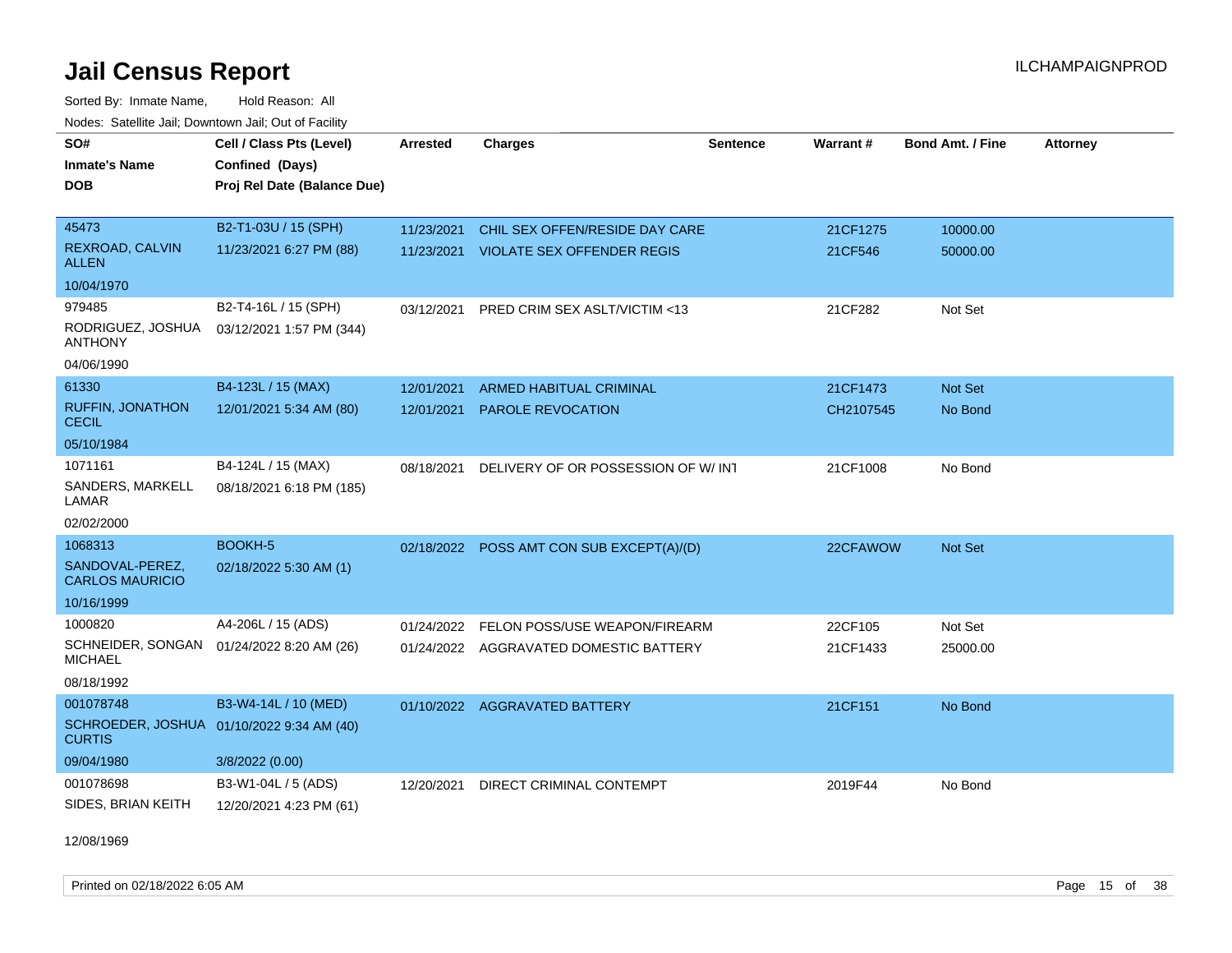# Jail Census Report

Sorted By: Inmate Name, Hold Reason: All

Nodes: Satellite Jail; Downtown Jail; Out of Facility

| SO# / Inmate's Name / DOB | Cell / Class Pts (Level) / Confined (Days) / Proj Rel Date (Balance Due) | Arrested | Charges | Sentence | Warrant # | Bond Amt. / Fine | Attorney |
|---|---|---|---|---|---|---|---|
| 45473<br>REXROAD, CALVIN ALLEN<br>10/04/1970 | B2-T1-03U / 15 (SPH)<br>11/23/2021 6:27 PM (88) | 11/23/2021<br>11/23/2021 | CHIL SEX OFFEN/RESIDE DAY CARE<br>VIOLATE SEX OFFENDER REGIS | | 21CF1275<br>21CF546 | 10000.00<br>50000.00 | |
| 979485<br>RODRIGUEZ, JOSHUA ANTHONY<br>04/06/1990 | B2-T4-16L / 15 (SPH)<br>03/12/2021 1:57 PM (344) | 03/12/2021 | PRED CRIM SEX ASLT/VICTIM <13 | | 21CF282 | Not Set | |
| 61330<br>RUFFIN, JONATHON CECIL<br>05/10/1984 | B4-123L / 15 (MAX)<br>12/01/2021 5:34 AM (80) | 12/01/2021<br>12/01/2021 | ARMED HABITUAL CRIMINAL<br>PAROLE REVOCATION | | 21CF1473<br>CH2107545 | Not Set<br>No Bond | |
| 1071161<br>SANDERS, MARKELL LAMAR<br>02/02/2000 | B4-124L / 15 (MAX)<br>08/18/2021 6:18 PM (185) | 08/18/2021 | DELIVERY OF OR POSSESSION OF W/ INT | | 21CF1008 | No Bond | |
| 1068313<br>SANDOVAL-PEREZ, CARLOS MAURICIO<br>10/16/1999 | BOOKH-5<br>02/18/2022 5:30 AM (1) | 02/18/2022 | POSS AMT CON SUB EXCEPT(A)/(D) | | 22CFAWOW | Not Set | |
| 1000820<br>SCHNEIDER, SONGAN MICHAEL<br>08/18/1992 | A4-206L / 15 (ADS)<br>01/24/2022 8:20 AM (26) | 01/24/2022<br>01/24/2022 | FELON POSS/USE WEAPON/FIREARM<br>AGGRAVATED DOMESTIC BATTERY | | 22CF105<br>21CF1433 | Not Set<br>25000.00 | |
| 001078748<br>SCHROEDER, JOSHUA CURTIS<br>09/04/1980 | B3-W4-14L / 10 (MED)<br>01/10/2022 9:34 AM (40)<br>3/8/2022 (0.00) | 01/10/2022 | AGGRAVATED BATTERY | | 21CF151 | No Bond | |
| 001078698<br>SIDES, BRIAN KEITH<br>12/08/1969 | B3-W1-04L / 5 (ADS)<br>12/20/2021 4:23 PM (61) | 12/20/2021 | DIRECT CRIMINAL CONTEMPT | | 2019F44 | No Bond | |

Printed on 02/18/2022 6:05 AM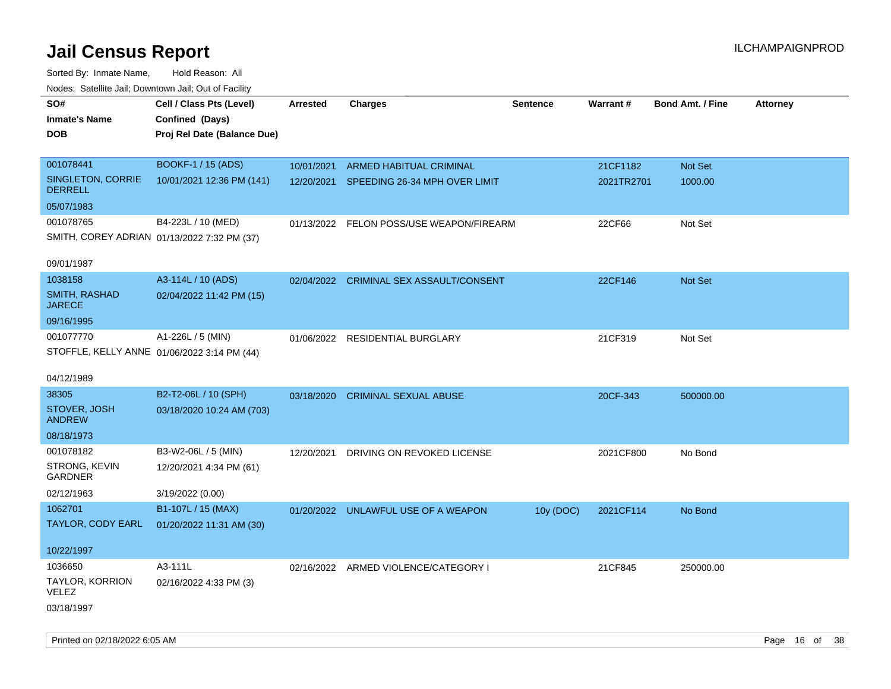# Jail Census Report

ILCHAMPAIGNPROD

Sorted By: Inmate Name, Hold Reason: All

Nodes: Satellite Jail; Downtown Jail; Out of Facility

| SO# / Inmate's Name / DOB | Cell / Class Pts (Level) / Confined (Days) / Proj Rel Date (Balance Due) | Arrested | Charges | Sentence | Warrant # | Bond Amt. / Fine | Attorney |
|---|---|---|---|---|---|---|---|
| 001078441<br>SINGLETON, CORRIE DERRELL<br>05/07/1983 | BOOKF-1 / 15 (ADS)<br>10/01/2021 12:36 PM (141) | 10/01/2021<br>12/20/2021 | ARMED HABITUAL CRIMINAL<br>SPEEDING 26-34 MPH OVER LIMIT | | 21CF1182<br>2021TR2701 | Not Set<br>1000.00 | |
| 001078765<br>SMITH, COREY ADRIAN<br>09/01/1987 | B4-223L / 10 (MED)<br>01/13/2022 7:32 PM (37) | 01/13/2022 | FELON POSS/USE WEAPON/FIREARM | | 22CF66 | Not Set | |
| 1038158<br>SMITH, RASHAD JARECE<br>09/16/1995 | A3-114L / 10 (ADS)<br>02/04/2022 11:42 PM (15) | 02/04/2022 | CRIMINAL SEX ASSAULT/CONSENT | | 22CF146 | Not Set | |
| 001077770<br>STOFFLE, KELLY ANNE<br>04/12/1989 | A1-226L / 5 (MIN)<br>01/06/2022 3:14 PM (44) | 01/06/2022 | RESIDENTIAL BURGLARY | | 21CF319 | Not Set | |
| 38305<br>STOVER, JOSH ANDREW<br>08/18/1973 | B2-T2-06L / 10 (SPH)<br>03/18/2020 10:24 AM (703) | 03/18/2020 | CRIMINAL SEXUAL ABUSE | | 20CF-343 | 500000.00 | |
| 001078182<br>STRONG, KEVIN GARDNER<br>02/12/1963 | B3-W2-06L / 5 (MIN)<br>12/20/2021 4:34 PM (61)<br>3/19/2022 (0.00) | 12/20/2021 | DRIVING ON REVOKED LICENSE | | 2021CF800 | No Bond | |
| 1062701<br>TAYLOR, CODY EARL<br>10/22/1997 | B1-107L / 15 (MAX)<br>01/20/2022 11:31 AM (30) | 01/20/2022 | UNLAWFUL USE OF A WEAPON | 10y (DOC) | 2021CF114 | No Bond | |
| 1036650<br>TAYLOR, KORRION VELEZ<br>03/18/1997 | A3-111L<br>02/16/2022 4:33 PM (3) | 02/16/2022 | ARMED VIOLENCE/CATEGORY I | | 21CF845 | 250000.00 | |

Printed on 02/18/2022 6:05 AM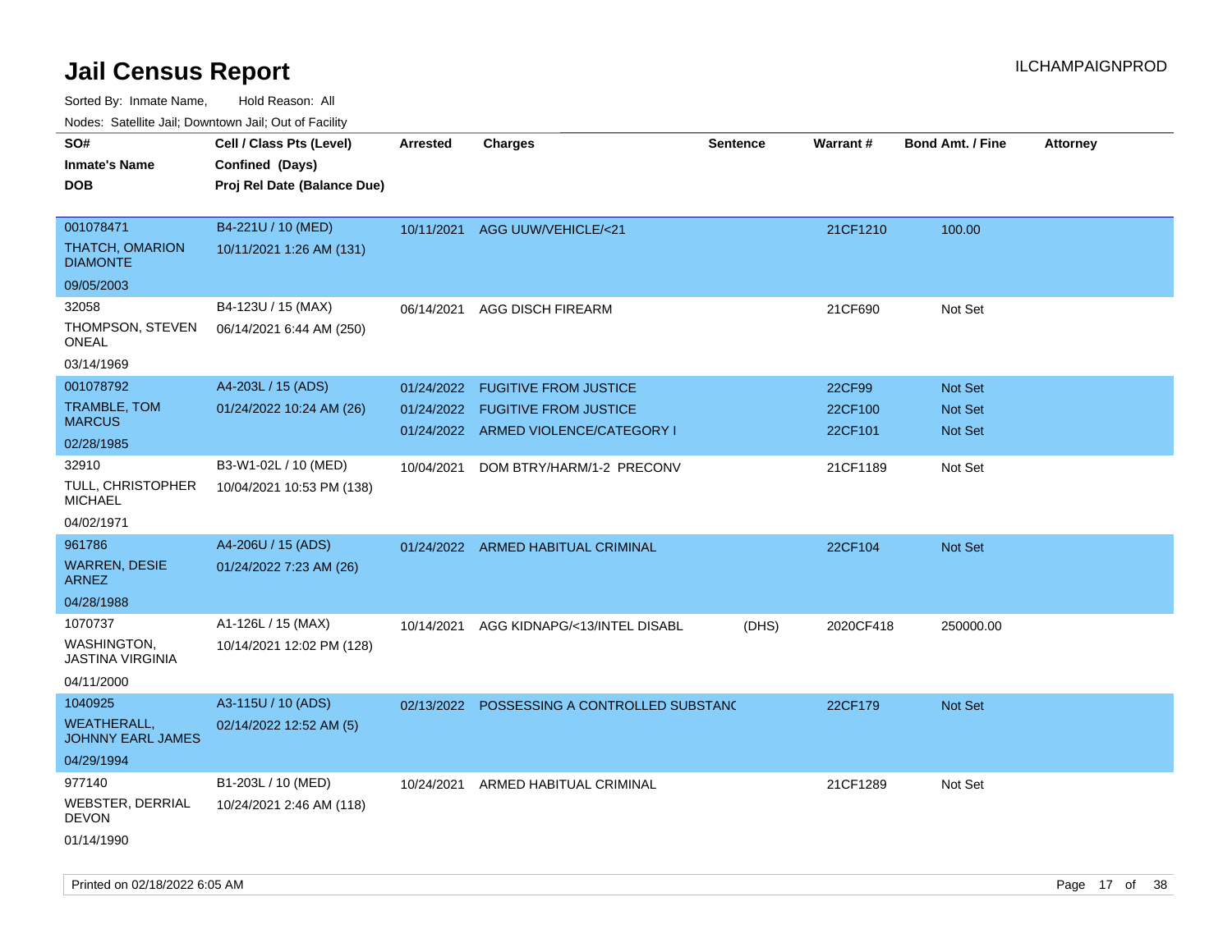# Jail Census Report

ILCHAMPAIGNPROD

Sorted By: Inmate Name, Hold Reason: All

Nodes: Satellite Jail; Downtown Jail; Out of Facility

| SO# / Inmate's Name / DOB | Cell / Class Pts (Level) / Confined (Days) / Proj Rel Date (Balance Due) | Arrested | Charges | Sentence | Warrant # | Bond Amt. / Fine | Attorney |
|---|---|---|---|---|---|---|---|
| 001078471<br>THATCH, OMARION DIAMONTE<br>09/05/2003 | B4-221U / 10 (MED)<br>10/11/2021 1:26 AM (131) | 10/11/2021 | AGG UUW/VEHICLE/<21 | | 21CF1210 | 100.00 | |
| 32058<br>THOMPSON, STEVEN ONEAL<br>03/14/1969 | B4-123U / 15 (MAX)<br>06/14/2021 6:44 AM (250) | 06/14/2021 | AGG DISCH FIREARM | | 21CF690 | Not Set | |
| 001078792<br>TRAMBLE, TOM MARCUS<br>02/28/1985 | A4-203L / 15 (ADS)<br>01/24/2022 10:24 AM (26) | 01/24/2022 | FUGITIVE FROM JUSTICE | | 22CF99 | Not Set | |
| | | 01/24/2022 | FUGITIVE FROM JUSTICE | | 22CF100 | Not Set | |
| | | 01/24/2022 | ARMED VIOLENCE/CATEGORY I | | 22CF101 | Not Set | |
| 32910<br>TULL, CHRISTOPHER MICHAEL<br>04/02/1971 | B3-W1-02L / 10 (MED)<br>10/04/2021 10:53 PM (138) | 10/04/2021 | DOM BTRY/HARM/1-2 PRECONV | | 21CF1189 | Not Set | |
| 961786<br>WARREN, DESIE ARNEZ<br>04/28/1988 | A4-206U / 15 (ADS)<br>01/24/2022 7:23 AM (26) | 01/24/2022 | ARMED HABITUAL CRIMINAL | | 22CF104 | Not Set | |
| 1070737<br>WASHINGTON, JASTINA VIRGINIA<br>04/11/2000 | A1-126L / 15 (MAX)<br>10/14/2021 12:02 PM (128) | 10/14/2021 | AGG KIDNAPG/<13/INTEL DISABL | (DHS) | 2020CF418 | 250000.00 | |
| 1040925<br>WEATHERALL, JOHNNY EARL JAMES<br>04/29/1994 | A3-115U / 10 (ADS)<br>02/14/2022 12:52 AM (5) | 02/13/2022 | POSSESSING A CONTROLLED SUBSTANC | | 22CF179 | Not Set | |
| 977140<br>WEBSTER, DERRIAL DEVON<br>01/14/1990 | B1-203L / 10 (MED)<br>10/24/2021 2:46 AM (118) | 10/24/2021 | ARMED HABITUAL CRIMINAL | | 21CF1289 | Not Set | |

Printed on 02/18/2022 6:05 AM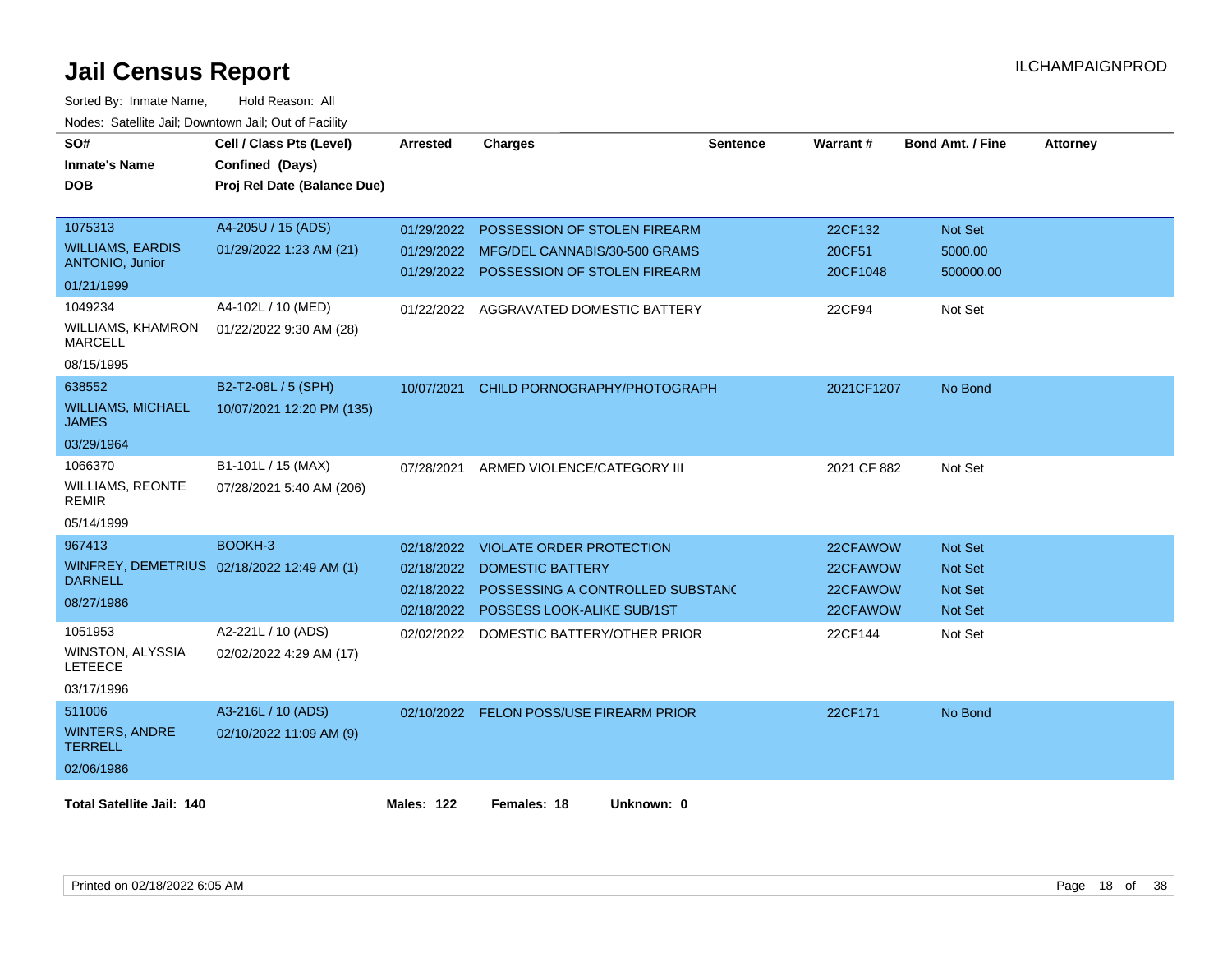# Jail Census Report

ILCHAMPAIGNPROD

Sorted By: Inmate Name, Hold Reason: All

Nodes: Satellite Jail; Downtown Jail; Out of Facility

| SO# / Inmate's Name / DOB | Cell / Class Pts (Level) / Confined (Days) / Proj Rel Date (Balance Due) | Arrested | Charges | Sentence | Warrant # | Bond Amt. / Fine | Attorney |
|---|---|---|---|---|---|---|---|
| 1075313 WILLIAMS, EARDIS ANTONIO, Junior 01/21/1999 | A4-205U / 15 (ADS) 01/29/2022 1:23 AM (21) | 01/29/2022 | POSSESSION OF STOLEN FIREARM | | 22CF132 | Not Set | |
| | | 01/29/2022 | MFG/DEL CANNABIS/30-500 GRAMS | | 20CF51 | 5000.00 | |
| | | 01/29/2022 | POSSESSION OF STOLEN FIREARM | | 20CF1048 | 500000.00 | |
| 1049234 WILLIAMS, KHAMRON MARCELL 08/15/1995 | A4-102L / 10 (MED) 01/22/2022 9:30 AM (28) | 01/22/2022 | AGGRAVATED DOMESTIC BATTERY | | 22CF94 | Not Set | |
| 638552 WILLIAMS, MICHAEL JAMES 03/29/1964 | B2-T2-08L / 5 (SPH) 10/07/2021 12:20 PM (135) | 10/07/2021 | CHILD PORNOGRAPHY/PHOTOGRAPH | | 2021CF1207 | No Bond | |
| 1066370 WILLIAMS, REONTE REMIR 05/14/1999 | B1-101L / 15 (MAX) 07/28/2021 5:40 AM (206) | 07/28/2021 | ARMED VIOLENCE/CATEGORY III | | 2021 CF 882 | Not Set | |
| 967413 WINFREY, DEMETRIUS DARNELL 08/27/1986 | BOOKH-3 02/18/2022 12:49 AM (1) | 02/18/2022 | VIOLATE ORDER PROTECTION | | 22CFAWOW | Not Set | |
| | | 02/18/2022 | DOMESTIC BATTERY | | 22CFAWOW | Not Set | |
| | | 02/18/2022 | POSSESSING A CONTROLLED SUBSTANC | | 22CFAWOW | Not Set | |
| | | 02/18/2022 | POSSESS LOOK-ALIKE SUB/1ST | | 22CFAWOW | Not Set | |
| 1051953 WINSTON, ALYSSIA LETEECE 03/17/1996 | A2-221L / 10 (ADS) 02/02/2022 4:29 AM (17) | 02/02/2022 | DOMESTIC BATTERY/OTHER PRIOR | | 22CF144 | Not Set | |
| 511006 WINTERS, ANDRE TERRELL 02/06/1986 | A3-216L / 10 (ADS) 02/10/2022 11:09 AM (9) | 02/10/2022 | FELON POSS/USE FIREARM PRIOR | | 22CF171 | No Bond | |

**Total Satellite Jail: 140** **Males: 122** **Females: 18** **Unknown: 0**

Printed on 02/18/2022 6:05 AM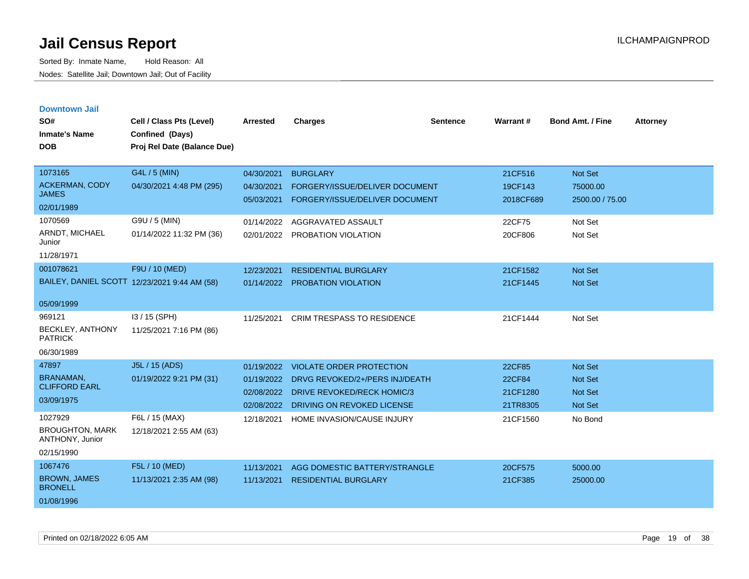# Jail Census Report

Sorted By: Inmate Name, Hold Reason: All

Nodes: Satellite Jail; Downtown Jail; Out of Facility

ILCHAMPAIGNPROD

### Downtown Jail

| SO# / Inmate's Name / DOB | Cell / Class Pts (Level) / Confined (Days) / Proj Rel Date (Balance Due) | Arrested | Charges | Sentence | Warrant # | Bond Amt. / Fine | Attorney |
|---|---|---|---|---|---|---|---|
| 1073165<br>ACKERMAN, CODY JAMES<br>02/01/1989 | G4L / 5 (MIN)<br>04/30/2021 4:48 PM (295) | 04/30/2021 | BURGLARY | | 21CF516 | Not Set | |
| | | 04/30/2021 | FORGERY/ISSUE/DELIVER DOCUMENT | | 19CF143 | 75000.00 | |
| | | 05/03/2021 | FORGERY/ISSUE/DELIVER DOCUMENT | | 2018CF689 | 2500.00 / 75.00 | |
| 1070569<br>ARNDT, MICHAEL Junior<br>11/28/1971 | G9U / 5 (MIN)<br>01/14/2022 11:32 PM (36) | 01/14/2022 | AGGRAVATED ASSAULT | | 22CF75 | Not Set | |
| | | 02/01/2022 | PROBATION VIOLATION | | 20CF806 | Not Set | |
| 001078621<br>BAILEY, DANIEL SCOTT<br>05/09/1999 | F9U / 10 (MED)<br>12/23/2021 9:44 AM (58) | 12/23/2021 | RESIDENTIAL BURGLARY | | 21CF1582 | Not Set | |
| | | 01/14/2022 | PROBATION VIOLATION | | 21CF1445 | Not Set | |
| 969121<br>BECKLEY, ANTHONY PATRICK<br>06/30/1989 | I3 / 15 (SPH)<br>11/25/2021 7:16 PM (86) | 11/25/2021 | CRIM TRESPASS TO RESIDENCE | | 21CF1444 | Not Set | |
| 47897<br>BRANAMAN, CLIFFORD EARL<br>03/09/1975 | J5L / 15 (ADS)<br>01/19/2022 9:21 PM (31) | 01/19/2022 | VIOLATE ORDER PROTECTION | | 22CF85 | Not Set | |
| | | 01/19/2022 | DRVG REVOKED/2+/PERS INJ/DEATH | | 22CF84 | Not Set | |
| | | 02/08/2022 | DRIVE REVOKED/RECK HOMIC/3 | | 21CF1280 | Not Set | |
| | | 02/08/2022 | DRIVING ON REVOKED LICENSE | | 21TR8305 | Not Set | |
| 1027929<br>BROUGHTON, MARK ANTHONY, Junior<br>02/15/1990 | F6L / 15 (MAX)<br>12/18/2021 2:55 AM (63) | 12/18/2021 | HOME INVASION/CAUSE INJURY | | 21CF1560 | No Bond | |
| 1067476<br>BROWN, JAMES BRONELL<br>01/08/1996 | F5L / 10 (MED)<br>11/13/2021 2:35 AM (98) | 11/13/2021 | AGG DOMESTIC BATTERY/STRANGLE | | 20CF575 | 5000.00 | |
| | | 11/13/2021 | RESIDENTIAL BURGLARY | | 21CF385 | 25000.00 | |

Printed on 02/18/2022 6:05 AM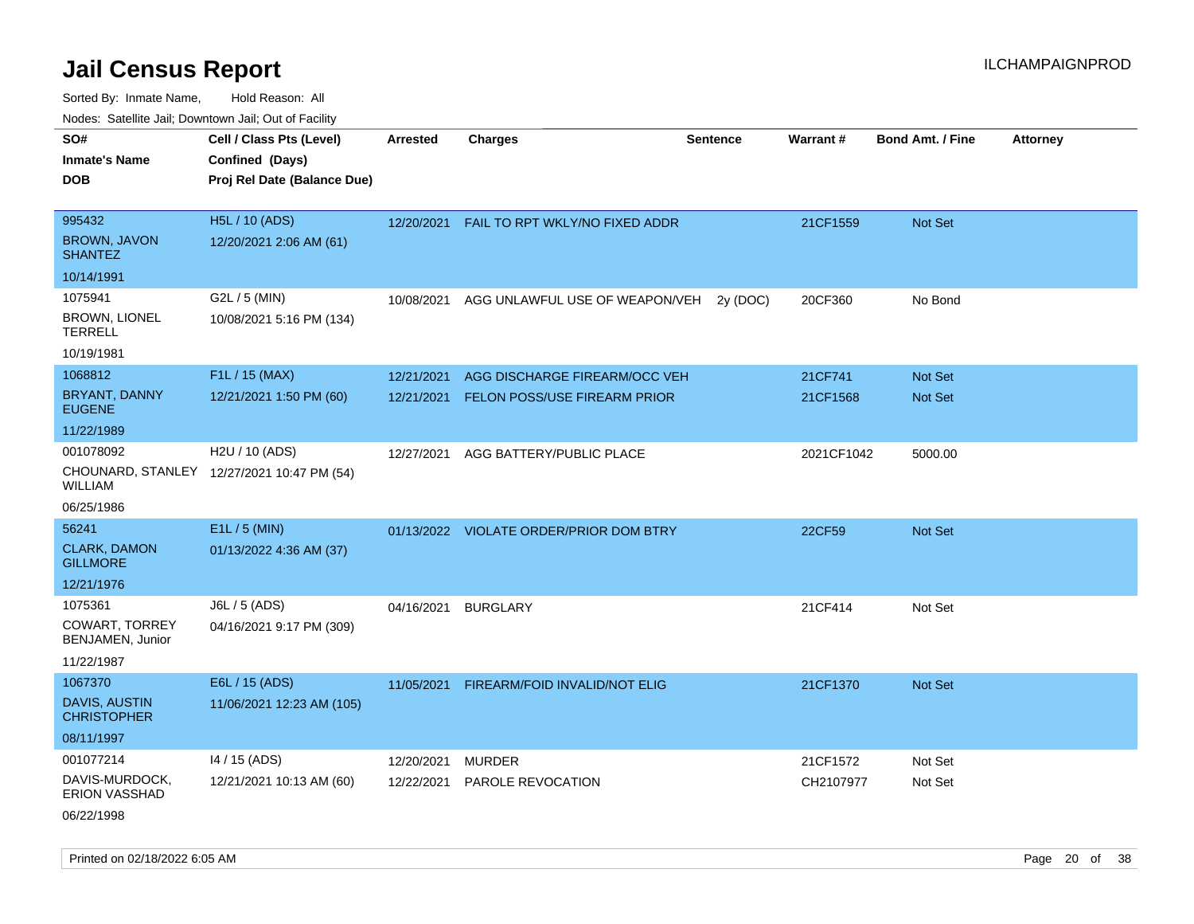# Jail Census Report

ILCHAMPAIGNPROD

Sorted By: Inmate Name, Hold Reason: All

Nodes: Satellite Jail; Downtown Jail; Out of Facility

| SO# / Inmate's Name / DOB | Cell / Class Pts (Level) / Confined (Days) / Proj Rel Date (Balance Due) | Arrested | Charges | Sentence | Warrant # | Bond Amt. / Fine | Attorney |
|---|---|---|---|---|---|---|---|
| 995432<br>BROWN, JAVON SHANTEZ<br>10/14/1991 | H5L / 10 (ADS)<br>12/20/2021 2:06 AM (61) | 12/20/2021 | FAIL TO RPT WKLY/NO FIXED ADDR | | 21CF1559 | Not Set | |
| 1075941<br>BROWN, LIONEL TERRELL<br>10/19/1981 | G2L / 5 (MIN)<br>10/08/2021 5:16 PM (134) | 10/08/2021 | AGG UNLAWFUL USE OF WEAPON/VEH | 2y (DOC) | 20CF360 | No Bond | |
| 1068812<br>BRYANT, DANNY EUGENE<br>11/22/1989 | F1L / 15 (MAX)<br>12/21/2021 1:50 PM (60) | 12/21/2021<br>12/21/2021 | AGG DISCHARGE FIREARM/OCC VEH<br>FELON POSS/USE FIREARM PRIOR | | 21CF741<br>21CF1568 | Not Set<br>Not Set | |
| 001078092<br>CHOUNARD, STANLEY WILLIAM<br>06/25/1986 | H2U / 10 (ADS)<br>12/27/2021 10:47 PM (54) | 12/27/2021 | AGG BATTERY/PUBLIC PLACE | | 2021CF1042 | 5000.00 | |
| 56241<br>CLARK, DAMON GILLMORE<br>12/21/1976 | E1L / 5 (MIN)<br>01/13/2022 4:36 AM (37) | 01/13/2022 | VIOLATE ORDER/PRIOR DOM BTRY | | 22CF59 | Not Set | |
| 1075361<br>COWART, TORREY BENJAMEN, Junior<br>11/22/1987 | J6L / 5 (ADS)<br>04/16/2021 9:17 PM (309) | 04/16/2021 | BURGLARY | | 21CF414 | Not Set | |
| 1067370<br>DAVIS, AUSTIN CHRISTOPHER<br>08/11/1997 | E6L / 15 (ADS)<br>11/06/2021 12:23 AM (105) | 11/05/2021 | FIREARM/FOID INVALID/NOT ELIG | | 21CF1370 | Not Set | |
| 001077214<br>DAVIS-MURDOCK, ERION VASSHAD<br>06/22/1998 | I4 / 15 (ADS)<br>12/21/2021 10:13 AM (60) | 12/20/2021<br>12/22/2021 | MURDER<br>PAROLE REVOCATION | | 21CF1572<br>CH2107977 | Not Set<br>Not Set | |

Printed on 02/18/2022 6:05 AM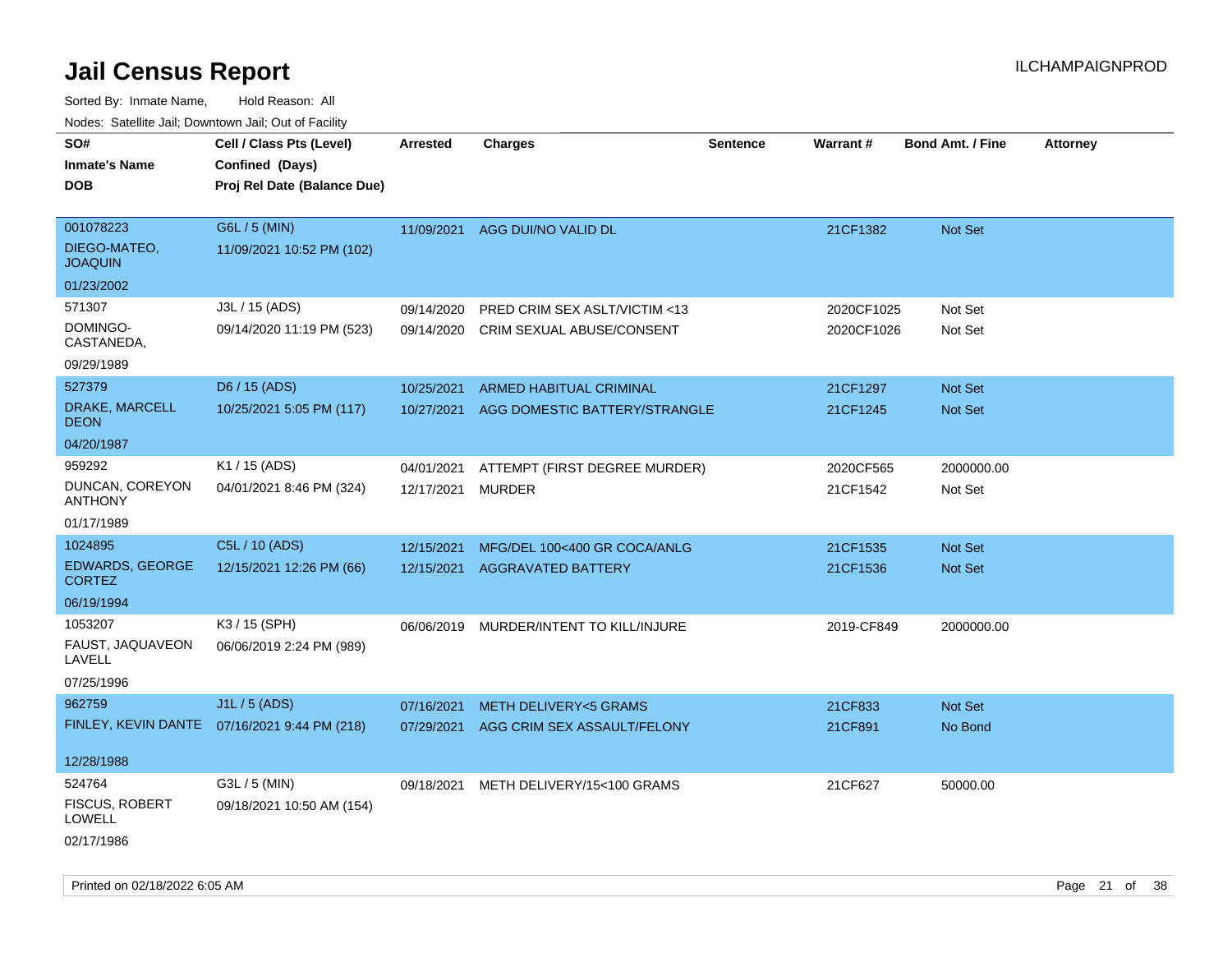# Jail Census Report

ILCHAMPAIGNPROD

Sorted By: Inmate Name, Hold Reason: All

Nodes: Satellite Jail; Downtown Jail; Out of Facility

| SO# / Inmate's Name / DOB | Cell / Class Pts (Level) / Confined (Days) / Proj Rel Date (Balance Due) | Arrested | Charges | Sentence | Warrant # | Bond Amt. / Fine | Attorney |
|---|---|---|---|---|---|---|---|
| 001078223<br>DIEGO-MATEO, JOAQUIN<br>01/23/2002 | G6L / 5 (MIN)<br>11/09/2021 10:52 PM (102) | 11/09/2021 | AGG DUI/NO VALID DL | | 21CF1382 | Not Set | |
| 571307<br>DOMINGO-CASTANEDA,<br>09/29/1989 | J3L / 15 (ADS)<br>09/14/2020 11:19 PM (523) | 09/14/2020<br>09/14/2020 | PRED CRIM SEX ASLT/VICTIM <13<br>CRIM SEXUAL ABUSE/CONSENT | | 2020CF1025<br>2020CF1026 | Not Set<br>Not Set | |
| 527379<br>DRAKE, MARCELL DEON<br>04/20/1987 | D6 / 15 (ADS)<br>10/25/2021 5:05 PM (117) | 10/25/2021<br>10/27/2021 | ARMED HABITUAL CRIMINAL<br>AGG DOMESTIC BATTERY/STRANGLE | | 21CF1297<br>21CF1245 | Not Set<br>Not Set | |
| 959292<br>DUNCAN, COREYON ANTHONY<br>01/17/1989 | K1 / 15 (ADS)<br>04/01/2021 8:46 PM (324) | 04/01/2021<br>12/17/2021 | ATTEMPT (FIRST DEGREE MURDER)<br>MURDER | | 2020CF565<br>21CF1542 | 2000000.00<br>Not Set | |
| 1024895<br>EDWARDS, GEORGE CORTEZ<br>06/19/1994 | C5L / 10 (ADS)<br>12/15/2021 12:26 PM (66) | 12/15/2021<br>12/15/2021 | MFG/DEL 100<400 GR COCA/ANLG<br>AGGRAVATED BATTERY | | 21CF1535<br>21CF1536 | Not Set<br>Not Set | |
| 1053207<br>FAUST, JAQUAVEON LAVELL<br>07/25/1996 | K3 / 15 (SPH)<br>06/06/2019 2:24 PM (989) | 06/06/2019 | MURDER/INTENT TO KILL/INJURE | | 2019-CF849 | 2000000.00 | |
| 962759<br>FINLEY, KEVIN DANTE<br>12/28/1988 | J1L / 5 (ADS)<br>07/16/2021 9:44 PM (218) | 07/16/2021<br>07/29/2021 | METH DELIVERY<5 GRAMS<br>AGG CRIM SEX ASSAULT/FELONY | | 21CF833<br>21CF891 | Not Set<br>No Bond | |
| 524764<br>FISCUS, ROBERT LOWELL<br>02/17/1986 | G3L / 5 (MIN)<br>09/18/2021 10:50 AM (154) | 09/18/2021 | METH DELIVERY/15<100 GRAMS | | 21CF627 | 50000.00 | |

Printed on 02/18/2022 6:05 AM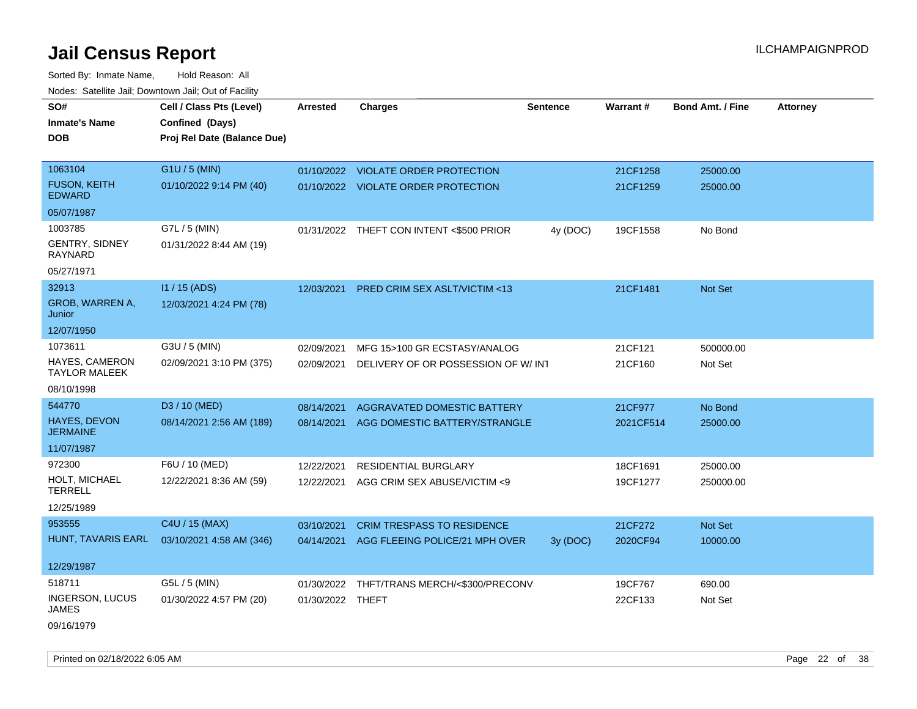# Jail Census Report

Sorted By: Inmate Name, Hold Reason: All

Nodes: Satellite Jail; Downtown Jail; Out of Facility

| SO# / Inmate's Name / DOB | Cell / Class Pts (Level) / Confined (Days) / Proj Rel Date (Balance Due) | Arrested | Charges | Sentence | Warrant # | Bond Amt. / Fine | Attorney |
|---|---|---|---|---|---|---|---|
| 1063104 FUSON, KEITH EDWARD 05/07/1987 | G1U / 5 (MIN) 01/10/2022 9:14 PM (40) | 01/10/2022 | VIOLATE ORDER PROTECTION | | 21CF1258 | 25000.00 | |
| | | 01/10/2022 | VIOLATE ORDER PROTECTION | | 21CF1259 | 25000.00 | |
| 1003785 GENTRY, SIDNEY RAYNARD 05/27/1971 | G7L / 5 (MIN) 01/31/2022 8:44 AM (19) | 01/31/2022 | THEFT CON INTENT <$500 PRIOR | 4y (DOC) | 19CF1558 | No Bond | |
| 32913 GROB, WARREN A, Junior 12/07/1950 | I1 / 15 (ADS) 12/03/2021 4:24 PM (78) | 12/03/2021 | PRED CRIM SEX ASLT/VICTIM <13 | | 21CF1481 | Not Set | |
| 1073611 HAYES, CAMERON TAYLOR MALEEK 08/10/1998 | G3U / 5 (MIN) 02/09/2021 3:10 PM (375) | 02/09/2021 | MFG 15>100 GR ECSTASY/ANALOG | | 21CF121 | 500000.00 | |
| | | 02/09/2021 | DELIVERY OF OR POSSESSION OF W/ INT | | 21CF160 | Not Set | |
| 544770 HAYES, DEVON JERMAINE 11/07/1987 | D3 / 10 (MED) 08/14/2021 2:56 AM (189) | 08/14/2021 | AGGRAVATED DOMESTIC BATTERY | | 21CF977 | No Bond | |
| | | 08/14/2021 | AGG DOMESTIC BATTERY/STRANGLE | | 2021CF514 | 25000.00 | |
| 972300 HOLT, MICHAEL TERRELL 12/25/1989 | F6U / 10 (MED) 12/22/2021 8:36 AM (59) | 12/22/2021 | RESIDENTIAL BURGLARY | | 18CF1691 | 25000.00 | |
| | | 12/22/2021 | AGG CRIM SEX ABUSE/VICTIM <9 | | 19CF1277 | 250000.00 | |
| 953555 HUNT, TAVARIS EARL 12/29/1987 | C4U / 15 (MAX) 03/10/2021 4:58 AM (346) | 03/10/2021 | CRIM TRESPASS TO RESIDENCE | | 21CF272 | Not Set | |
| | | 04/14/2021 | AGG FLEEING POLICE/21 MPH OVER | 3y (DOC) | 2020CF94 | 10000.00 | |
| 518711 INGERSON, LUCUS JAMES 09/16/1979 | G5L / 5 (MIN) 01/30/2022 4:57 PM (20) | 01/30/2022 | THFT/TRANS MERCH/<$300/PRECONV | | 19CF767 | 690.00 | |
| | | 01/30/2022 | THEFT | | 22CF133 | Not Set | |

Printed on 02/18/2022 6:05 AM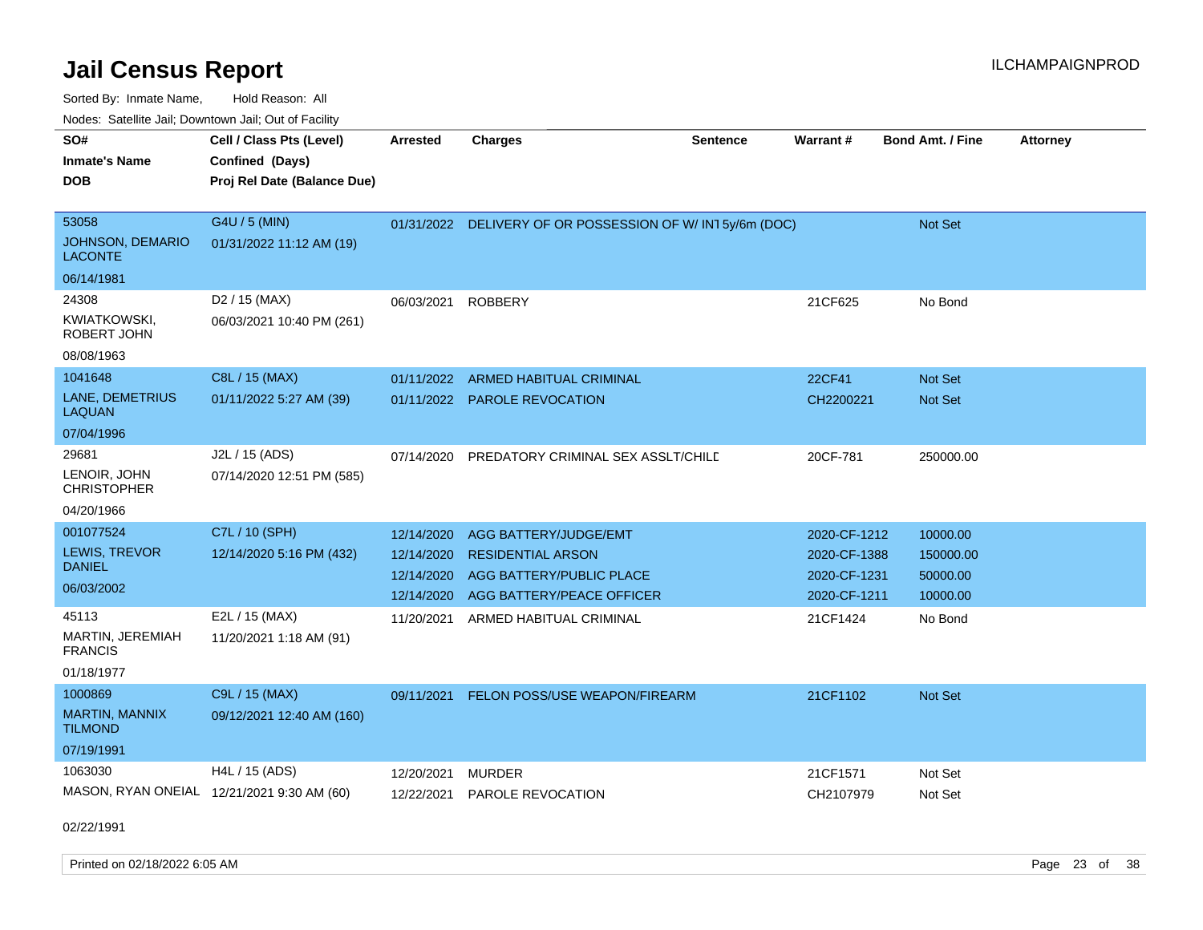# Jail Census Report

Sorted By: Inmate Name, Hold Reason: All

Nodes: Satellite Jail; Downtown Jail; Out of Facility

| SO# / Inmate's Name / DOB | Cell / Class Pts (Level) / Confined (Days) / Proj Rel Date (Balance Due) | Arrested | Charges | Sentence | Warrant # | Bond Amt. / Fine | Attorney |
|---|---|---|---|---|---|---|---|
| 53058 JOHNSON, DEMARIO LACONTE 06/14/1981 | G4U / 5 (MIN) 01/31/2022 11:12 AM (19) | 01/31/2022 | DELIVERY OF OR POSSESSION OF W/ INT | 5y/6m (DOC) | | Not Set | |
| 24308 KWIATKOWSKI, ROBERT JOHN 08/08/1963 | D2 / 15 (MAX) 06/03/2021 10:40 PM (261) | 06/03/2021 | ROBBERY | | 21CF625 | No Bond | |
| 1041648 LANE, DEMETRIUS LAQUAN 07/04/1996 | C8L / 15 (MAX) 01/11/2022 5:27 AM (39) | 01/11/2022 | ARMED HABITUAL CRIMINAL | | 22CF41 | Not Set | |
| | | 01/11/2022 | PAROLE REVOCATION | | CH2200221 | Not Set | |
| 29681 LENOIR, JOHN CHRISTOPHER 04/20/1966 | J2L / 15 (ADS) 07/14/2020 12:51 PM (585) | 07/14/2020 | PREDATORY CRIMINAL SEX ASSLT/CHILD | | 20CF-781 | 250000.00 | |
| 001077524 LEWIS, TREVOR DANIEL 06/03/2002 | C7L / 10 (SPH) 12/14/2020 5:16 PM (432) | 12/14/2020 | AGG BATTERY/JUDGE/EMT | | 2020-CF-1212 | 10000.00 | |
| | | 12/14/2020 | RESIDENTIAL ARSON | | 2020-CF-1388 | 150000.00 | |
| | | 12/14/2020 | AGG BATTERY/PUBLIC PLACE | | 2020-CF-1231 | 50000.00 | |
| | | 12/14/2020 | AGG BATTERY/PEACE OFFICER | | 2020-CF-1211 | 10000.00 | |
| 45113 MARTIN, JEREMIAH FRANCIS 01/18/1977 | E2L / 15 (MAX) 11/20/2021 1:18 AM (91) | 11/20/2021 | ARMED HABITUAL CRIMINAL | | 21CF1424 | No Bond | |
| 1000869 MARTIN, MANNIX TILMOND 07/19/1991 | C9L / 15 (MAX) 09/12/2021 12:40 AM (160) | 09/11/2021 | FELON POSS/USE WEAPON/FIREARM | | 21CF1102 | Not Set | |
| 1063030 MASON, RYAN ONEIAL 02/22/1991 | H4L / 15 (ADS) 12/21/2021 9:30 AM (60) | 12/20/2021 | MURDER | | 21CF1571 | Not Set | |
| | | 12/22/2021 | PAROLE REVOCATION | | CH2107979 | Not Set | |

Printed on 02/18/2022 6:05 AM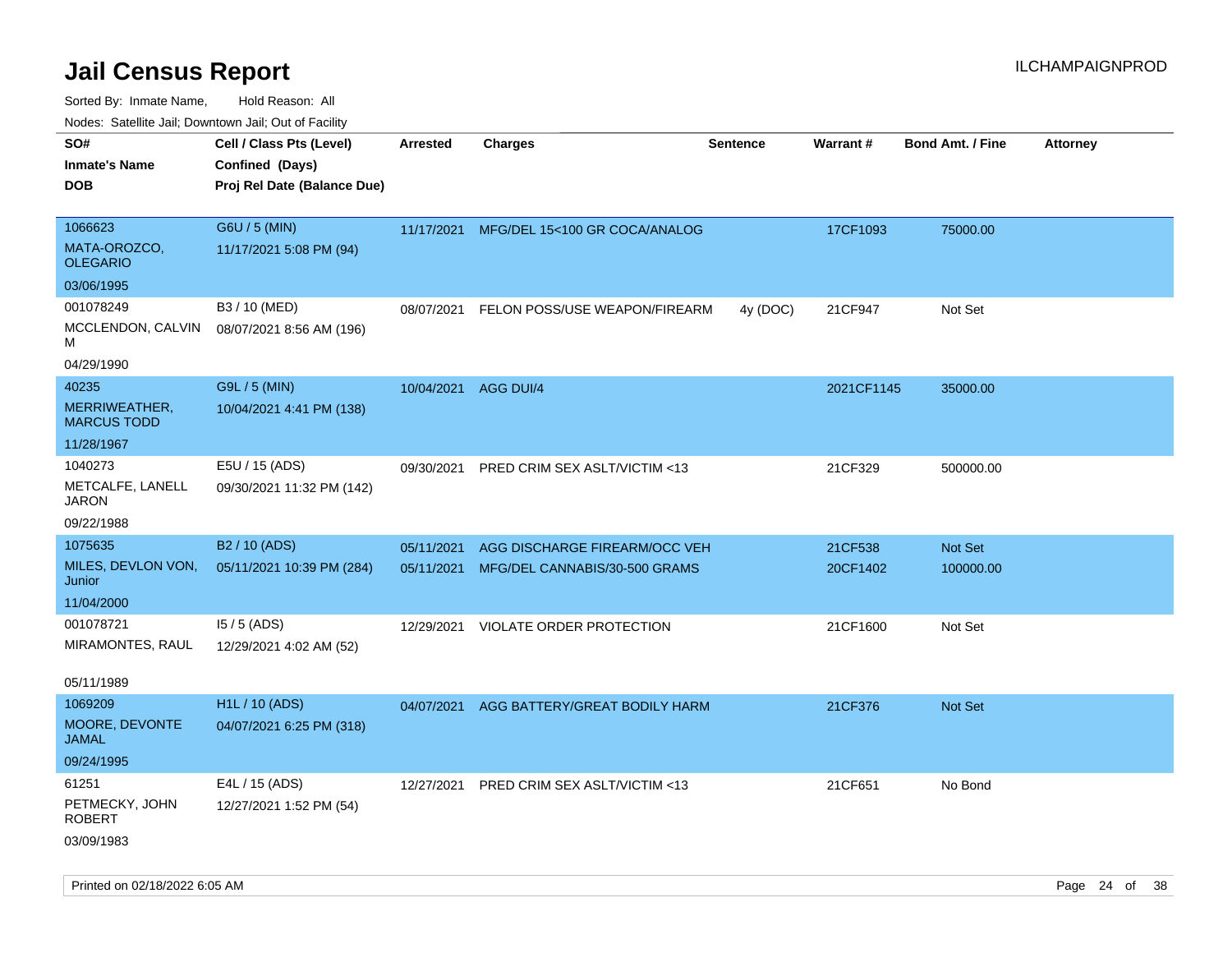# Jail Census Report

ILCHAMPAIGNPROD

Sorted By: Inmate Name, Hold Reason: All

Nodes: Satellite Jail; Downtown Jail; Out of Facility

| SO#<br>Inmate's Name<br>DOB | Cell / Class Pts (Level)<br>Confined (Days)<br>Proj Rel Date (Balance Due) | Arrested | Charges | Sentence | Warrant # | Bond Amt. / Fine | Attorney |
|---|---|---|---|---|---|---|---|
| 1066623<br>MATA-OROZCO, OLEGARIO<br>03/06/1995 | G6U / 5 (MIN)<br>11/17/2021 5:08 PM (94) | 11/17/2021 | MFG/DEL 15<100 GR COCA/ANALOG | | 17CF1093 | 75000.00 | |
| 001078249<br>MCCLENDON, CALVIN M<br>04/29/1990 | B3 / 10 (MED)<br>08/07/2021 8:56 AM (196) | 08/07/2021 | FELON POSS/USE WEAPON/FIREARM | 4y (DOC) | 21CF947 | Not Set | |
| 40235<br>MERRIWEATHER, MARCUS TODD<br>11/28/1967 | G9L / 5 (MIN)<br>10/04/2021 4:41 PM (138) | 10/04/2021 | AGG DUI/4 | | 2021CF1145 | 35000.00 | |
| 1040273<br>METCALFE, LANELL JARON<br>09/22/1988 | E5U / 15 (ADS)<br>09/30/2021 11:32 PM (142) | 09/30/2021 | PRED CRIM SEX ASLT/VICTIM <13 | | 21CF329 | 500000.00 | |
| 1075635<br>MILES, DEVLON VON, Junior<br>11/04/2000 | B2 / 10 (ADS)<br>05/11/2021 10:39 PM (284) | 05/11/2021<br>05/11/2021 | AGG DISCHARGE FIREARM/OCC VEH<br>MFG/DEL CANNABIS/30-500 GRAMS | | 21CF538<br>20CF1402 | Not Set<br>100000.00 | |
| 001078721<br>MIRAMONTES, RAUL<br>05/11/1989 | I5 / 5 (ADS)<br>12/29/2021 4:02 AM (52) | 12/29/2021 | VIOLATE ORDER PROTECTION | | 21CF1600 | Not Set | |
| 1069209<br>MOORE, DEVONTE JAMAL<br>09/24/1995 | H1L / 10 (ADS)<br>04/07/2021 6:25 PM (318) | 04/07/2021 | AGG BATTERY/GREAT BODILY HARM | | 21CF376 | Not Set | |
| 61251<br>PETMECKY, JOHN ROBERT<br>03/09/1983 | E4L / 15 (ADS)<br>12/27/2021 1:52 PM (54) | 12/27/2021 | PRED CRIM SEX ASLT/VICTIM <13 | | 21CF651 | No Bond | |

Printed on 02/18/2022 6:05 AM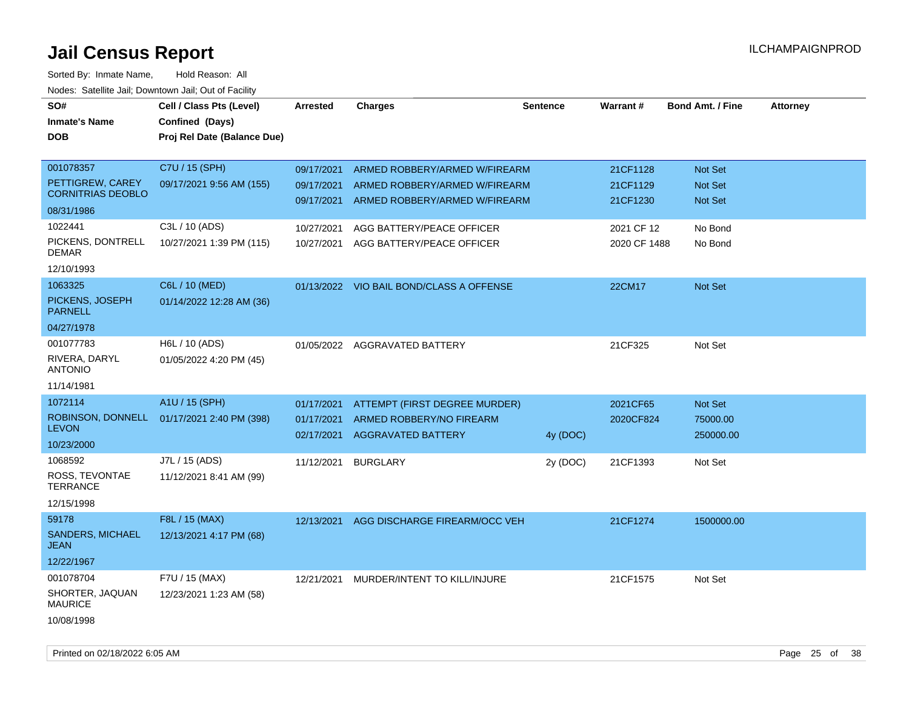# Jail Census Report

Sorted By: Inmate Name, Hold Reason: All

Nodes: Satellite Jail; Downtown Jail; Out of Facility

| SO# / Inmate's Name / DOB | Cell / Class Pts (Level) / Confined (Days) / Proj Rel Date (Balance Due) | Arrested | Charges | Sentence | Warrant # | Bond Amt. / Fine | Attorney |
|---|---|---|---|---|---|---|---|
| 001078357 PETTIGREW, CAREY CORNITRIAS DEOBLO 08/31/1986 | C7U / 15 (SPH) 09/17/2021 9:56 AM (155) | 09/17/2021 | ARMED ROBBERY/ARMED W/FIREARM | | 21CF1128 | Not Set | |
| | | 09/17/2021 | ARMED ROBBERY/ARMED W/FIREARM | | 21CF1129 | Not Set | |
| | | 09/17/2021 | ARMED ROBBERY/ARMED W/FIREARM | | 21CF1230 | Not Set | |
| 1022441 PICKENS, DONTRELL DEMAR 12/10/1993 | C3L / 10 (ADS) 10/27/2021 1:39 PM (115) | 10/27/2021 | AGG BATTERY/PEACE OFFICER | | 2021 CF 12 | No Bond | |
| | | 10/27/2021 | AGG BATTERY/PEACE OFFICER | | 2020 CF 1488 | No Bond | |
| 1063325 PICKENS, JOSEPH PARNELL 04/27/1978 | C6L / 10 (MED) 01/14/2022 12:28 AM (36) | 01/13/2022 | VIO BAIL BOND/CLASS A OFFENSE | | 22CM17 | Not Set | |
| 001077783 RIVERA, DARYL ANTONIO 11/14/1981 | H6L / 10 (ADS) 01/05/2022 4:20 PM (45) | 01/05/2022 | AGGRAVATED BATTERY | | 21CF325 | Not Set | |
| 1072114 ROBINSON, DONNELL LEVON 10/23/2000 | A1U / 15 (SPH) 01/17/2021 2:40 PM (398) | 01/17/2021 | ATTEMPT (FIRST DEGREE MURDER) | | 2021CF65 | Not Set | |
| | | 01/17/2021 | ARMED ROBBERY/NO FIREARM | | 2020CF824 | 75000.00 | |
| | | 02/17/2021 | AGGRAVATED BATTERY | 4y (DOC) | | 250000.00 | |
| 1068592 ROSS, TEVONTAE TERRANCE 12/15/1998 | J7L / 15 (ADS) 11/12/2021 8:41 AM (99) | 11/12/2021 | BURGLARY | 2y (DOC) | 21CF1393 | Not Set | |
| 59178 SANDERS, MICHAEL JEAN 12/22/1967 | F8L / 15 (MAX) 12/13/2021 4:17 PM (68) | 12/13/2021 | AGG DISCHARGE FIREARM/OCC VEH | | 21CF1274 | 1500000.00 | |
| 001078704 SHORTER, JAQUAN MAURICE 10/08/1998 | F7U / 15 (MAX) 12/23/2021 1:23 AM (58) | 12/21/2021 | MURDER/INTENT TO KILL/INJURE | | 21CF1575 | Not Set | |

Printed on 02/18/2022 6:05 AM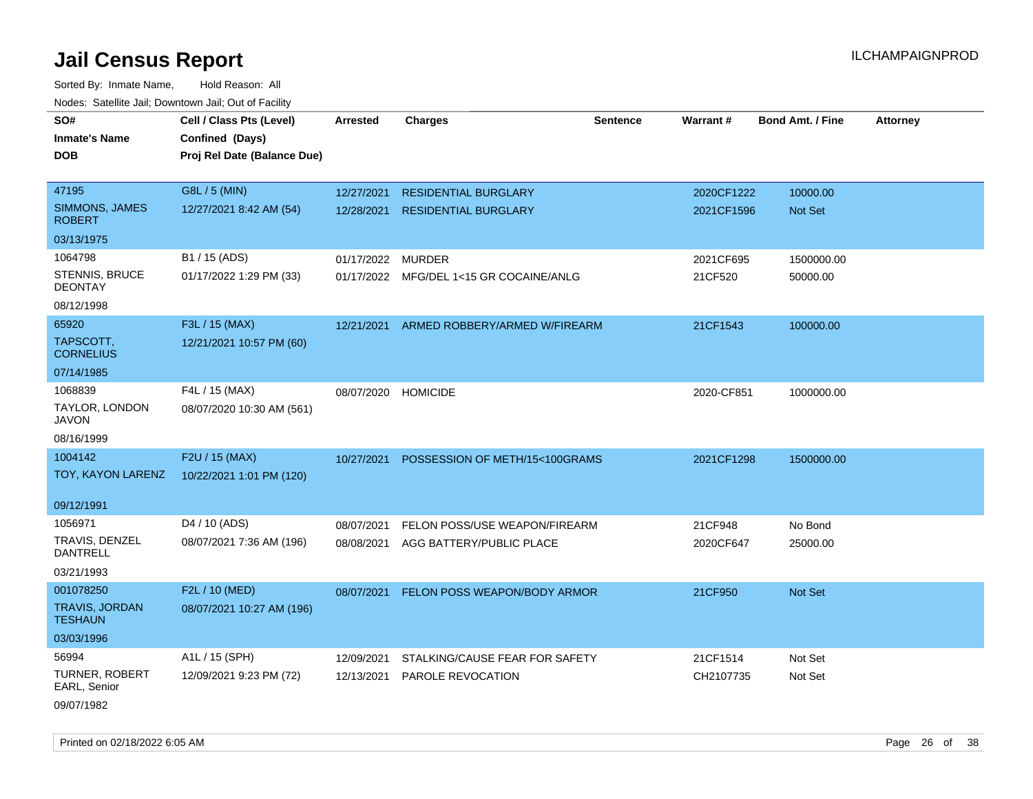# Jail Census Report

Sorted By: Inmate Name, Hold Reason: All

Nodes: Satellite Jail; Downtown Jail; Out of Facility

| SO# / Inmate's Name / DOB | Cell / Class Pts (Level) / Confined (Days) / Proj Rel Date (Balance Due) | Arrested | Charges | Sentence | Warrant # | Bond Amt. / Fine | Attorney |
|---|---|---|---|---|---|---|---|
| 47195<br>SIMMONS, JAMES ROBERT<br>03/13/1975 | G8L / 5 (MIN)<br>12/27/2021 8:42 AM (54) | 12/27/2021<br>12/28/2021 | RESIDENTIAL BURGLARY<br>RESIDENTIAL BURGLARY | | 2020CF1222<br>2021CF1596 | 10000.00<br>Not Set | |
| 1064798<br>STENNIS, BRUCE DEONTAY<br>08/12/1998 | B1 / 15 (ADS)<br>01/17/2022 1:29 PM (33) | 01/17/2022<br>01/17/2022 | MURDER<br>MFG/DEL 1<15 GR COCAINE/ANLG | | 2021CF695<br>21CF520 | 1500000.00<br>50000.00 | |
| 65920<br>TAPSCOTT, CORNELIUS<br>07/14/1985 | F3L / 15 (MAX)<br>12/21/2021 10:57 PM (60) | 12/21/2021 | ARMED ROBBERY/ARMED W/FIREARM | | 21CF1543 | 100000.00 | |
| 1068839<br>TAYLOR, LONDON JAVON<br>08/16/1999 | F4L / 15 (MAX)<br>08/07/2020 10:30 AM (561) | 08/07/2020 | HOMICIDE | | 2020-CF851 | 1000000.00 | |
| 1004142<br>TOY, KAYON LARENZ<br>09/12/1991 | F2U / 15 (MAX)<br>10/22/2021 1:01 PM (120) | 10/27/2021 | POSSESSION OF METH/15<100GRAMS | | 2021CF1298 | 1500000.00 | |
| 1056971<br>TRAVIS, DENZEL DANTRELL<br>03/21/1993 | D4 / 10 (ADS)<br>08/07/2021 7:36 AM (196) | 08/07/2021<br>08/08/2021 | FELON POSS/USE WEAPON/FIREARM<br>AGG BATTERY/PUBLIC PLACE | | 21CF948<br>2020CF647 | No Bond<br>25000.00 | |
| 001078250<br>TRAVIS, JORDAN TESHAUN<br>03/03/1996 | F2L / 10 (MED)<br>08/07/2021 10:27 AM (196) | 08/07/2021 | FELON POSS WEAPON/BODY ARMOR | | 21CF950 | Not Set | |
| 56994<br>TURNER, ROBERT EARL, Senior<br>09/07/1982 | A1L / 15 (SPH)<br>12/09/2021 9:23 PM (72) | 12/09/2021<br>12/13/2021 | STALKING/CAUSE FEAR FOR SAFETY<br>PAROLE REVOCATION | | 21CF1514<br>CH2107735 | Not Set<br>Not Set | |

Printed on 02/18/2022 6:05 AM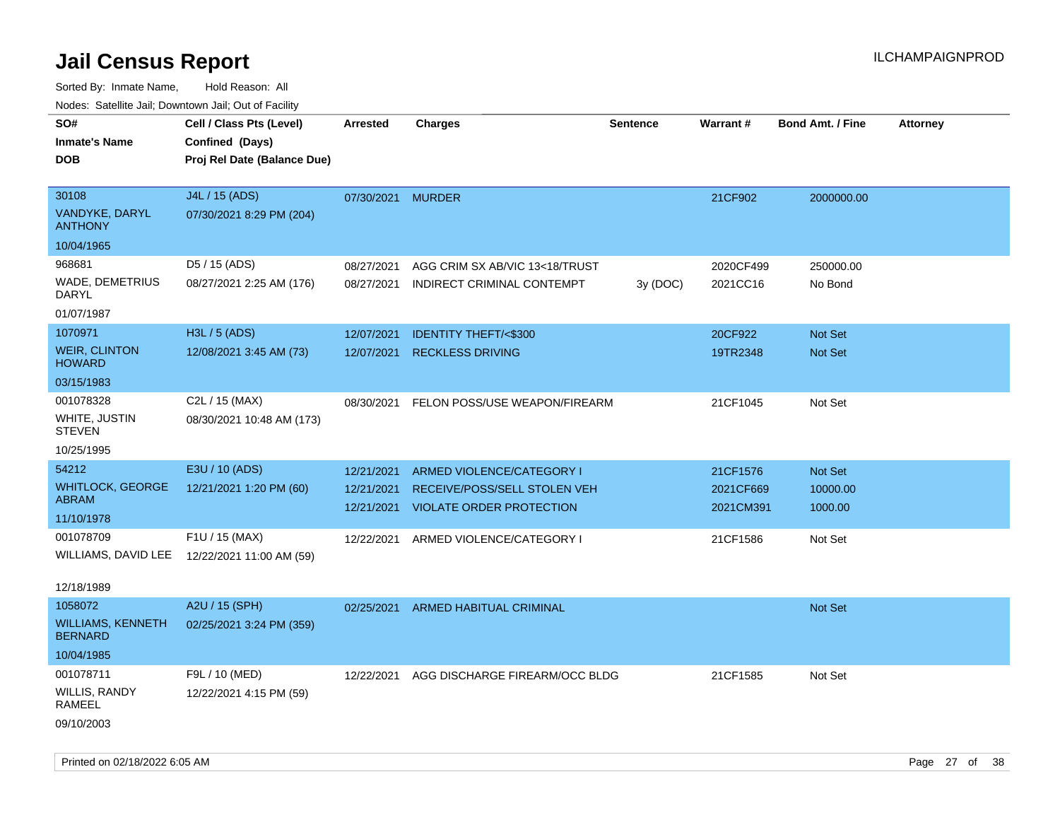# Jail Census Report

ILCHAMPAIGNPROD

Sorted By: Inmate Name, Hold Reason: All

Nodes: Satellite Jail; Downtown Jail; Out of Facility

| SO# / Inmate's Name / DOB | Cell / Class Pts (Level) / Confined (Days) / Proj Rel Date (Balance Due) | Arrested | Charges | Sentence | Warrant # | Bond Amt. / Fine | Attorney |
|---|---|---|---|---|---|---|---|
| 30108<br>VANDYKE, DARYL ANTHONY<br>10/04/1965 | J4L / 15 (ADS)<br>07/30/2021 8:29 PM (204) | 07/30/2021 | MURDER | | 21CF902 | 2000000.00 | |
| 968681<br>WADE, DEMETRIUS DARYL<br>01/07/1987 | D5 / 15 (ADS)<br>08/27/2021 2:25 AM (176) | 08/27/2021 | AGG CRIM SX AB/VIC 13<18/TRUST | | 2020CF499 | 250000.00 | |
| | | 08/27/2021 | INDIRECT CRIMINAL CONTEMPT | 3y (DOC) | 2021CC16 | No Bond | |
| 1070971<br>WEIR, CLINTON HOWARD<br>03/15/1983 | H3L / 5 (ADS)<br>12/08/2021 3:45 AM (73) | 12/07/2021 | IDENTITY THEFT/<$300 | | 20CF922 | Not Set | |
| | | 12/07/2021 | RECKLESS DRIVING | | 19TR2348 | Not Set | |
| 001078328<br>WHITE, JUSTIN STEVEN<br>10/25/1995 | C2L / 15 (MAX)<br>08/30/2021 10:48 AM (173) | 08/30/2021 | FELON POSS/USE WEAPON/FIREARM | | 21CF1045 | Not Set | |
| 54212<br>WHITLOCK, GEORGE ABRAM<br>11/10/1978 | E3U / 10 (ADS)<br>12/21/2021 1:20 PM (60) | 12/21/2021 | ARMED VIOLENCE/CATEGORY I | | 21CF1576 | Not Set | |
| | | 12/21/2021 | RECEIVE/POSS/SELL STOLEN VEH | | 2021CF669 | 10000.00 | |
| | | 12/21/2021 | VIOLATE ORDER PROTECTION | | 2021CM391 | 1000.00 | |
| 001078709<br>WILLIAMS, DAVID LEE<br>12/18/1989 | F1U / 15 (MAX)<br>12/22/2021 11:00 AM (59) | 12/22/2021 | ARMED VIOLENCE/CATEGORY I | | 21CF1586 | Not Set | |
| 1058072<br>WILLIAMS, KENNETH BERNARD<br>10/04/1985 | A2U / 15 (SPH)<br>02/25/2021 3:24 PM (359) | 02/25/2021 | ARMED HABITUAL CRIMINAL | | | Not Set | |
| 001078711<br>WILLIS, RANDY RAMEEL<br>09/10/2003 | F9L / 10 (MED)<br>12/22/2021 4:15 PM (59) | 12/22/2021 | AGG DISCHARGE FIREARM/OCC BLDG | | 21CF1585 | Not Set | |

Printed on 02/18/2022 6:05 AM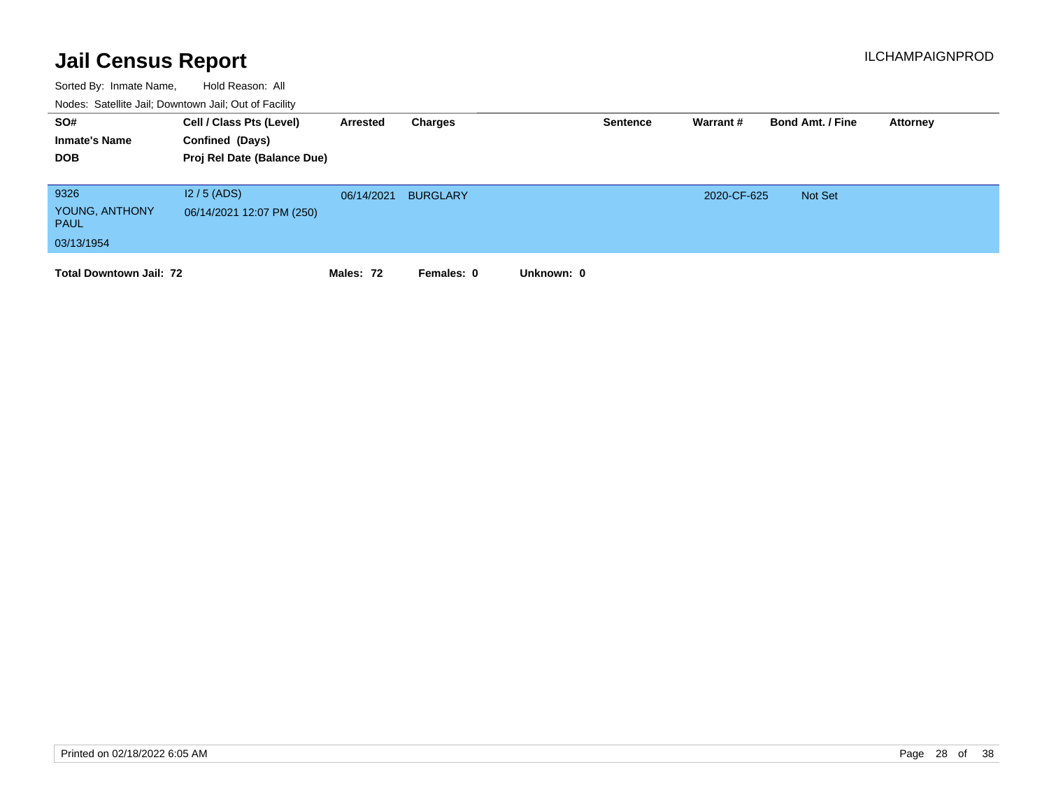# Jail Census Report

ILCHAMPAIGNPROD

Sorted By: Inmate Name, Hold Reason: All

Nodes: Satellite Jail; Downtown Jail; Out of Facility

| SO# / Inmate's Name / DOB | Cell / Class Pts (Level) / Confined (Days) / Proj Rel Date (Balance Due) | Arrested | Charges | Sentence | Warrant # | Bond Amt. / Fine | Attorney |
|---|---|---|---|---|---|---|---|
| 9326<br>YOUNG, ANTHONY PAUL<br>03/13/1954 | I2 / 5 (ADS)<br>06/14/2021 12:07 PM (250) | 06/14/2021 | BURGLARY | | 2020-CF-625 | Not Set | |

**Total Downtown Jail: 72** **Males: 72** **Females: 0** **Unknown: 0**

Printed on 02/18/2022 6:05 AM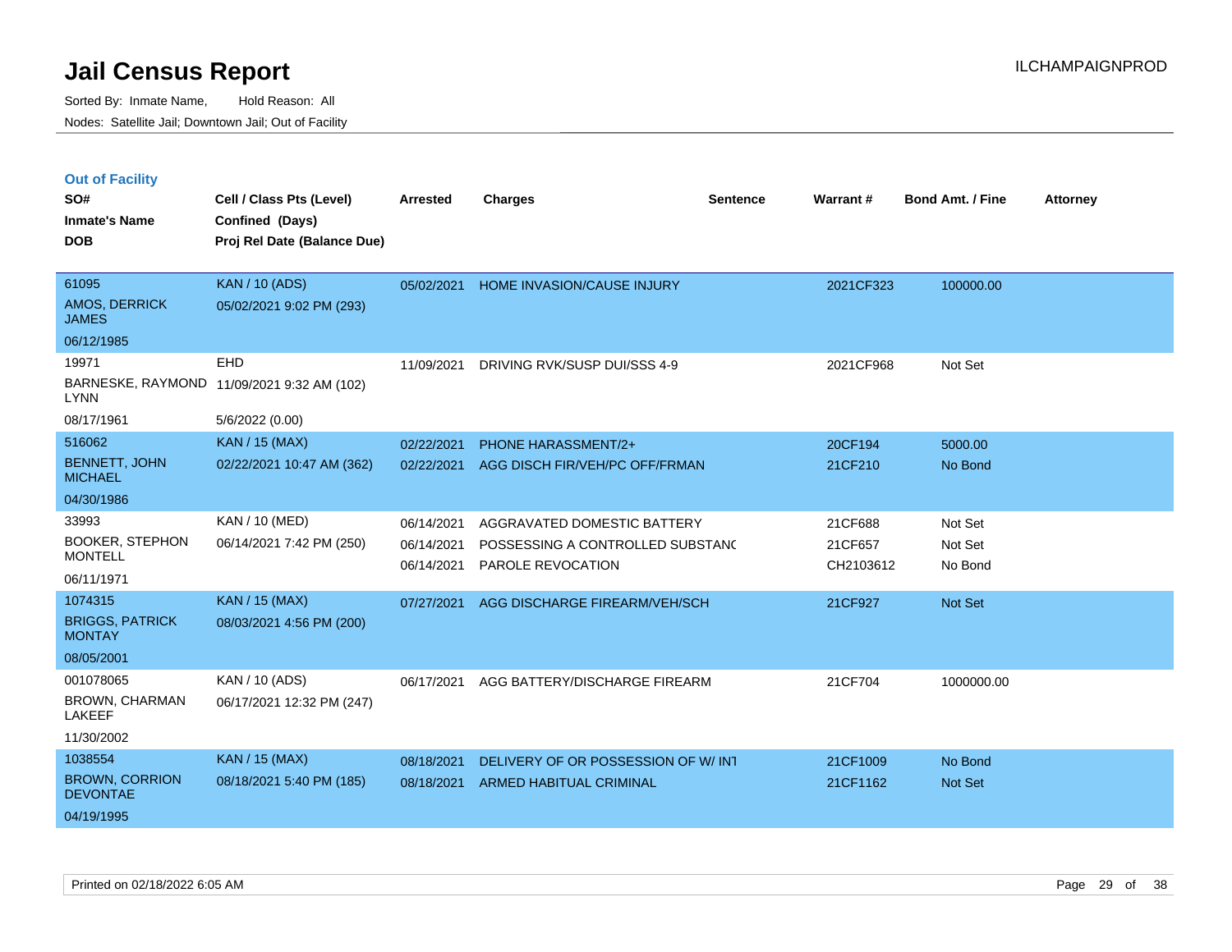# Jail Census Report

Sorted By: Inmate Name, Hold Reason: All

Nodes: Satellite Jail; Downtown Jail; Out of Facility

## Out of Facility

| SO# / Inmate's Name / DOB | Cell / Class Pts (Level) / Confined (Days) / Proj Rel Date (Balance Due) | Arrested | Charges | Sentence | Warrant # | Bond Amt. / Fine | Attorney |
|---|---|---|---|---|---|---|---|
| 61095<br>AMOS, DERRICK JAMES<br>06/12/1985 | KAN / 10 (ADS)<br>05/02/2021 9:02 PM (293) | 05/02/2021 | HOME INVASION/CAUSE INJURY | | 2021CF323 | 100000.00 | |
| 19971<br>BARNESKE, RAYMOND LYNN<br>08/17/1961 | EHD<br>11/09/2021 9:32 AM (102)<br>5/6/2022 (0.00) | 11/09/2021 | DRIVING RVK/SUSP DUI/SSS 4-9 | | 2021CF968 | Not Set | |
| 516062<br>BENNETT, JOHN MICHAEL<br>04/30/1986 | KAN / 15 (MAX)<br>02/22/2021 10:47 AM (362) | 02/22/2021<br>02/22/2021 | PHONE HARASSMENT/2+<br>AGG DISCH FIR/VEH/PC OFF/FRMAN | | 20CF194<br>21CF210 | 5000.00<br>No Bond | |
| 33993<br>BOOKER, STEPHON MONTELL<br>06/11/1971 | KAN / 10 (MED)<br>06/14/2021 7:42 PM (250) | 06/14/2021<br>06/14/2021<br>06/14/2021 | AGGRAVATED DOMESTIC BATTERY<br>POSSESSING A CONTROLLED SUBSTANC<br>PAROLE REVOCATION | | 21CF688<br>21CF657<br>CH2103612 | Not Set<br>Not Set<br>No Bond | |
| 1074315<br>BRIGGS, PATRICK MONTAY<br>08/05/2001 | KAN / 15 (MAX)<br>08/03/2021 4:56 PM (200) | 07/27/2021 | AGG DISCHARGE FIREARM/VEH/SCH | | 21CF927 | Not Set | |
| 001078065<br>BROWN, CHARMAN LAKEEF<br>11/30/2002 | KAN / 10 (ADS)<br>06/17/2021 12:32 PM (247) | 06/17/2021 | AGG BATTERY/DISCHARGE FIREARM | | 21CF704 | 1000000.00 | |
| 1038554<br>BROWN, CORRION DEVONTAE<br>04/19/1995 | KAN / 15 (MAX)<br>08/18/2021 5:40 PM (185) | 08/18/2021<br>08/18/2021 | DELIVERY OF OR POSSESSION OF W/ INT<br>ARMED HABITUAL CRIMINAL | | 21CF1009<br>21CF1162 | No Bond<br>Not Set | |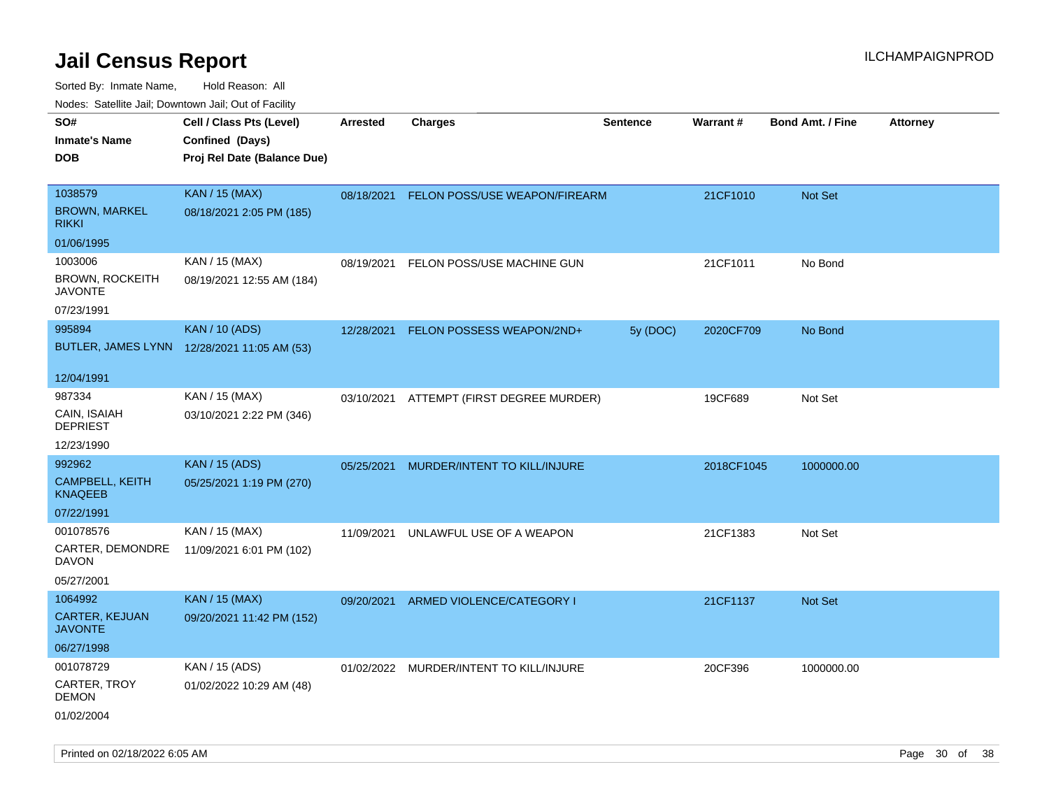# Jail Census Report

ILCHAMPAIGNPROD

Sorted By: Inmate Name, Hold Reason: All

Nodes: Satellite Jail; Downtown Jail; Out of Facility

| SO# / Inmate's Name / DOB | Cell / Class Pts (Level) / Confined (Days) / Proj Rel Date (Balance Due) | Arrested | Charges | Sentence | Warrant # | Bond Amt. / Fine | Attorney |
|---|---|---|---|---|---|---|---|
| 1038579 BROWN, MARKEL RIKKI 01/06/1995 | KAN / 15 (MAX) 08/18/2021 2:05 PM (185) | 08/18/2021 | FELON POSS/USE WEAPON/FIREARM | | 21CF1010 | Not Set | |
| 1003006 BROWN, ROCKEITH JAVONTE 07/23/1991 | KAN / 15 (MAX) 08/19/2021 12:55 AM (184) | 08/19/2021 | FELON POSS/USE MACHINE GUN | | 21CF1011 | No Bond | |
| 995894 BUTLER, JAMES LYNN 12/04/1991 | KAN / 10 (ADS) 12/28/2021 11:05 AM (53) | 12/28/2021 | FELON POSSESS WEAPON/2ND+ | 5y (DOC) | 2020CF709 | No Bond | |
| 987334 CAIN, ISAIAH DEPRIEST 12/23/1990 | KAN / 15 (MAX) 03/10/2021 2:22 PM (346) | 03/10/2021 | ATTEMPT (FIRST DEGREE MURDER) | | 19CF689 | Not Set | |
| 992962 CAMPBELL, KEITH KNAQEEB 07/22/1991 | KAN / 15 (ADS) 05/25/2021 1:19 PM (270) | 05/25/2021 | MURDER/INTENT TO KILL/INJURE | | 2018CF1045 | 1000000.00 | |
| 001078576 CARTER, DEMONDRE DAVON 05/27/2001 | KAN / 15 (MAX) 11/09/2021 6:01 PM (102) | 11/09/2021 | UNLAWFUL USE OF A WEAPON | | 21CF1383 | Not Set | |
| 1064992 CARTER, KEJUAN JAVONTE 06/27/1998 | KAN / 15 (MAX) 09/20/2021 11:42 PM (152) | 09/20/2021 | ARMED VIOLENCE/CATEGORY I | | 21CF1137 | Not Set | |
| 001078729 CARTER, TROY DEMON 01/02/2004 | KAN / 15 (ADS) 01/02/2022 10:29 AM (48) | 01/02/2022 | MURDER/INTENT TO KILL/INJURE | | 20CF396 | 1000000.00 | |

Printed on 02/18/2022 6:05 AM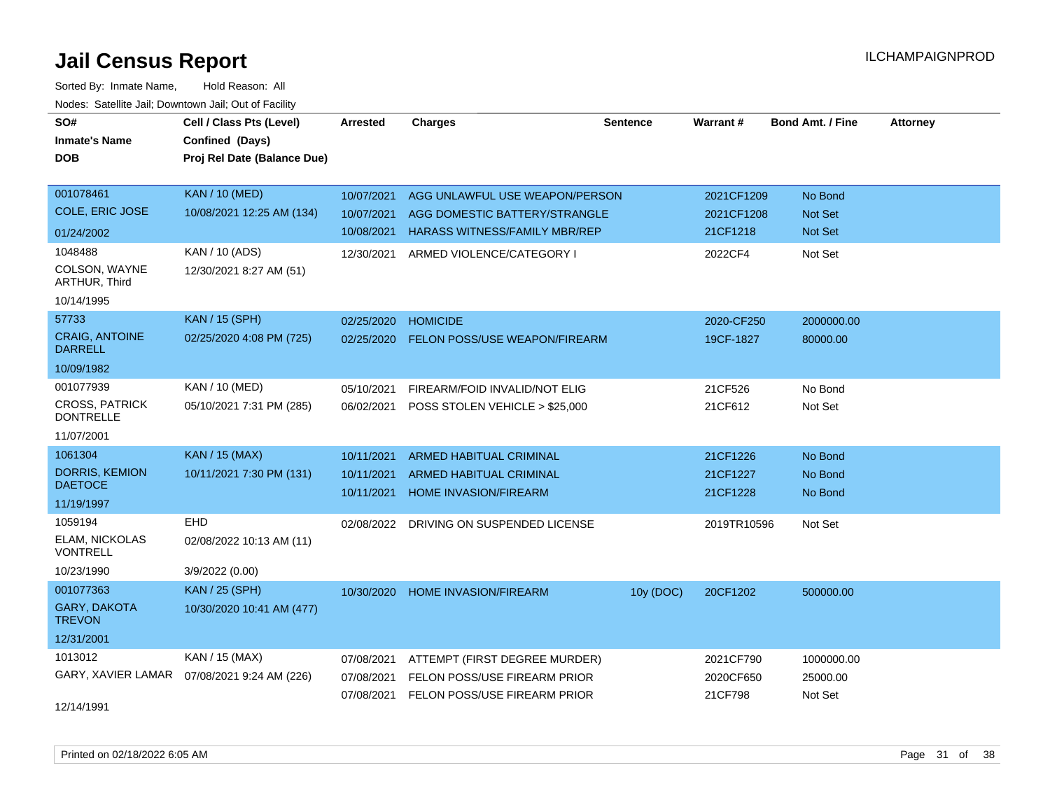# Jail Census Report

ILCHAMPAIGNPROD

Sorted By: Inmate Name, Hold Reason: All

Nodes: Satellite Jail; Downtown Jail; Out of Facility

| SO# / Inmate's Name / DOB | Cell / Class Pts (Level) / Confined (Days) / Proj Rel Date (Balance Due) | Arrested | Charges | Sentence | Warrant # | Bond Amt. / Fine | Attorney |
|---|---|---|---|---|---|---|---|
| 001078461 | KAN / 10 (MED) | 10/07/2021 | AGG UNLAWFUL USE WEAPON/PERSON | | 2021CF1209 | No Bond | |
| COLE, ERIC JOSE | 10/08/2021 12:25 AM (134) | 10/07/2021 | AGG DOMESTIC BATTERY/STRANGLE | | 2021CF1208 | Not Set | |
| 01/24/2002 | | 10/08/2021 | HARASS WITNESS/FAMILY MBR/REP | | 21CF1218 | Not Set | |
| 1048488 | KAN / 10 (ADS) | 12/30/2021 | ARMED VIOLENCE/CATEGORY I | | 2022CF4 | Not Set | |
| COLSON, WAYNE ARTHUR, Third | 12/30/2021 8:27 AM (51) | | | | | | |
| 10/14/1995 | | | | | | | |
| 57733 | KAN / 15 (SPH) | 02/25/2020 | HOMICIDE | | 2020-CF250 | 2000000.00 | |
| CRAIG, ANTOINE DARRELL | 02/25/2020 4:08 PM (725) | 02/25/2020 | FELON POSS/USE WEAPON/FIREARM | | 19CF-1827 | 80000.00 | |
| 10/09/1982 | | | | | | | |
| 001077939 | KAN / 10 (MED) | 05/10/2021 | FIREARM/FOID INVALID/NOT ELIG | | 21CF526 | No Bond | |
| CROSS, PATRICK DONTRELLE | 05/10/2021 7:31 PM (285) | 06/02/2021 | POSS STOLEN VEHICLE > $25,000 | | 21CF612 | Not Set | |
| 11/07/2001 | | | | | | | |
| 1061304 | KAN / 15 (MAX) | 10/11/2021 | ARMED HABITUAL CRIMINAL | | 21CF1226 | No Bond | |
| DORRIS, KEMION DAETOCE | 10/11/2021 7:30 PM (131) | 10/11/2021 | ARMED HABITUAL CRIMINAL | | 21CF1227 | No Bond | |
| 11/19/1997 | | 10/11/2021 | HOME INVASION/FIREARM | | 21CF1228 | No Bond | |
| 1059194 | EHD | 02/08/2022 | DRIVING ON SUSPENDED LICENSE | | 2019TR10596 | Not Set | |
| ELAM, NICKOLAS VONTRELL | 02/08/2022 10:13 AM (11) | | | | | | |
| 10/23/1990 | 3/9/2022 (0.00) | | | | | | |
| 001077363 | KAN / 25 (SPH) | 10/30/2020 | HOME INVASION/FIREARM | 10y (DOC) | 20CF1202 | 500000.00 | |
| GARY, DAKOTA TREVON | 10/30/2020 10:41 AM (477) | | | | | | |
| 12/31/2001 | | | | | | | |
| 1013012 | KAN / 15 (MAX) | 07/08/2021 | ATTEMPT (FIRST DEGREE MURDER) | | 2021CF790 | 1000000.00 | |
| GARY, XAVIER LAMAR | 07/08/2021 9:24 AM (226) | 07/08/2021 | FELON POSS/USE FIREARM PRIOR | | 2020CF650 | 25000.00 | |
| 12/14/1991 | | 07/08/2021 | FELON POSS/USE FIREARM PRIOR | | 21CF798 | Not Set | |

Printed on 02/18/2022 6:05 AM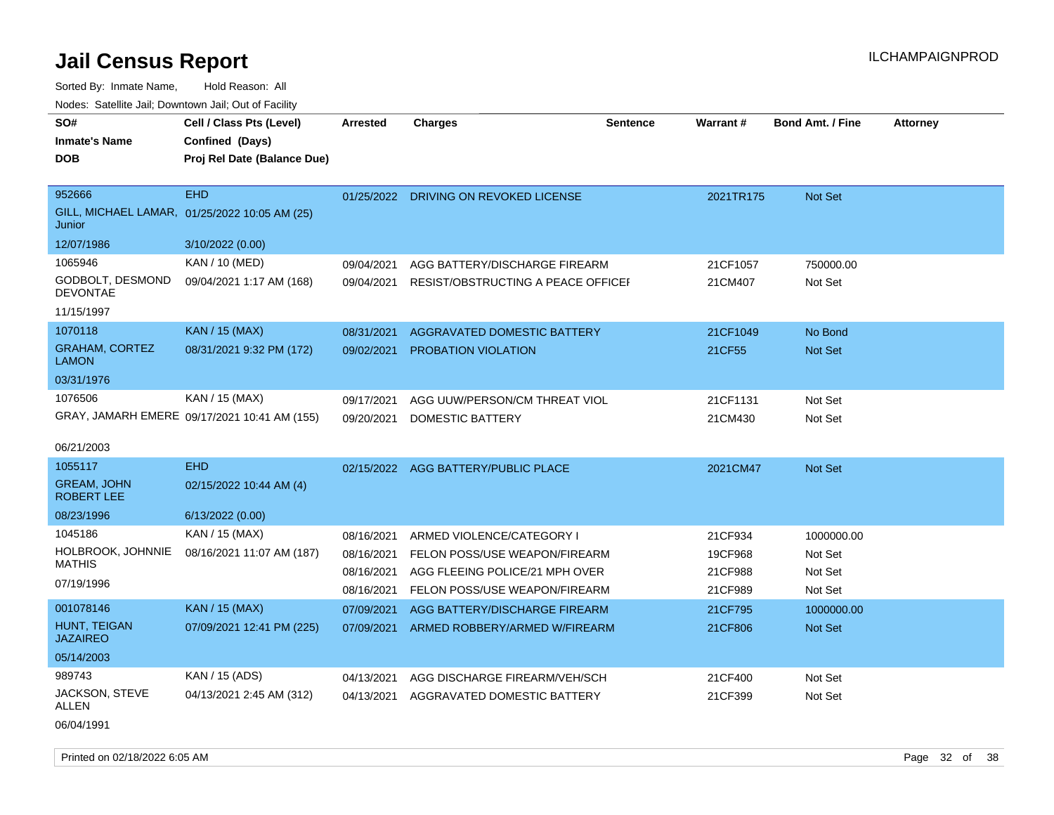# Jail Census Report

ILCHAMPAIGNPROD

Sorted By: Inmate Name, Hold Reason: All

Nodes: Satellite Jail; Downtown Jail; Out of Facility

| SO# / Inmate's Name / DOB | Cell / Class Pts (Level) / Confined (Days) / Proj Rel Date (Balance Due) | Arrested | Charges | Sentence | Warrant # | Bond Amt. / Fine | Attorney |
|---|---|---|---|---|---|---|---|
| 952666 / GILL, MICHAEL LAMAR, Junior / 12/07/1986 | EHD / 01/25/2022 10:05 AM (25) / 3/10/2022 (0.00) | 01/25/2022 | DRIVING ON REVOKED LICENSE | | 2021TR175 | Not Set | |
| 1065946 / GODBOLT, DESMOND DEVONTAE / 11/15/1997 | KAN / 10 (MED) / 09/04/2021 1:17 AM (168) | 09/04/2021 | AGG BATTERY/DISCHARGE FIREARM | | 21CF1057 | 750000.00 | |
| | | 09/04/2021 | RESIST/OBSTRUCTING A PEACE OFFICEI | | 21CM407 | Not Set | |
| 1070118 / GRAHAM, CORTEZ LAMON / 03/31/1976 | KAN / 15 (MAX) / 08/31/2021 9:32 PM (172) | 08/31/2021 | AGGRAVATED DOMESTIC BATTERY | | 21CF1049 | No Bond | |
| | | 09/02/2021 | PROBATION VIOLATION | | 21CF55 | Not Set | |
| 1076506 / GRAY, JAMARH EMERE / 06/21/2003 | KAN / 15 (MAX) / 09/17/2021 10:41 AM (155) | 09/17/2021 | AGG UUW/PERSON/CM THREAT VIOL | | 21CF1131 | Not Set | |
| | | 09/20/2021 | DOMESTIC BATTERY | | 21CM430 | Not Set | |
| 1055117 / GREAM, JOHN ROBERT LEE / 08/23/1996 | EHD / 02/15/2022 10:44 AM (4) / 6/13/2022 (0.00) | 02/15/2022 | AGG BATTERY/PUBLIC PLACE | | 2021CM47 | Not Set | |
| 1045186 / HOLBROOK, JOHNNIE MATHIS / 07/19/1996 | KAN / 15 (MAX) / 08/16/2021 11:07 AM (187) | 08/16/2021 | ARMED VIOLENCE/CATEGORY I | | 21CF934 | 1000000.00 | |
| | | 08/16/2021 | FELON POSS/USE WEAPON/FIREARM | | 19CF968 | Not Set | |
| | | 08/16/2021 | AGG FLEEING POLICE/21 MPH OVER | | 21CF988 | Not Set | |
| | | 08/16/2021 | FELON POSS/USE WEAPON/FIREARM | | 21CF989 | Not Set | |
| 001078146 / HUNT, TEIGAN JAZAIREO / 05/14/2003 | KAN / 15 (MAX) / 07/09/2021 12:41 PM (225) | 07/09/2021 | AGG BATTERY/DISCHARGE FIREARM | | 21CF795 | 1000000.00 | |
| | | 07/09/2021 | ARMED ROBBERY/ARMED W/FIREARM | | 21CF806 | Not Set | |
| 989743 / JACKSON, STEVE ALLEN / 06/04/1991 | KAN / 15 (ADS) / 04/13/2021 2:45 AM (312) | 04/13/2021 | AGG DISCHARGE FIREARM/VEH/SCH | | 21CF400 | Not Set | |
| | | 04/13/2021 | AGGRAVATED DOMESTIC BATTERY | | 21CF399 | Not Set | |

Printed on 02/18/2022 6:05 AM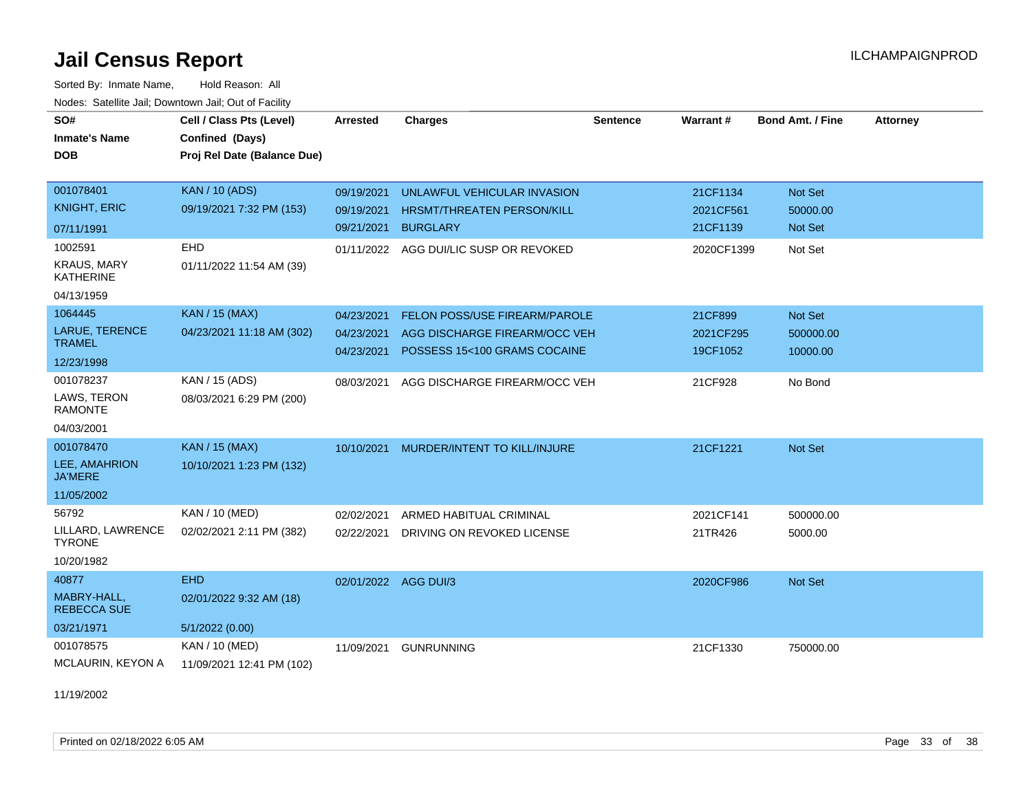# Jail Census Report

ILCHAMPAIGNPROD

Sorted By: Inmate Name, Hold Reason: All

Nodes: Satellite Jail; Downtown Jail; Out of Facility

| SO# / Inmate's Name / DOB | Cell / Class Pts (Level) / Confined (Days) / Proj Rel Date (Balance Due) | Arrested | Charges | Sentence | Warrant # | Bond Amt. / Fine | Attorney |
|---|---|---|---|---|---|---|---|
| 001078401<br>KNIGHT, ERIC<br>07/11/1991 | KAN / 10 (ADS)<br>09/19/2021 7:32 PM (153) | 09/19/2021<br>09/19/2021<br>09/21/2021 | UNLAWFUL VEHICULAR INVASION<br>HRSMT/THREATEN PERSON/KILL<br>BURGLARY | | 21CF1134<br>2021CF561<br>21CF1139 | Not Set<br>50000.00<br>Not Set | |
| 1002591<br>KRAUS, MARY KATHERINE<br>04/13/1959 | EHD<br>01/11/2022 11:54 AM (39) | 01/11/2022 | AGG DUI/LIC SUSP OR REVOKED | | 2020CF1399 | Not Set | |
| 1064445<br>LARUE, TERENCE TRAMEL<br>12/23/1998 | KAN / 15 (MAX)<br>04/23/2021 11:18 AM (302) | 04/23/2021<br>04/23/2021<br>04/23/2021 | FELON POSS/USE FIREARM/PAROLE<br>AGG DISCHARGE FIREARM/OCC VEH<br>POSSESS 15<100 GRAMS COCAINE | | 21CF899<br>2021CF295<br>19CF1052 | Not Set<br>500000.00<br>10000.00 | |
| 001078237<br>LAWS, TERON RAMONTE<br>04/03/2001 | KAN / 15 (ADS)<br>08/03/2021 6:29 PM (200) | 08/03/2021 | AGG DISCHARGE FIREARM/OCC VEH | | 21CF928 | No Bond | |
| 001078470<br>LEE, AMAHRION JA'MERE<br>11/05/2002 | KAN / 15 (MAX)<br>10/10/2021 1:23 PM (132) | 10/10/2021 | MURDER/INTENT TO KILL/INJURE | | 21CF1221 | Not Set | |
| 56792<br>LILLARD, LAWRENCE TYRONE<br>10/20/1982 | KAN / 10 (MED)<br>02/02/2021 2:11 PM (382) | 02/02/2021<br>02/22/2021 | ARMED HABITUAL CRIMINAL<br>DRIVING ON REVOKED LICENSE | | 2021CF141<br>21TR426 | 500000.00<br>5000.00 | |
| 40877<br>MABRY-HALL, REBECCA SUE<br>03/21/1971 | EHD<br>02/01/2022 9:32 AM (18)<br>5/1/2022 (0.00) | 02/01/2022 | AGG DUI/3 | | 2020CF986 | Not Set | |
| 001078575<br>MCLAURIN, KEYON A<br>11/19/2002 | KAN / 10 (MED)<br>11/09/2021 12:41 PM (102) | 11/09/2021 | GUNRUNNING | | 21CF1330 | 750000.00 | |

Printed on 02/18/2022 6:05 AM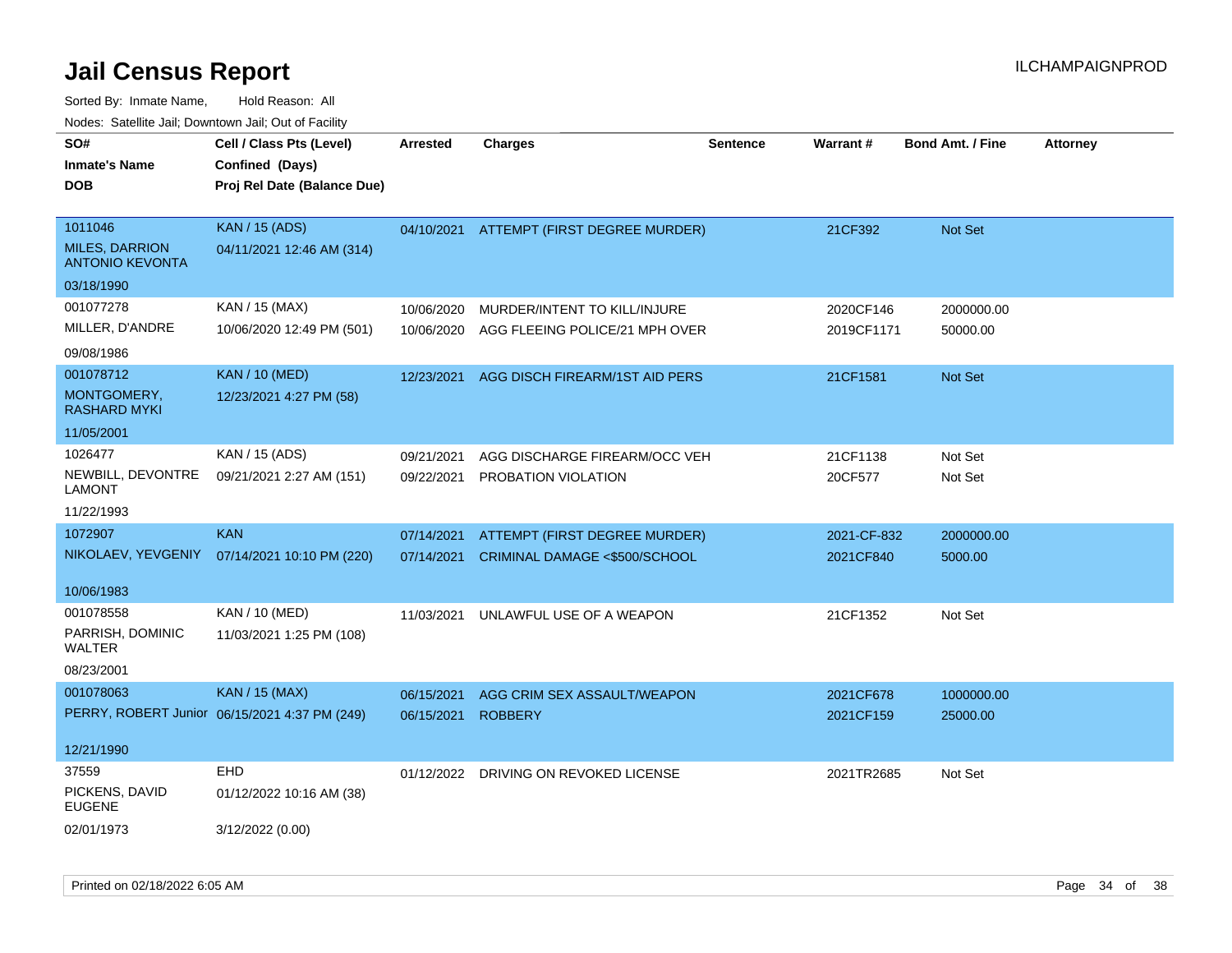# Jail Census Report

ILCHAMPAIGNPROD

Sorted By: Inmate Name, Hold Reason: All

Nodes: Satellite Jail; Downtown Jail; Out of Facility

| SO# / Inmate's Name / DOB | Cell / Class Pts (Level) / Confined (Days) / Proj Rel Date (Balance Due) | Arrested | Charges | Sentence | Warrant # | Bond Amt. / Fine | Attorney |
|---|---|---|---|---|---|---|---|
| 1011046<br>MILES, DARRION ANTONIO KEVONTA<br>03/18/1990 | KAN / 15 (ADS)<br>04/11/2021 12:46 AM (314) | 04/10/2021 | ATTEMPT (FIRST DEGREE MURDER) | | 21CF392 | Not Set | |
| 001077278<br>MILLER, D'ANDRE<br>09/08/1986 | KAN / 15 (MAX)<br>10/06/2020 12:49 PM (501) | 10/06/2020<br>10/06/2020 | MURDER/INTENT TO KILL/INJURE<br>AGG FLEEING POLICE/21 MPH OVER | | 2020CF146<br>2019CF1171 | 2000000.00<br>50000.00 | |
| 001078712<br>MONTGOMERY, RASHARD MYKI<br>11/05/2001 | KAN / 10 (MED)<br>12/23/2021 4:27 PM (58) | 12/23/2021 | AGG DISCH FIREARM/1ST AID PERS | | 21CF1581 | Not Set | |
| 1026477<br>NEWBILL, DEVONTRE LAMONT<br>11/22/1993 | KAN / 15 (ADS)<br>09/21/2021 2:27 AM (151) | 09/21/2021<br>09/22/2021 | AGG DISCHARGE FIREARM/OCC VEH<br>PROBATION VIOLATION | | 21CF1138<br>20CF577 | Not Set<br>Not Set | |
| 1072907<br>NIKOLAEV, YEVGENIY<br>10/06/1983 | KAN<br>07/14/2021 10:10 PM (220) | 07/14/2021<br>07/14/2021 | ATTEMPT (FIRST DEGREE MURDER)<br>CRIMINAL DAMAGE <$500/SCHOOL | | 2021-CF-832<br>2021CF840 | 2000000.00<br>5000.00 | |
| 001078558<br>PARRISH, DOMINIC WALTER<br>08/23/2001 | KAN / 10 (MED)<br>11/03/2021 1:25 PM (108) | 11/03/2021 | UNLAWFUL USE OF A WEAPON | | 21CF1352 | Not Set | |
| 001078063<br>PERRY, ROBERT Junior<br>12/21/1990 | KAN / 15 (MAX)<br>06/15/2021 4:37 PM (249) | 06/15/2021<br>06/15/2021 | AGG CRIM SEX ASSAULT/WEAPON<br>ROBBERY | | 2021CF678<br>2021CF159 | 1000000.00<br>25000.00 | |
| 37559<br>PICKENS, DAVID EUGENE<br>02/01/1973 | EHD<br>01/12/2022 10:16 AM (38)<br>3/12/2022 (0.00) | 01/12/2022 | DRIVING ON REVOKED LICENSE | | 2021TR2685 | Not Set | |

Printed on 02/18/2022 6:05 AM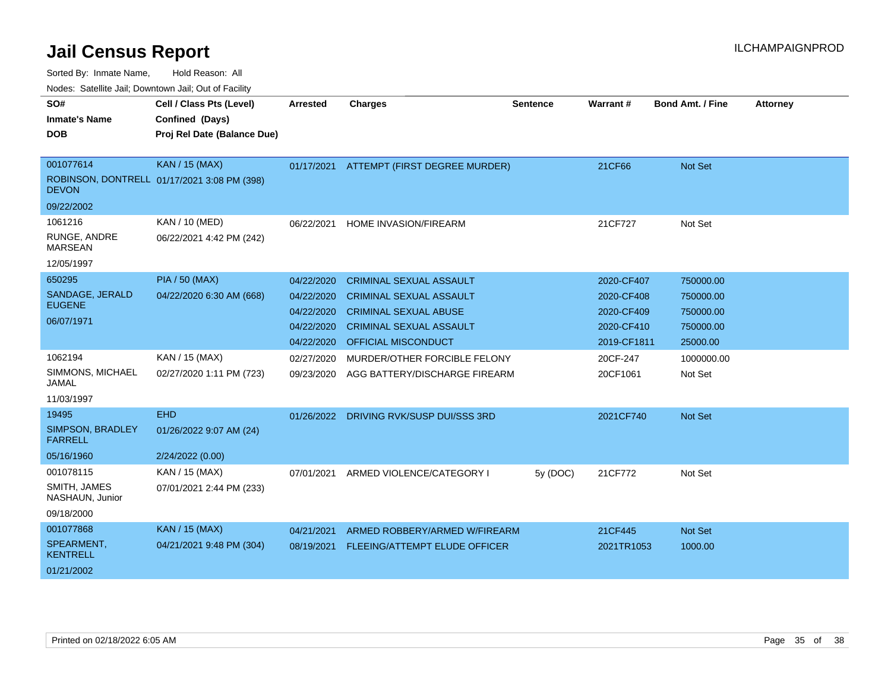# Jail Census Report

ILCHAMPAIGNPROD

Sorted By: Inmate Name, Hold Reason: All

Nodes: Satellite Jail; Downtown Jail; Out of Facility

| SO# / Inmate's Name / DOB | Cell / Class Pts (Level) / Confined (Days) / Proj Rel Date (Balance Due) | Arrested | Charges | Sentence | Warrant # | Bond Amt. / Fine | Attorney |
|---|---|---|---|---|---|---|---|
| 001077614<br>ROBINSON, DONTRELL DEVON<br>09/22/2002 | KAN / 15 (MAX)<br>01/17/2021 3:08 PM (398) | 01/17/2021 | ATTEMPT (FIRST DEGREE MURDER) | | 21CF66 | Not Set | |
| 1061216<br>RUNGE, ANDRE MARSEAN<br>12/05/1997 | KAN / 10 (MED)<br>06/22/2021 4:42 PM (242) | 06/22/2021 | HOME INVASION/FIREARM | | 21CF727 | Not Set | |
| 650295<br>SANDAGE, JERALD EUGENE<br>06/07/1971 | PIA / 50 (MAX)<br>04/22/2020 6:30 AM (668) | 04/22/2020 | CRIMINAL SEXUAL ASSAULT | | 2020-CF407 | 750000.00 | |
| | | 04/22/2020 | CRIMINAL SEXUAL ASSAULT | | 2020-CF408 | 750000.00 | |
| | | 04/22/2020 | CRIMINAL SEXUAL ABUSE | | 2020-CF409 | 750000.00 | |
| | | 04/22/2020 | CRIMINAL SEXUAL ASSAULT | | 2020-CF410 | 750000.00 | |
| | | 04/22/2020 | OFFICIAL MISCONDUCT | | 2019-CF1811 | 25000.00 | |
| 1062194<br>SIMMONS, MICHAEL JAMAL<br>11/03/1997 | KAN / 15 (MAX)<br>02/27/2020 1:11 PM (723) | 02/27/2020 | MURDER/OTHER FORCIBLE FELONY | | 20CF-247 | 1000000.00 | |
| | | 09/23/2020 | AGG BATTERY/DISCHARGE FIREARM | | 20CF1061 | Not Set | |
| 19495<br>SIMPSON, BRADLEY FARRELL<br>05/16/1960 | EHD<br>01/26/2022 9:07 AM (24)<br>2/24/2022 (0.00) | 01/26/2022 | DRIVING RVK/SUSP DUI/SSS 3RD | | 2021CF740 | Not Set | |
| 001078115<br>SMITH, JAMES NASHAUN, Junior<br>09/18/2000 | KAN / 15 (MAX)<br>07/01/2021 2:44 PM (233) | 07/01/2021 | ARMED VIOLENCE/CATEGORY I | 5y (DOC) | 21CF772 | Not Set | |
| 001077868<br>SPEARMENT, KENTRELL<br>01/21/2002 | KAN / 15 (MAX)<br>04/21/2021 9:48 PM (304) | 04/21/2021 | ARMED ROBBERY/ARMED W/FIREARM | | 21CF445 | Not Set | |
| | | 08/19/2021 | FLEEING/ATTEMPT ELUDE OFFICER | | 2021TR1053 | 1000.00 | |

Printed on 02/18/2022 6:05 AM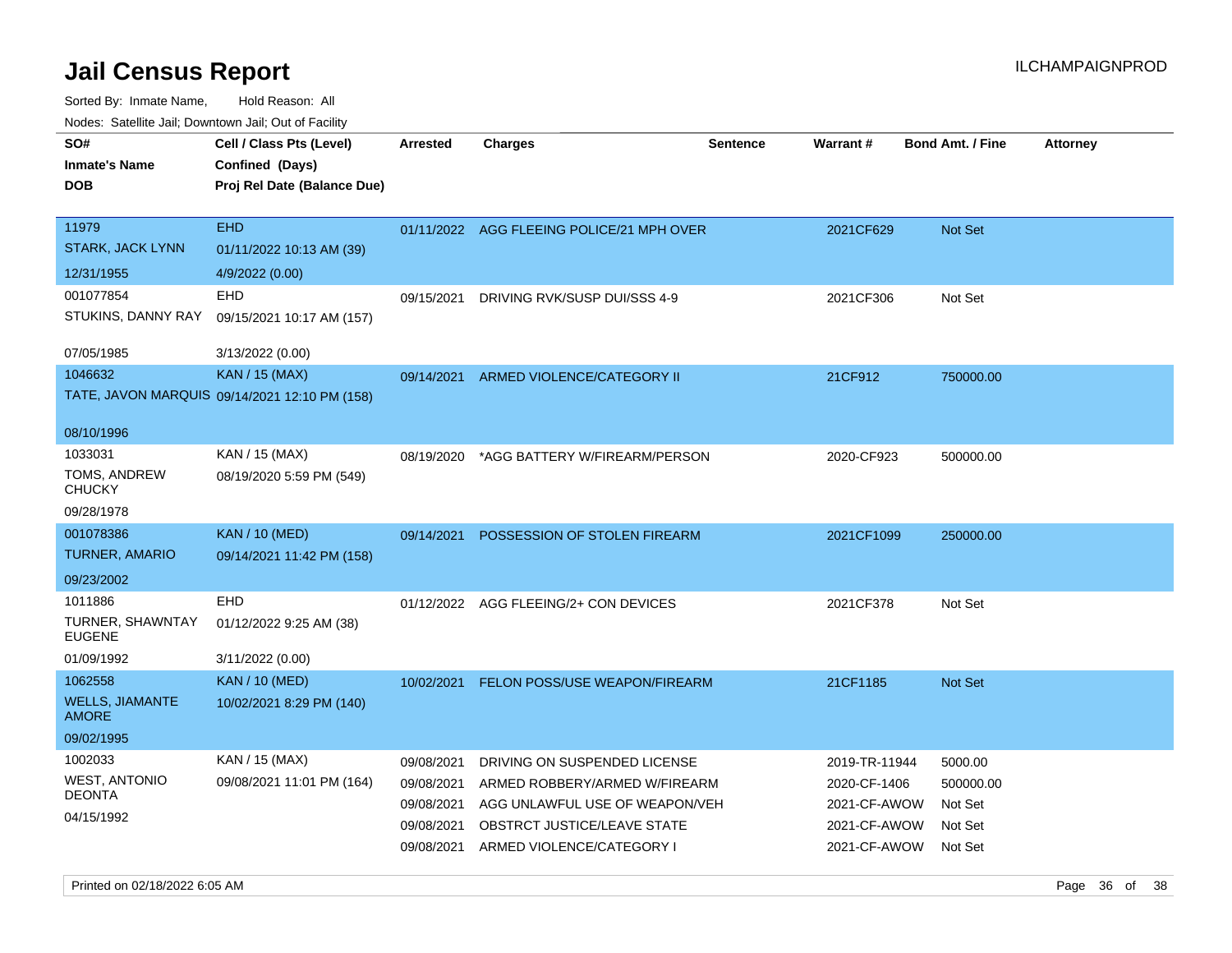# Jail Census Report

Sorted By: Inmate Name, Hold Reason: All

Nodes: Satellite Jail; Downtown Jail; Out of Facility

| SO# / Inmate's Name / DOB | Cell / Class Pts (Level) / Confined (Days) / Proj Rel Date (Balance Due) | Arrested | Charges | Sentence | Warrant # | Bond Amt. / Fine | Attorney |
|---|---|---|---|---|---|---|---|
| 11979<br>STARK, JACK LYNN<br>12/31/1955 | EHD<br>01/11/2022 10:13 AM (39)<br>4/9/2022 (0.00) | 01/11/2022 | AGG FLEEING POLICE/21 MPH OVER | | 2021CF629 | Not Set | |
| 001077854<br>STUKINS, DANNY RAY<br>07/05/1985 | EHD<br>09/15/2021 10:17 AM (157)<br>3/13/2022 (0.00) | 09/15/2021 | DRIVING RVK/SUSP DUI/SSS 4-9 | | 2021CF306 | Not Set | |
| 1046632<br>TATE, JAVON MARQUIS<br>08/10/1996 | KAN / 15 (MAX)<br>09/14/2021 12:10 PM (158) | 09/14/2021 | ARMED VIOLENCE/CATEGORY II | | 21CF912 | 750000.00 | |
| 1033031<br>TOMS, ANDREW CHUCKY<br>09/28/1978 | KAN / 15 (MAX)<br>08/19/2020 5:59 PM (549) | 08/19/2020 | *AGG BATTERY W/FIREARM/PERSON | | 2020-CF923 | 500000.00 | |
| 001078386<br>TURNER, AMARIO<br>09/23/2002 | KAN / 10 (MED)<br>09/14/2021 11:42 PM (158) | 09/14/2021 | POSSESSION OF STOLEN FIREARM | | 2021CF1099 | 250000.00 | |
| 1011886<br>TURNER, SHAWNTAY EUGENE<br>01/09/1992 | EHD<br>01/12/2022 9:25 AM (38)<br>3/11/2022 (0.00) | 01/12/2022 | AGG FLEEING/2+ CON DEVICES | | 2021CF378 | Not Set | |
| 1062558<br>WELLS, JIAMANTE AMORE<br>09/02/1995 | KAN / 10 (MED)<br>10/02/2021 8:29 PM (140) | 10/02/2021 | FELON POSS/USE WEAPON/FIREARM | | 21CF1185 | Not Set | |
| 1002033<br>WEST, ANTONIO DEONTA<br>04/15/1992 | KAN / 15 (MAX)<br>09/08/2021 11:01 PM (164) | 09/08/2021 | DRIVING ON SUSPENDED LICENSE | | 2019-TR-11944 | 5000.00 | |
| | | 09/08/2021 | ARMED ROBBERY/ARMED W/FIREARM | | 2020-CF-1406 | 500000.00 | |
| | | 09/08/2021 | AGG UNLAWFUL USE OF WEAPON/VEH | | 2021-CF-AWOW | Not Set | |
| | | 09/08/2021 | OBSTRCT JUSTICE/LEAVE STATE | | 2021-CF-AWOW | Not Set | |
| | | 09/08/2021 | ARMED VIOLENCE/CATEGORY I | | 2021-CF-AWOW | Not Set | |

Printed on 02/18/2022 6:05 AM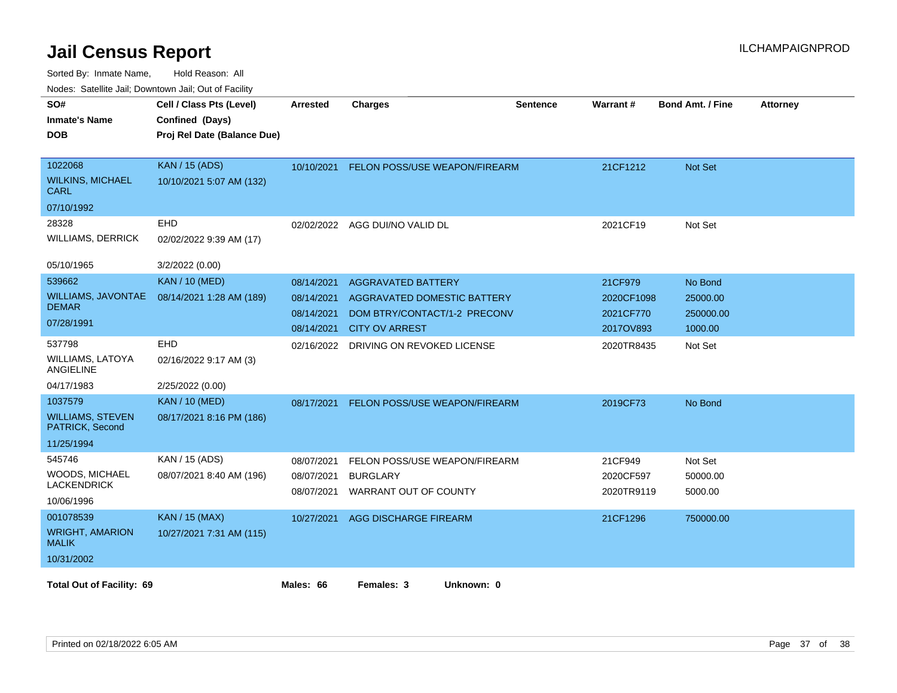# Jail Census Report

ILCHAMPAIGNPROD

Sorted By: Inmate Name, Hold Reason: All

Nodes: Satellite Jail; Downtown Jail; Out of Facility

| SO# / Inmate's Name / DOB | Cell / Class Pts (Level) / Confined (Days) / Proj Rel Date (Balance Due) | Arrested | Charges | Sentence | Warrant # | Bond Amt. / Fine | Attorney |
|---|---|---|---|---|---|---|---|
| 1022068<br>WILKINS, MICHAEL CARL<br>07/10/1992 | KAN / 15 (ADS)<br>10/10/2021 5:07 AM (132) | 10/10/2021 | FELON POSS/USE WEAPON/FIREARM | | 21CF1212 | Not Set | |
| 28328<br>WILLIAMS, DERRICK<br>05/10/1965 | EHD<br>02/02/2022 9:39 AM (17)<br>3/2/2022 (0.00) | 02/02/2022 | AGG DUI/NO VALID DL | | 2021CF19 | Not Set | |
| 539662<br>WILLIAMS, JAVONTAE DEMAR<br>07/28/1991 | KAN / 10 (MED)<br>08/14/2021 1:28 AM (189) | 08/14/2021 | AGGRAVATED BATTERY | | 21CF979 | No Bond | |
| | | 08/14/2021 | AGGRAVATED DOMESTIC BATTERY | | 2020CF1098 | 25000.00 | |
| | | 08/14/2021 | DOM BTRY/CONTACT/1-2 PRECONV | | 2021CF770 | 250000.00 | |
| | | 08/14/2021 | CITY OV ARREST | | 2017OV893 | 1000.00 | |
| 537798<br>WILLIAMS, LATOYA ANGIELINE<br>04/17/1983 | EHD<br>02/16/2022 9:17 AM (3)<br>2/25/2022 (0.00) | 02/16/2022 | DRIVING ON REVOKED LICENSE | | 2020TR8435 | Not Set | |
| 1037579<br>WILLIAMS, STEVEN PATRICK, Second<br>11/25/1994 | KAN / 10 (MED)<br>08/17/2021 8:16 PM (186) | 08/17/2021 | FELON POSS/USE WEAPON/FIREARM | | 2019CF73 | No Bond | |
| 545746<br>WOODS, MICHAEL LACKENDRICK<br>10/06/1996 | KAN / 15 (ADS)<br>08/07/2021 8:40 AM (196) | 08/07/2021 | FELON POSS/USE WEAPON/FIREARM | | 21CF949 | Not Set | |
| | | 08/07/2021 | BURGLARY | | 2020CF597 | 50000.00 | |
| | | 08/07/2021 | WARRANT OUT OF COUNTY | | 2020TR9119 | 5000.00 | |
| 001078539<br>WRIGHT, AMARION MALIK<br>10/31/2002 | KAN / 15 (MAX)<br>10/27/2021 7:31 AM (115) | 10/27/2021 | AGG DISCHARGE FIREARM | | 21CF1296 | 750000.00 | |

**Total Out of Facility: 69** **Males: 66** **Females: 3** **Unknown: 0**

Printed on 02/18/2022 6:05 AM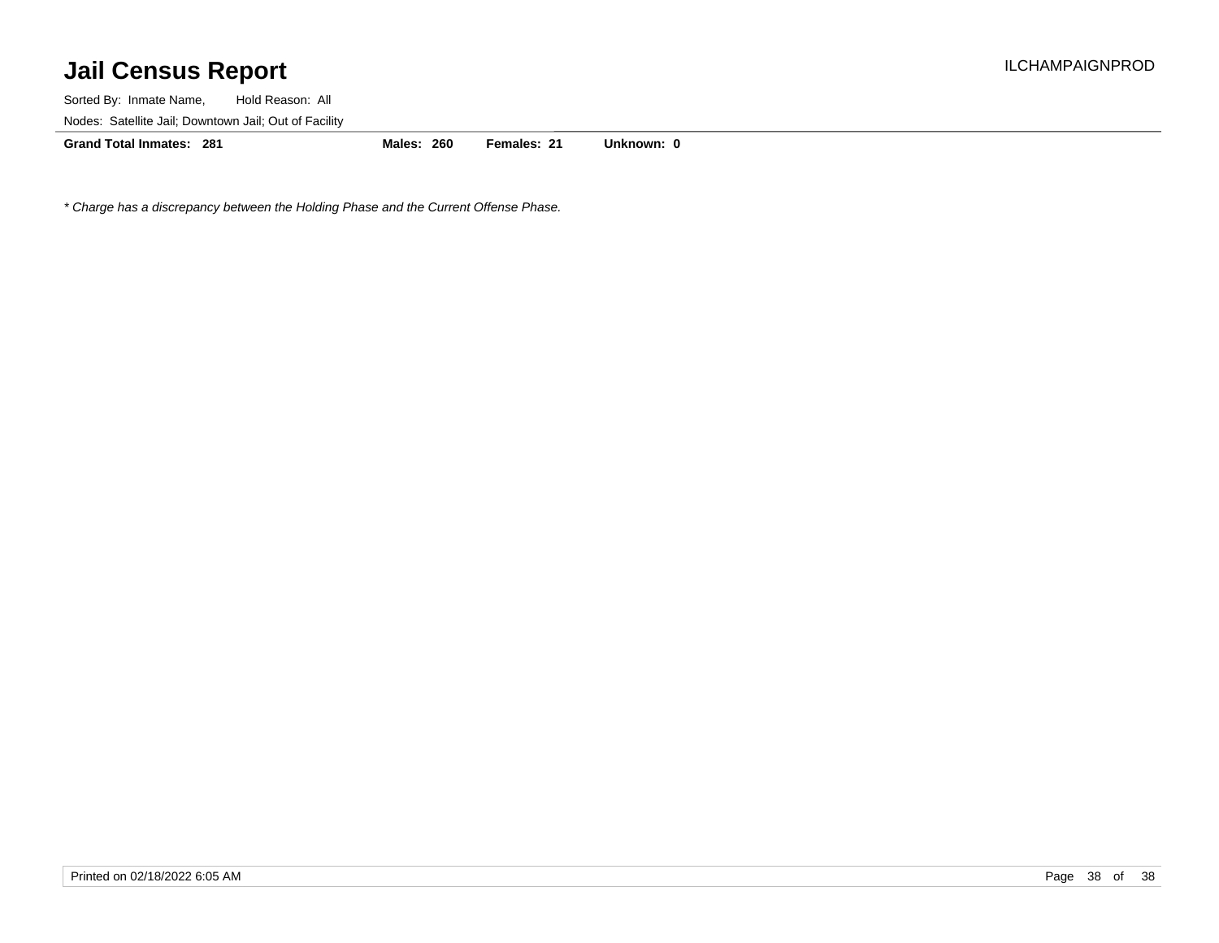# Jail Census Report

ILCHAMPAIGNPROD

Sorted By: Inmate Name, Hold Reason: All

Nodes: Satellite Jail; Downtown Jail; Out of Facility

**Grand Total Inmates: 281** **Males: 260** **Females: 21** **Unknown: 0**

*\* Charge has a discrepancy between the Holding Phase and the Current Offense Phase.*

Printed on 02/18/2022 6:05 AM